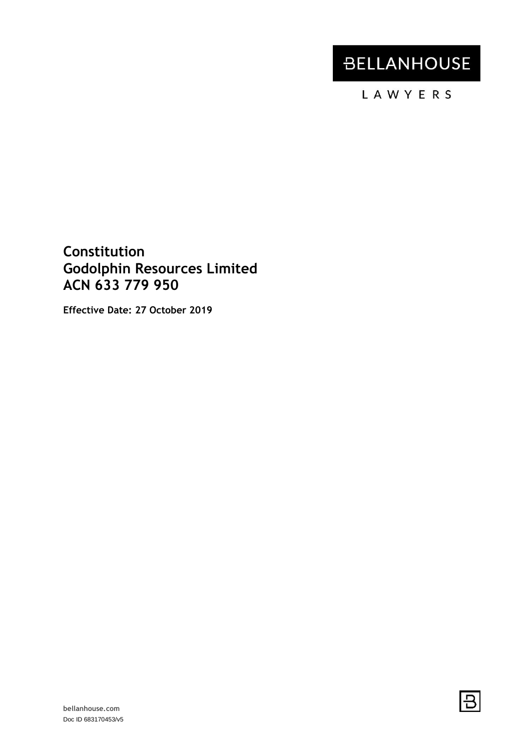BELLANHOUSE

LAWYERS

# Constitution
# Godolphin Resources Limited
# ACN 633 779 950

**Effective Date: 27 October 2019**

bellanhouse.com

Doc ID 683170453/v5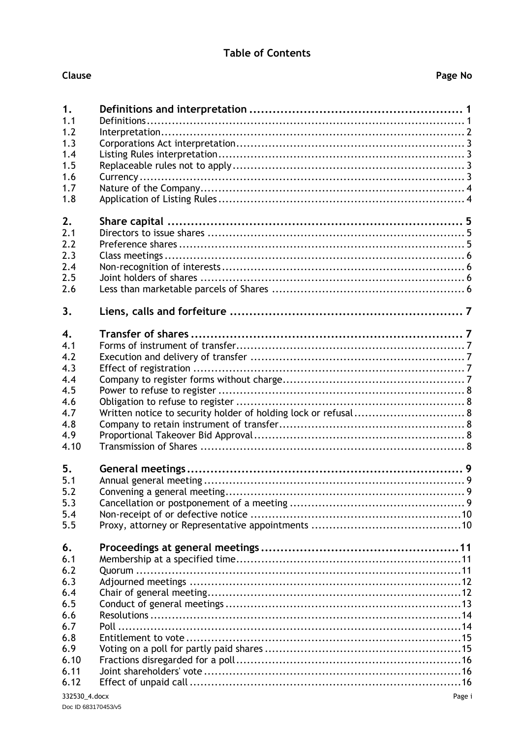# Table of Contents

| Clause | | Page No |
|---|---|---|
| **1.** | **Definitions and interpretation** | **1** |
| 1.1 | Definitions | 1 |
| 1.2 | Interpretation | 2 |
| 1.3 | Corporations Act interpretation | 3 |
| 1.4 | Listing Rules interpretation | 3 |
| 1.5 | Replaceable rules not to apply | 3 |
| 1.6 | Currency | 3 |
| 1.7 | Nature of the Company | 4 |
| 1.8 | Application of Listing Rules | 4 |
| **2.** | **Share capital** | **5** |
| 2.1 | Directors to issue shares | 5 |
| 2.2 | Preference shares | 5 |
| 2.3 | Class meetings | 6 |
| 2.4 | Non-recognition of interests | 6 |
| 2.5 | Joint holders of shares | 6 |
| 2.6 | Less than marketable parcels of Shares | 6 |
| **3.** | **Liens, calls and forfeiture** | **7** |
| **4.** | **Transfer of shares** | **7** |
| 4.1 | Forms of instrument of transfer | 7 |
| 4.2 | Execution and delivery of transfer | 7 |
| 4.3 | Effect of registration | 7 |
| 4.4 | Company to register forms without charge | 7 |
| 4.5 | Power to refuse to register | 8 |
| 4.6 | Obligation to refuse to register | 8 |
| 4.7 | Written notice to security holder of holding lock or refusal | 8 |
| 4.8 | Company to retain instrument of transfer | 8 |
| 4.9 | Proportional Takeover Bid Approval | 8 |
| 4.10 | Transmission of Shares | 8 |
| **5.** | **General meetings** | **9** |
| 5.1 | Annual general meeting | 9 |
| 5.2 | Convening a general meeting | 9 |
| 5.3 | Cancellation or postponement of a meeting | 9 |
| 5.4 | Non-receipt of or defective notice | 10 |
| 5.5 | Proxy, attorney or Representative appointments | 10 |
| **6.** | **Proceedings at general meetings** | **11** |
| 6.1 | Membership at a specified time | 11 |
| 6.2 | Quorum | 11 |
| 6.3 | Adjourned meetings | 12 |
| 6.4 | Chair of general meeting | 12 |
| 6.5 | Conduct of general meetings | 13 |
| 6.6 | Resolutions | 14 |
| 6.7 | Poll | 14 |
| 6.8 | Entitlement to vote | 15 |
| 6.9 | Voting on a poll for partly paid shares | 15 |
| 6.10 | Fractions disregarded for a poll | 16 |
| 6.11 | Joint shareholders' vote | 16 |
| 6.12 | Effect of unpaid call | 16 |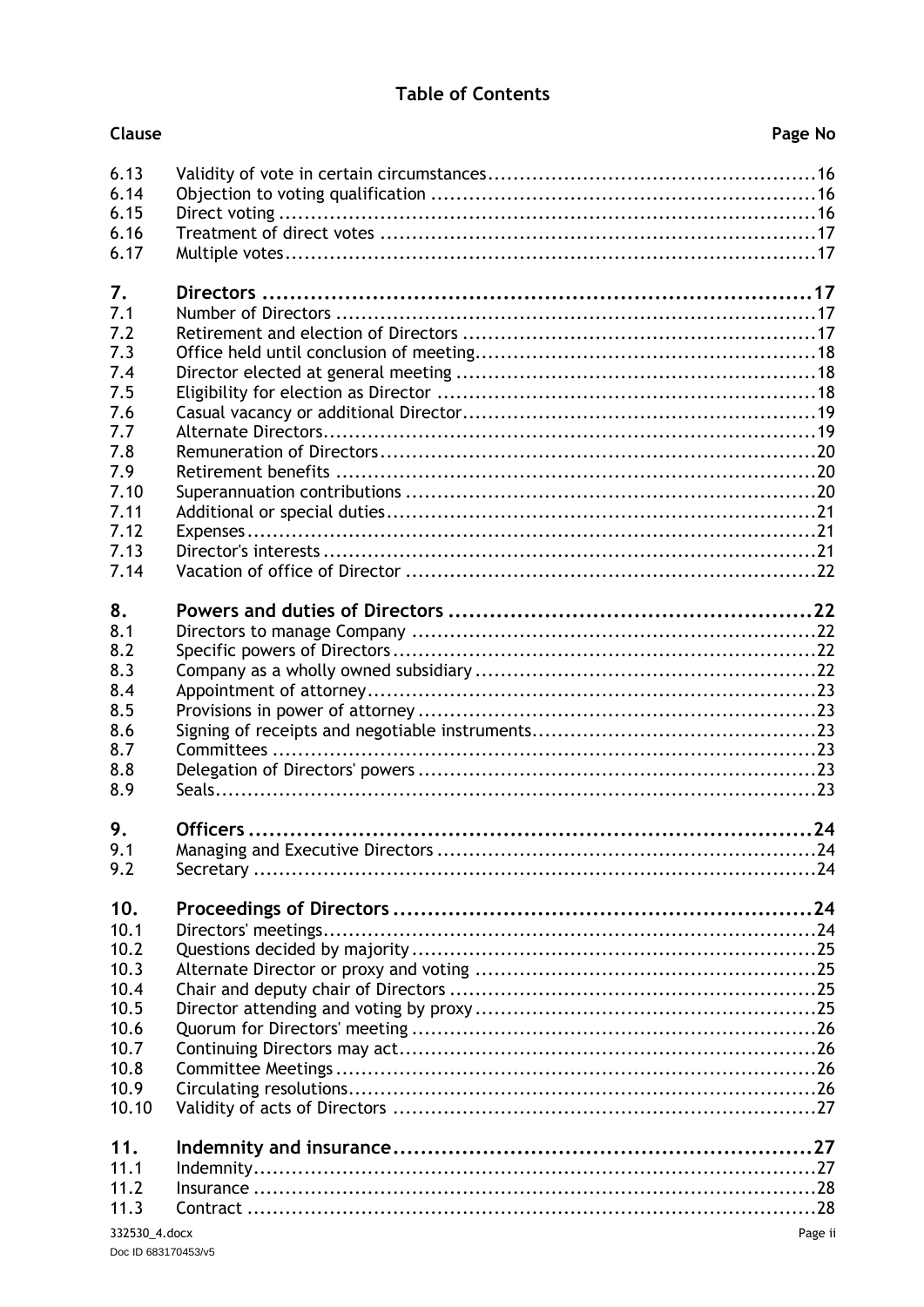# Table of Contents

| Clause | | Page No |
|---|---|---|
| 6.13 | Validity of vote in certain circumstances | 16 |
| 6.14 | Objection to voting qualification | 16 |
| 6.15 | Direct voting | 16 |
| 6.16 | Treatment of direct votes | 17 |
| 6.17 | Multiple votes | 17 |
| **7.** | **Directors** | **17** |
| 7.1 | Number of Directors | 17 |
| 7.2 | Retirement and election of Directors | 17 |
| 7.3 | Office held until conclusion of meeting | 18 |
| 7.4 | Director elected at general meeting | 18 |
| 7.5 | Eligibility for election as Director | 18 |
| 7.6 | Casual vacancy or additional Director | 19 |
| 7.7 | Alternate Directors | 19 |
| 7.8 | Remuneration of Directors | 20 |
| 7.9 | Retirement benefits | 20 |
| 7.10 | Superannuation contributions | 20 |
| 7.11 | Additional or special duties | 21 |
| 7.12 | Expenses | 21 |
| 7.13 | Director's interests | 21 |
| 7.14 | Vacation of office of Director | 22 |
| **8.** | **Powers and duties of Directors** | **22** |
| 8.1 | Directors to manage Company | 22 |
| 8.2 | Specific powers of Directors | 22 |
| 8.3 | Company as a wholly owned subsidiary | 22 |
| 8.4 | Appointment of attorney | 23 |
| 8.5 | Provisions in power of attorney | 23 |
| 8.6 | Signing of receipts and negotiable instruments | 23 |
| 8.7 | Committees | 23 |
| 8.8 | Delegation of Directors' powers | 23 |
| 8.9 | Seals | 23 |
| **9.** | **Officers** | **24** |
| 9.1 | Managing and Executive Directors | 24 |
| 9.2 | Secretary | 24 |
| **10.** | **Proceedings of Directors** | **24** |
| 10.1 | Directors' meetings | 24 |
| 10.2 | Questions decided by majority | 25 |
| 10.3 | Alternate Director or proxy and voting | 25 |
| 10.4 | Chair and deputy chair of Directors | 25 |
| 10.5 | Director attending and voting by proxy | 25 |
| 10.6 | Quorum for Directors' meeting | 26 |
| 10.7 | Continuing Directors may act | 26 |
| 10.8 | Committee Meetings | 26 |
| 10.9 | Circulating resolutions | 26 |
| 10.10 | Validity of acts of Directors | 27 |
| **11.** | **Indemnity and insurance** | **27** |
| 11.1 | Indemnity | 27 |
| 11.2 | Insurance | 28 |
| 11.3 | Contract | 28 |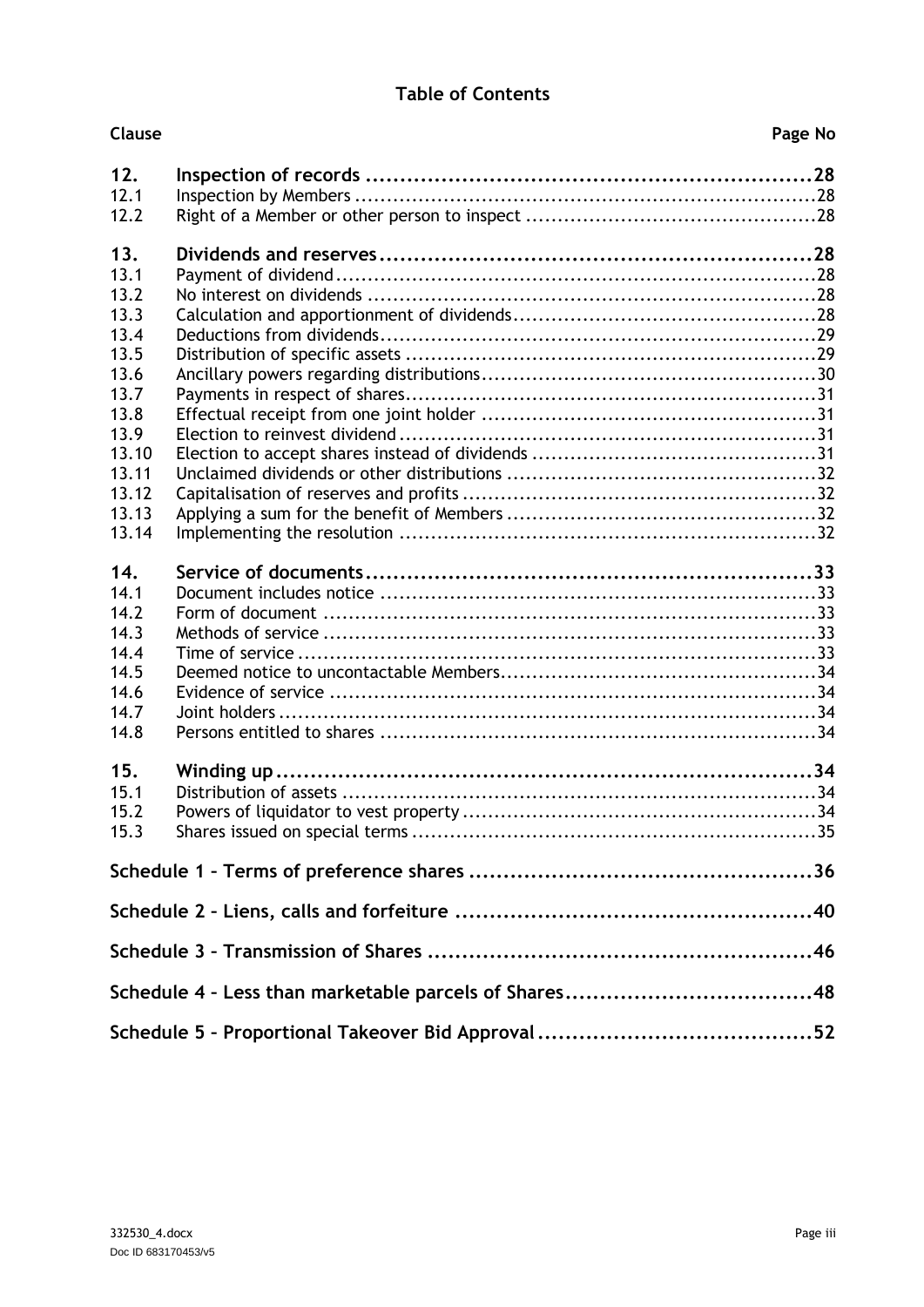## Table of Contents

| Clause | | Page No |
|---|---|---|
| **12.** | **Inspection of records** | **28** |
| 12.1 | Inspection by Members | 28 |
| 12.2 | Right of a Member or other person to inspect | 28 |
| **13.** | **Dividends and reserves** | **28** |
| 13.1 | Payment of dividend | 28 |
| 13.2 | No interest on dividends | 28 |
| 13.3 | Calculation and apportionment of dividends | 28 |
| 13.4 | Deductions from dividends | 29 |
| 13.5 | Distribution of specific assets | 29 |
| 13.6 | Ancillary powers regarding distributions | 30 |
| 13.7 | Payments in respect of shares | 31 |
| 13.8 | Effectual receipt from one joint holder | 31 |
| 13.9 | Election to reinvest dividend | 31 |
| 13.10 | Election to accept shares instead of dividends | 31 |
| 13.11 | Unclaimed dividends or other distributions | 32 |
| 13.12 | Capitalisation of reserves and profits | 32 |
| 13.13 | Applying a sum for the benefit of Members | 32 |
| 13.14 | Implementing the resolution | 32 |
| **14.** | **Service of documents** | **33** |
| 14.1 | Document includes notice | 33 |
| 14.2 | Form of document | 33 |
| 14.3 | Methods of service | 33 |
| 14.4 | Time of service | 33 |
| 14.5 | Deemed notice to uncontactable Members | 34 |
| 14.6 | Evidence of service | 34 |
| 14.7 | Joint holders | 34 |
| 14.8 | Persons entitled to shares | 34 |
| **15.** | **Winding up** | **34** |
| 15.1 | Distribution of assets | 34 |
| 15.2 | Powers of liquidator to vest property | 34 |
| 15.3 | Shares issued on special terms | 35 |
| **Schedule 1 – Terms of preference shares** | | **36** |
| **Schedule 2 – Liens, calls and forfeiture** | | **40** |
| **Schedule 3 – Transmission of Shares** | | **46** |
| **Schedule 4 – Less than marketable parcels of Shares** | | **48** |
| **Schedule 5 – Proportional Takeover Bid Approval** | | **52** |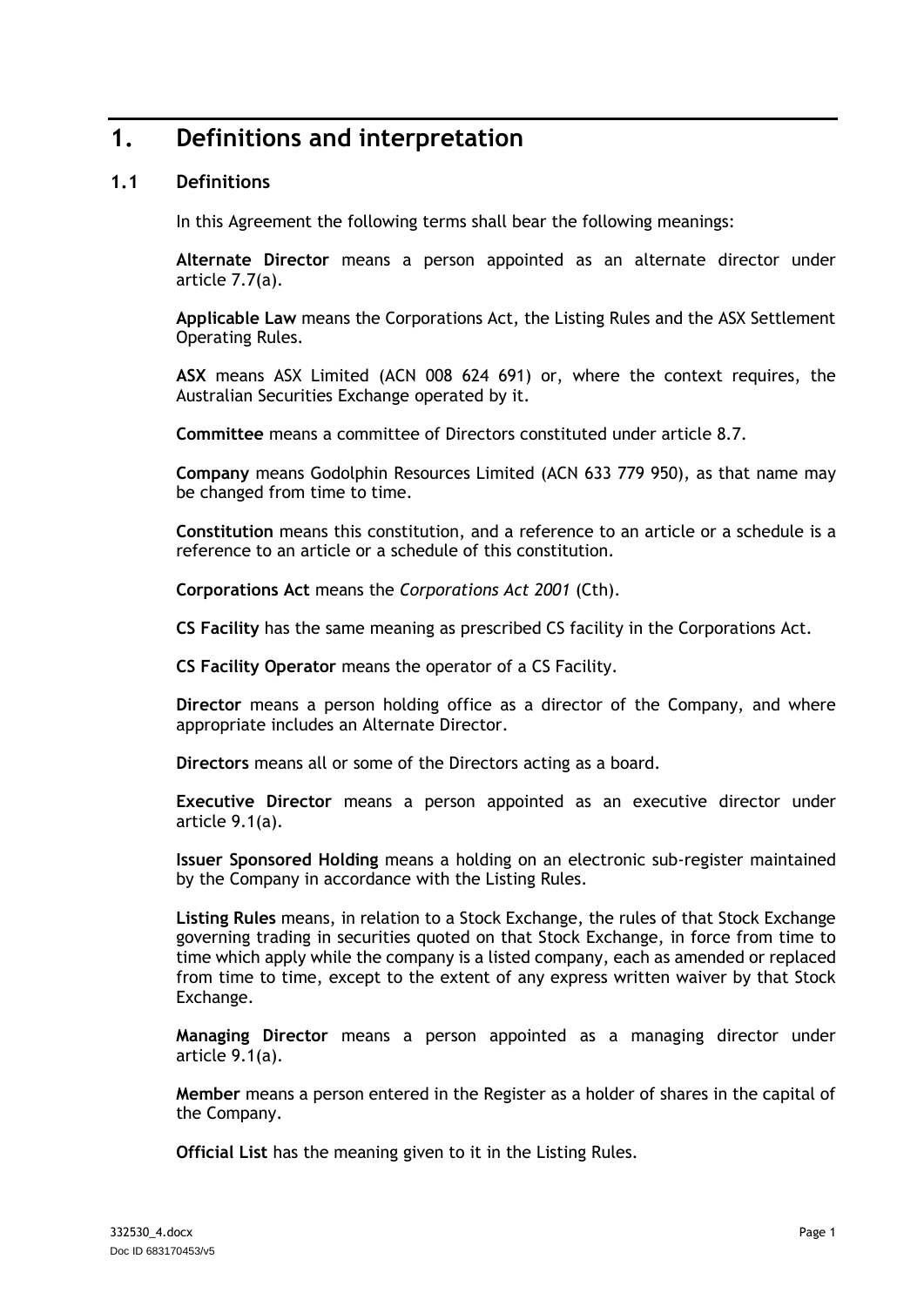# 1. Definitions and interpretation

## 1.1 Definitions

In this Agreement the following terms shall bear the following meanings:

**Alternate Director** means a person appointed as an alternate director under article 7.7(a).

**Applicable Law** means the Corporations Act, the Listing Rules and the ASX Settlement Operating Rules.

**ASX** means ASX Limited (ACN 008 624 691) or, where the context requires, the Australian Securities Exchange operated by it.

**Committee** means a committee of Directors constituted under article 8.7.

**Company** means Godolphin Resources Limited (ACN 633 779 950), as that name may be changed from time to time.

**Constitution** means this constitution, and a reference to an article or a schedule is a reference to an article or a schedule of this constitution.

**Corporations Act** means the *Corporations Act 2001* (Cth).

**CS Facility** has the same meaning as prescribed CS facility in the Corporations Act.

**CS Facility Operator** means the operator of a CS Facility.

**Director** means a person holding office as a director of the Company, and where appropriate includes an Alternate Director.

**Directors** means all or some of the Directors acting as a board.

**Executive Director** means a person appointed as an executive director under article 9.1(a).

**Issuer Sponsored Holding** means a holding on an electronic sub-register maintained by the Company in accordance with the Listing Rules.

**Listing Rules** means, in relation to a Stock Exchange, the rules of that Stock Exchange governing trading in securities quoted on that Stock Exchange, in force from time to time which apply while the company is a listed company, each as amended or replaced from time to time, except to the extent of any express written waiver by that Stock Exchange.

**Managing Director** means a person appointed as a managing director under article 9.1(a).

**Member** means a person entered in the Register as a holder of shares in the capital of the Company.

**Official List** has the meaning given to it in the Listing Rules.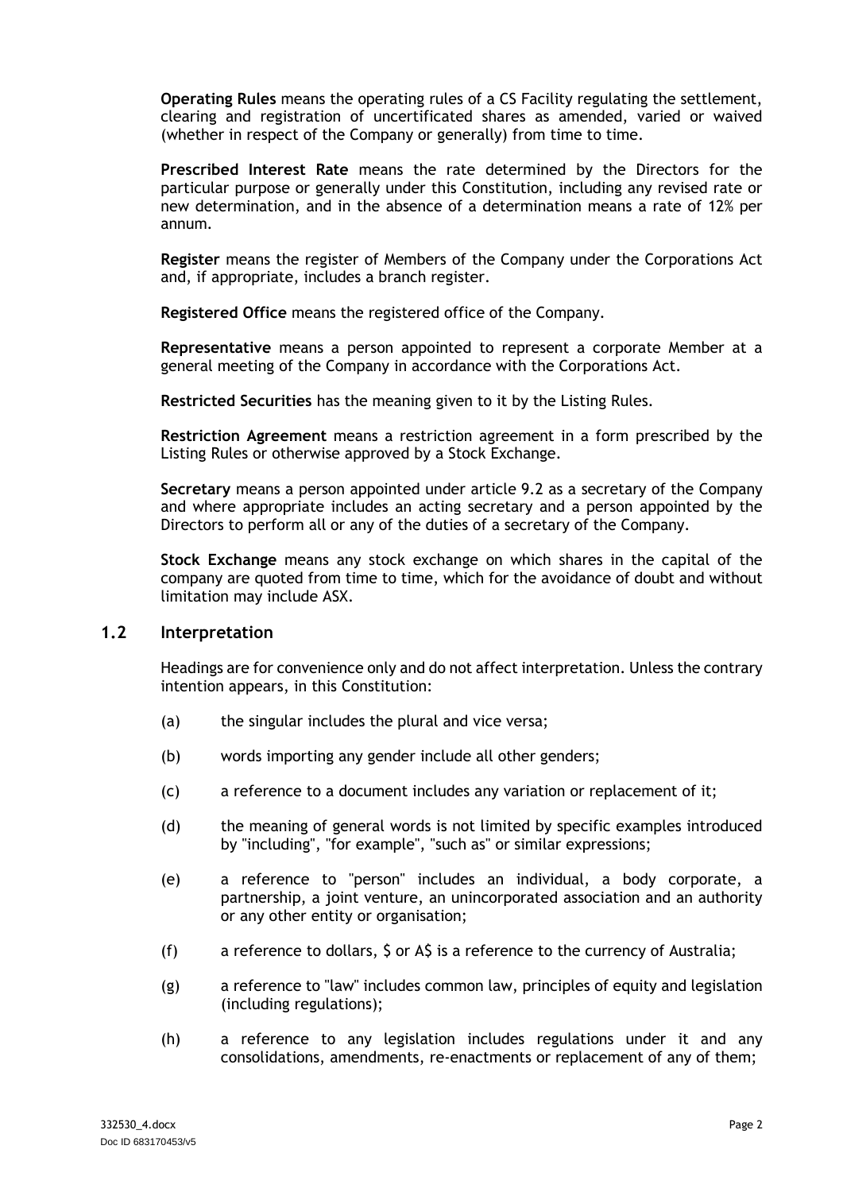**Operating Rules** means the operating rules of a CS Facility regulating the settlement, clearing and registration of uncertificated shares as amended, varied or waived (whether in respect of the Company or generally) from time to time.

**Prescribed Interest Rate** means the rate determined by the Directors for the particular purpose or generally under this Constitution, including any revised rate or new determination, and in the absence of a determination means a rate of 12% per annum.

**Register** means the register of Members of the Company under the Corporations Act and, if appropriate, includes a branch register.

**Registered Office** means the registered office of the Company.

**Representative** means a person appointed to represent a corporate Member at a general meeting of the Company in accordance with the Corporations Act.

**Restricted Securities** has the meaning given to it by the Listing Rules.

**Restriction Agreement** means a restriction agreement in a form prescribed by the Listing Rules or otherwise approved by a Stock Exchange.

**Secretary** means a person appointed under article 9.2 as a secretary of the Company and where appropriate includes an acting secretary and a person appointed by the Directors to perform all or any of the duties of a secretary of the Company.

**Stock Exchange** means any stock exchange on which shares in the capital of the company are quoted from time to time, which for the avoidance of doubt and without limitation may include ASX.

## 1.2 Interpretation

Headings are for convenience only and do not affect interpretation. Unless the contrary intention appears, in this Constitution:

(a) the singular includes the plural and vice versa;

(b) words importing any gender include all other genders;

(c) a reference to a document includes any variation or replacement of it;

(d) the meaning of general words is not limited by specific examples introduced by "including", "for example", "such as" or similar expressions;

(e) a reference to "person" includes an individual, a body corporate, a partnership, a joint venture, an unincorporated association and an authority or any other entity or organisation;

(f) a reference to dollars, $ or A$ is a reference to the currency of Australia;

(g) a reference to "law" includes common law, principles of equity and legislation (including regulations);

(h) a reference to any legislation includes regulations under it and any consolidations, amendments, re-enactments or replacement of any of them;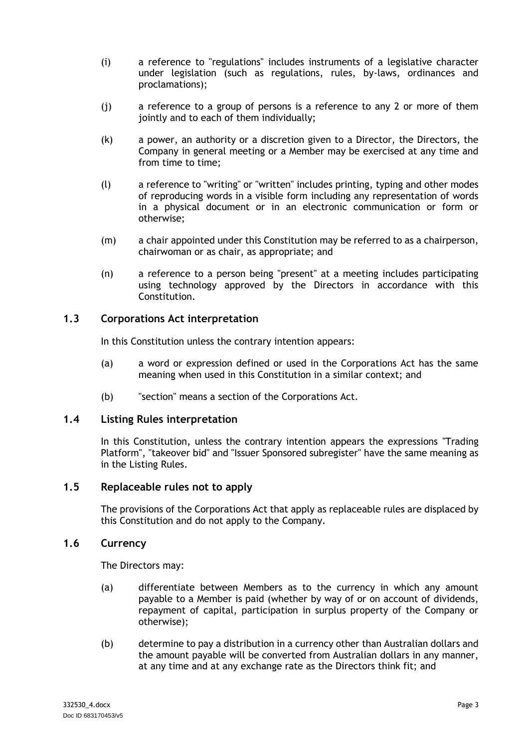(i) a reference to "regulations" includes instruments of a legislative character under legislation (such as regulations, rules, by-laws, ordinances and proclamations);

(j) a reference to a group of persons is a reference to any 2 or more of them jointly and to each of them individually;

(k) a power, an authority or a discretion given to a Director, the Directors, the Company in general meeting or a Member may be exercised at any time and from time to time;

(l) a reference to "writing" or "written" includes printing, typing and other modes of reproducing words in a visible form including any representation of words in a physical document or in an electronic communication or form or otherwise;

(m) a chair appointed under this Constitution may be referred to as a chairperson, chairwoman or as chair, as appropriate; and

(n) a reference to a person being "present" at a meeting includes participating using technology approved by the Directors in accordance with this Constitution.

## 1.3 Corporations Act interpretation

In this Constitution unless the contrary intention appears:

(a) a word or expression defined or used in the Corporations Act has the same meaning when used in this Constitution in a similar context; and

(b) "section" means a section of the Corporations Act.

## 1.4 Listing Rules interpretation

In this Constitution, unless the contrary intention appears the expressions "Trading Platform", "takeover bid" and "Issuer Sponsored subregister" have the same meaning as in the Listing Rules.

## 1.5 Replaceable rules not to apply

The provisions of the Corporations Act that apply as replaceable rules are displaced by this Constitution and do not apply to the Company.

## 1.6 Currency

The Directors may:

(a) differentiate between Members as to the currency in which any amount payable to a Member is paid (whether by way of or on account of dividends, repayment of capital, participation in surplus property of the Company or otherwise);

(b) determine to pay a distribution in a currency other than Australian dollars and the amount payable will be converted from Australian dollars in any manner, at any time and at any exchange rate as the Directors think fit; and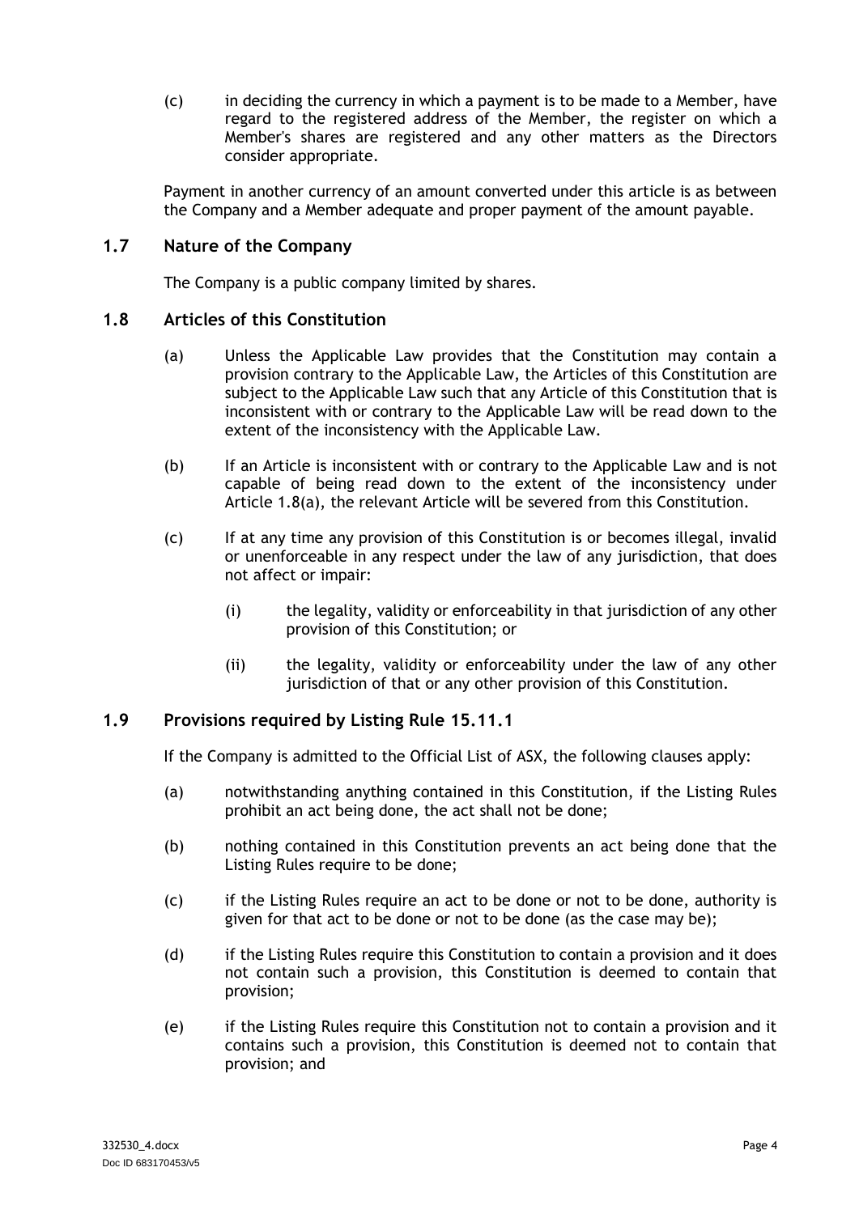(c) in deciding the currency in which a payment is to be made to a Member, have regard to the registered address of the Member, the register on which a Member's shares are registered and any other matters as the Directors consider appropriate.

Payment in another currency of an amount converted under this article is as between the Company and a Member adequate and proper payment of the amount payable.

## 1.7 Nature of the Company

The Company is a public company limited by shares.

## 1.8 Articles of this Constitution

(a) Unless the Applicable Law provides that the Constitution may contain a provision contrary to the Applicable Law, the Articles of this Constitution are subject to the Applicable Law such that any Article of this Constitution that is inconsistent with or contrary to the Applicable Law will be read down to the extent of the inconsistency with the Applicable Law.

(b) If an Article is inconsistent with or contrary to the Applicable Law and is not capable of being read down to the extent of the inconsistency under Article 1.8(a), the relevant Article will be severed from this Constitution.

(c) If at any time any provision of this Constitution is or becomes illegal, invalid or unenforceable in any respect under the law of any jurisdiction, that does not affect or impair:

(i) the legality, validity or enforceability in that jurisdiction of any other provision of this Constitution; or

(ii) the legality, validity or enforceability under the law of any other jurisdiction of that or any other provision of this Constitution.

## 1.9 Provisions required by Listing Rule 15.11.1

If the Company is admitted to the Official List of ASX, the following clauses apply:

(a) notwithstanding anything contained in this Constitution, if the Listing Rules prohibit an act being done, the act shall not be done;

(b) nothing contained in this Constitution prevents an act being done that the Listing Rules require to be done;

(c) if the Listing Rules require an act to be done or not to be done, authority is given for that act to be done or not to be done (as the case may be);

(d) if the Listing Rules require this Constitution to contain a provision and it does not contain such a provision, this Constitution is deemed to contain that provision;

(e) if the Listing Rules require this Constitution not to contain a provision and it contains such a provision, this Constitution is deemed not to contain that provision; and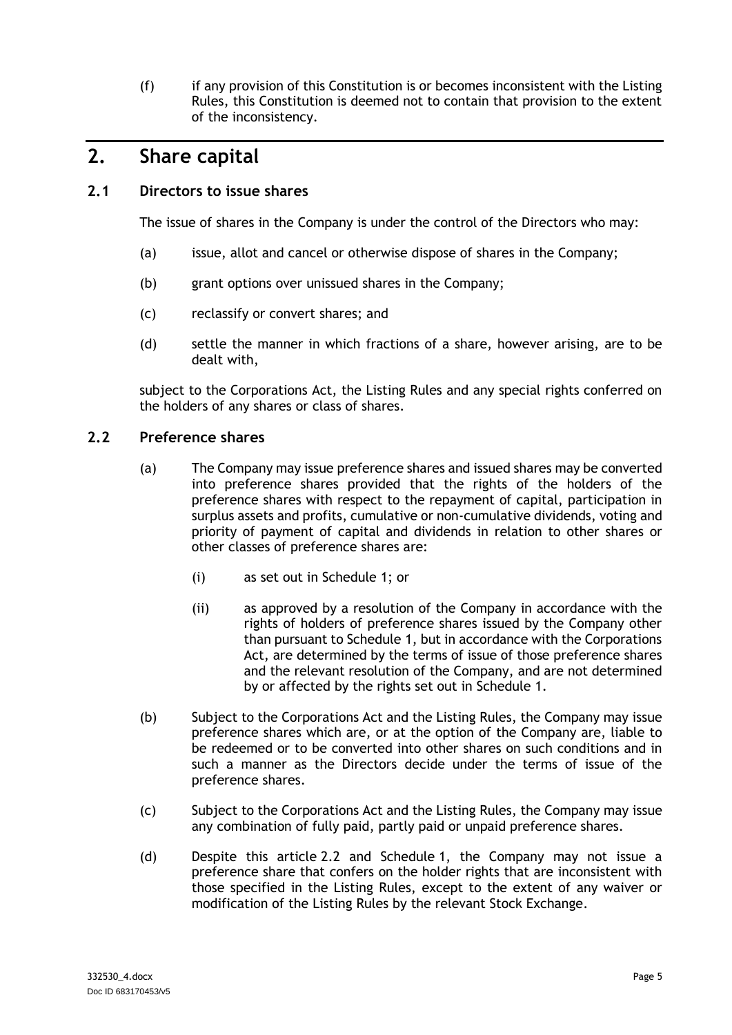(f) if any provision of this Constitution is or becomes inconsistent with the Listing Rules, this Constitution is deemed not to contain that provision to the extent of the inconsistency.

## 2. Share capital

### 2.1 Directors to issue shares

The issue of shares in the Company is under the control of the Directors who may:

(a) issue, allot and cancel or otherwise dispose of shares in the Company;

(b) grant options over unissued shares in the Company;

(c) reclassify or convert shares; and

(d) settle the manner in which fractions of a share, however arising, are to be dealt with,

subject to the Corporations Act, the Listing Rules and any special rights conferred on the holders of any shares or class of shares.

### 2.2 Preference shares

(a) The Company may issue preference shares and issued shares may be converted into preference shares provided that the rights of the holders of the preference shares with respect to the repayment of capital, participation in surplus assets and profits, cumulative or non-cumulative dividends, voting and priority of payment of capital and dividends in relation to other shares or other classes of preference shares are:

(i) as set out in Schedule 1; or

(ii) as approved by a resolution of the Company in accordance with the rights of holders of preference shares issued by the Company other than pursuant to Schedule 1, but in accordance with the Corporations Act, are determined by the terms of issue of those preference shares and the relevant resolution of the Company, and are not determined by or affected by the rights set out in Schedule 1.

(b) Subject to the Corporations Act and the Listing Rules, the Company may issue preference shares which are, or at the option of the Company are, liable to be redeemed or to be converted into other shares on such conditions and in such a manner as the Directors decide under the terms of issue of the preference shares.

(c) Subject to the Corporations Act and the Listing Rules, the Company may issue any combination of fully paid, partly paid or unpaid preference shares.

(d) Despite this article 2.2 and Schedule 1, the Company may not issue a preference share that confers on the holder rights that are inconsistent with those specified in the Listing Rules, except to the extent of any waiver or modification of the Listing Rules by the relevant Stock Exchange.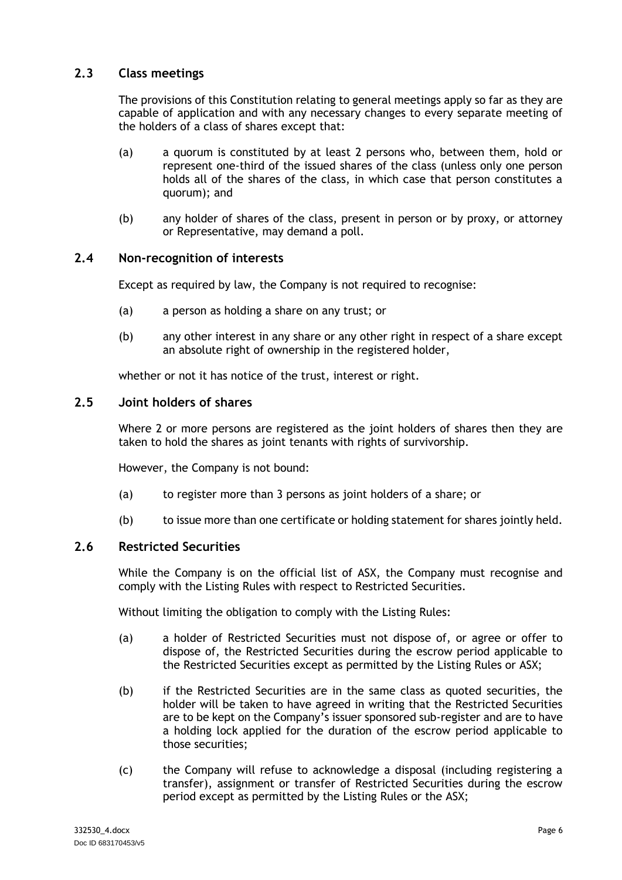### 2.3 Class meetings

The provisions of this Constitution relating to general meetings apply so far as they are capable of application and with any necessary changes to every separate meeting of the holders of a class of shares except that:

(a) a quorum is constituted by at least 2 persons who, between them, hold or represent one-third of the issued shares of the class (unless only one person holds all of the shares of the class, in which case that person constitutes a quorum); and

(b) any holder of shares of the class, present in person or by proxy, or attorney or Representative, may demand a poll.

### 2.4 Non-recognition of interests

Except as required by law, the Company is not required to recognise:

(a) a person as holding a share on any trust; or

(b) any other interest in any share or any other right in respect of a share except an absolute right of ownership in the registered holder,

whether or not it has notice of the trust, interest or right.

### 2.5 Joint holders of shares

Where 2 or more persons are registered as the joint holders of shares then they are taken to hold the shares as joint tenants with rights of survivorship.

However, the Company is not bound:

(a) to register more than 3 persons as joint holders of a share; or

(b) to issue more than one certificate or holding statement for shares jointly held.

### 2.6 Restricted Securities

While the Company is on the official list of ASX, the Company must recognise and comply with the Listing Rules with respect to Restricted Securities.

Without limiting the obligation to comply with the Listing Rules:

(a) a holder of Restricted Securities must not dispose of, or agree or offer to dispose of, the Restricted Securities during the escrow period applicable to the Restricted Securities except as permitted by the Listing Rules or ASX;

(b) if the Restricted Securities are in the same class as quoted securities, the holder will be taken to have agreed in writing that the Restricted Securities are to be kept on the Company's issuer sponsored sub-register and are to have a holding lock applied for the duration of the escrow period applicable to those securities;

(c) the Company will refuse to acknowledge a disposal (including registering a transfer), assignment or transfer of Restricted Securities during the escrow period except as permitted by the Listing Rules or the ASX;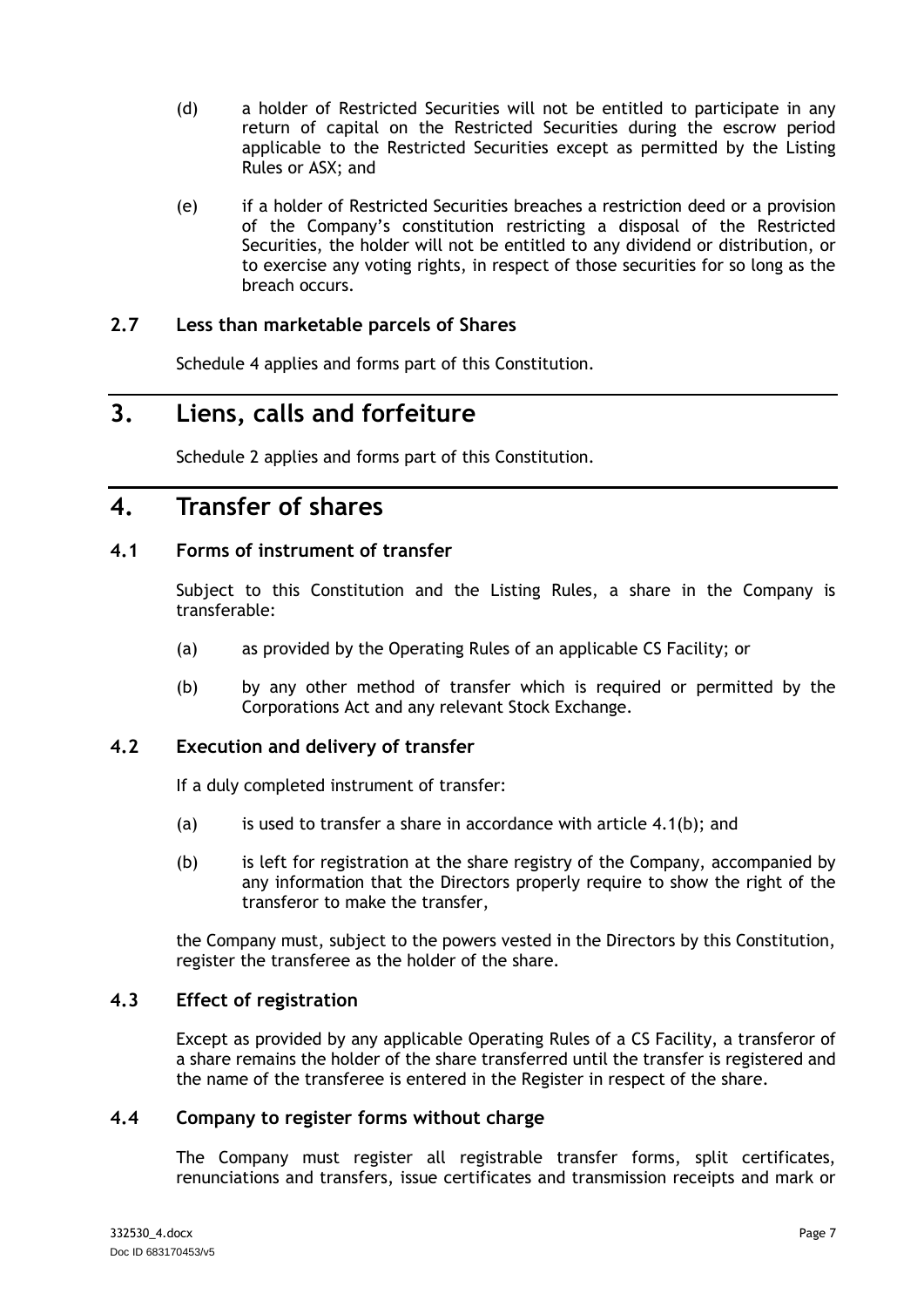(d) a holder of Restricted Securities will not be entitled to participate in any return of capital on the Restricted Securities during the escrow period applicable to the Restricted Securities except as permitted by the Listing Rules or ASX; and

(e) if a holder of Restricted Securities breaches a restriction deed or a provision of the Company's constitution restricting a disposal of the Restricted Securities, the holder will not be entitled to any dividend or distribution, or to exercise any voting rights, in respect of those securities for so long as the breach occurs.

### 2.7 Less than marketable parcels of Shares

Schedule 4 applies and forms part of this Constitution.

## 3. Liens, calls and forfeiture

Schedule 2 applies and forms part of this Constitution.

## 4. Transfer of shares

### 4.1 Forms of instrument of transfer

Subject to this Constitution and the Listing Rules, a share in the Company is transferable:

(a) as provided by the Operating Rules of an applicable CS Facility; or

(b) by any other method of transfer which is required or permitted by the Corporations Act and any relevant Stock Exchange.

### 4.2 Execution and delivery of transfer

If a duly completed instrument of transfer:

(a) is used to transfer a share in accordance with article 4.1(b); and

(b) is left for registration at the share registry of the Company, accompanied by any information that the Directors properly require to show the right of the transferor to make the transfer,

the Company must, subject to the powers vested in the Directors by this Constitution, register the transferee as the holder of the share.

### 4.3 Effect of registration

Except as provided by any applicable Operating Rules of a CS Facility, a transferor of a share remains the holder of the share transferred until the transfer is registered and the name of the transferee is entered in the Register in respect of the share.

### 4.4 Company to register forms without charge

The Company must register all registrable transfer forms, split certificates, renunciations and transfers, issue certificates and transmission receipts and mark or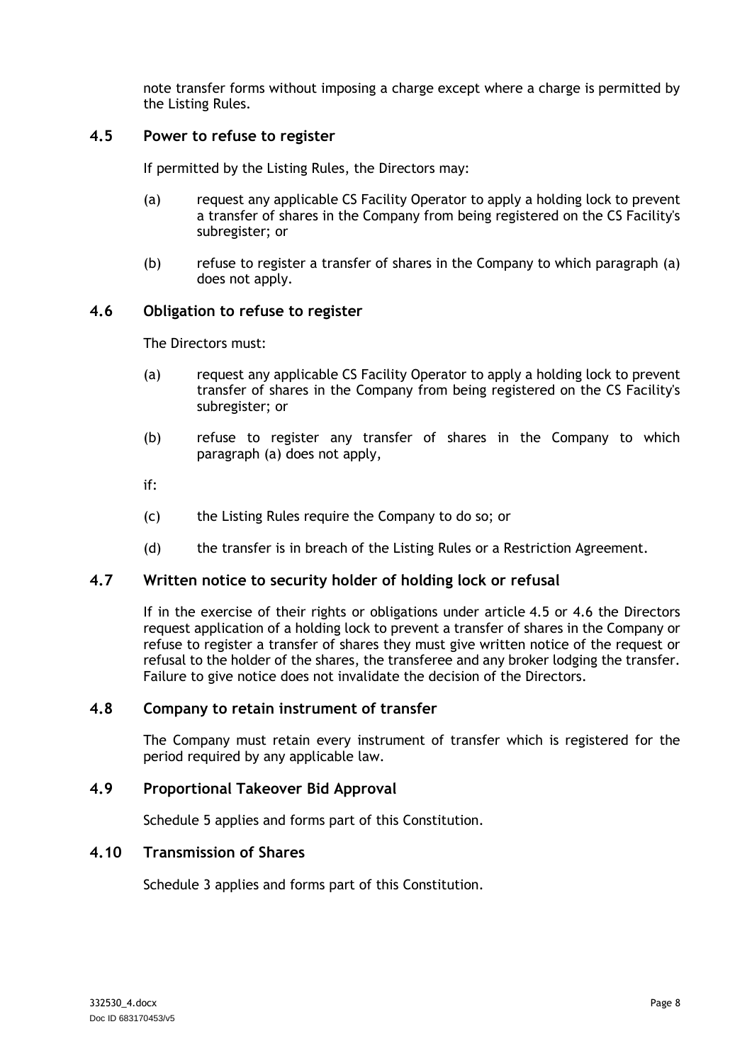note transfer forms without imposing a charge except where a charge is permitted by the Listing Rules.

### 4.5 Power to refuse to register

If permitted by the Listing Rules, the Directors may:

(a) request any applicable CS Facility Operator to apply a holding lock to prevent a transfer of shares in the Company from being registered on the CS Facility's subregister; or

(b) refuse to register a transfer of shares in the Company to which paragraph (a) does not apply.

### 4.6 Obligation to refuse to register

The Directors must:

(a) request any applicable CS Facility Operator to apply a holding lock to prevent transfer of shares in the Company from being registered on the CS Facility's subregister; or

(b) refuse to register any transfer of shares in the Company to which paragraph (a) does not apply,

if:

(c) the Listing Rules require the Company to do so; or

(d) the transfer is in breach of the Listing Rules or a Restriction Agreement.

### 4.7 Written notice to security holder of holding lock or refusal

If in the exercise of their rights or obligations under article 4.5 or 4.6 the Directors request application of a holding lock to prevent a transfer of shares in the Company or refuse to register a transfer of shares they must give written notice of the request or refusal to the holder of the shares, the transferee and any broker lodging the transfer. Failure to give notice does not invalidate the decision of the Directors.

### 4.8 Company to retain instrument of transfer

The Company must retain every instrument of transfer which is registered for the period required by any applicable law.

### 4.9 Proportional Takeover Bid Approval

Schedule 5 applies and forms part of this Constitution.

### 4.10 Transmission of Shares

Schedule 3 applies and forms part of this Constitution.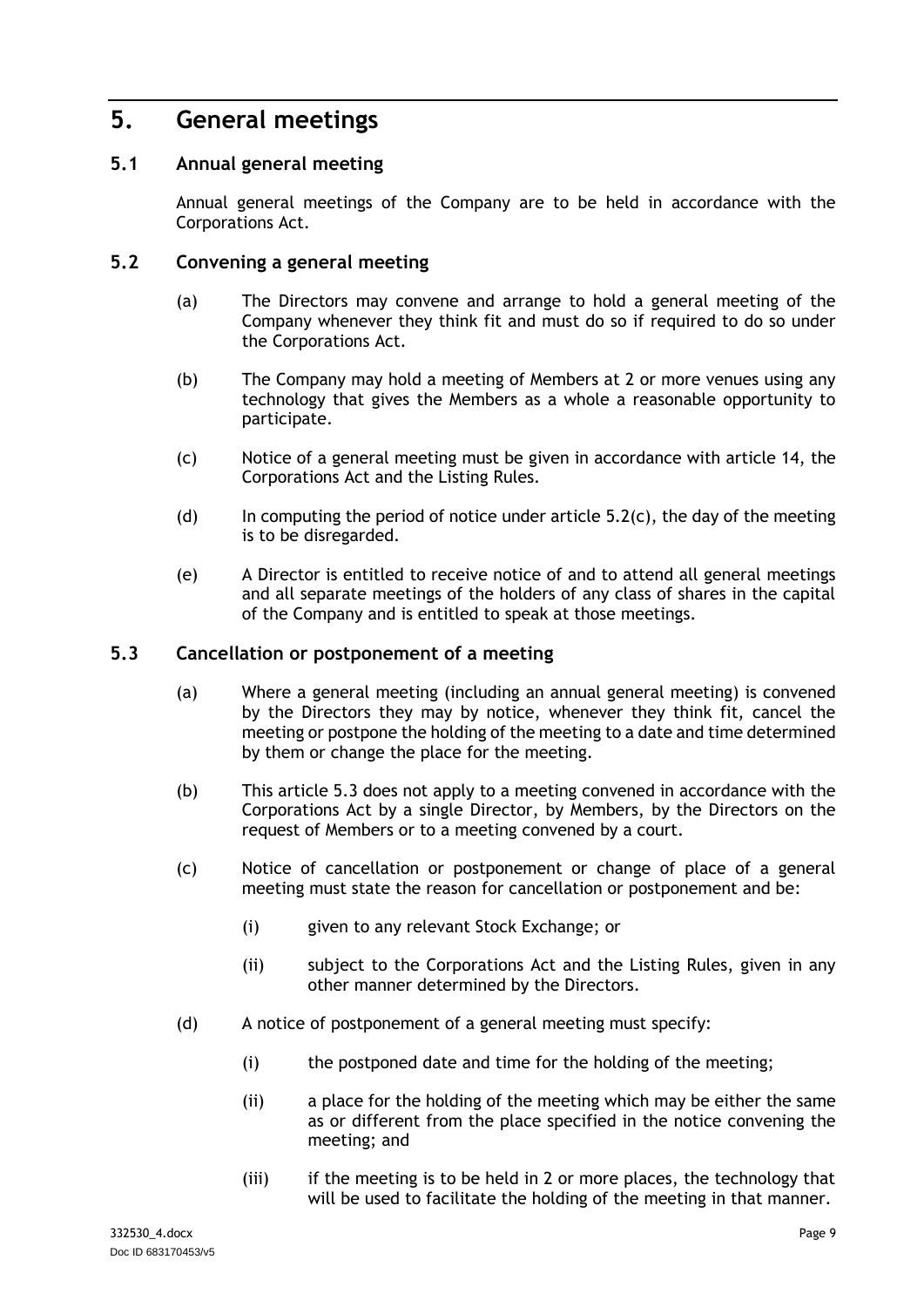# 5. General meetings

## 5.1 Annual general meeting

Annual general meetings of the Company are to be held in accordance with the Corporations Act.

## 5.2 Convening a general meeting

(a) The Directors may convene and arrange to hold a general meeting of the Company whenever they think fit and must do so if required to do so under the Corporations Act.

(b) The Company may hold a meeting of Members at 2 or more venues using any technology that gives the Members as a whole a reasonable opportunity to participate.

(c) Notice of a general meeting must be given in accordance with article 14, the Corporations Act and the Listing Rules.

(d) In computing the period of notice under article 5.2(c), the day of the meeting is to be disregarded.

(e) A Director is entitled to receive notice of and to attend all general meetings and all separate meetings of the holders of any class of shares in the capital of the Company and is entitled to speak at those meetings.

## 5.3 Cancellation or postponement of a meeting

(a) Where a general meeting (including an annual general meeting) is convened by the Directors they may by notice, whenever they think fit, cancel the meeting or postpone the holding of the meeting to a date and time determined by them or change the place for the meeting.

(b) This article 5.3 does not apply to a meeting convened in accordance with the Corporations Act by a single Director, by Members, by the Directors on the request of Members or to a meeting convened by a court.

(c) Notice of cancellation or postponement or change of place of a general meeting must state the reason for cancellation or postponement and be:

(i) given to any relevant Stock Exchange; or

(ii) subject to the Corporations Act and the Listing Rules, given in any other manner determined by the Directors.

(d) A notice of postponement of a general meeting must specify:

(i) the postponed date and time for the holding of the meeting;

(ii) a place for the holding of the meeting which may be either the same as or different from the place specified in the notice convening the meeting; and

(iii) if the meeting is to be held in 2 or more places, the technology that will be used to facilitate the holding of the meeting in that manner.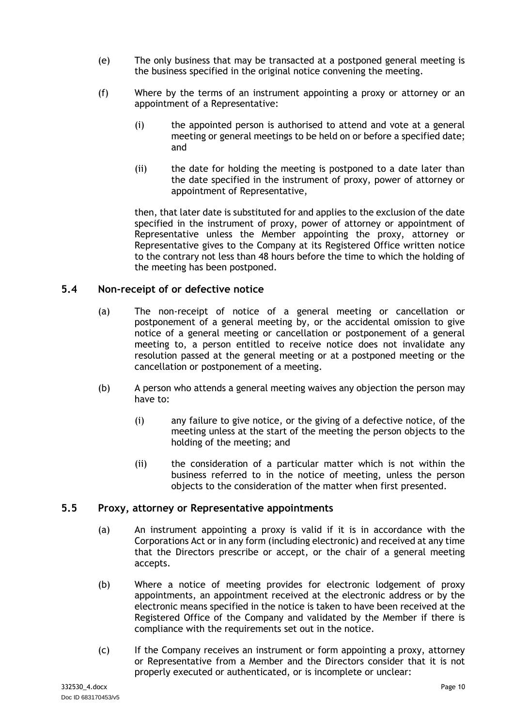(e) The only business that may be transacted at a postponed general meeting is the business specified in the original notice convening the meeting.

(f) Where by the terms of an instrument appointing a proxy or attorney or an appointment of a Representative:

(i) the appointed person is authorised to attend and vote at a general meeting or general meetings to be held on or before a specified date; and

(ii) the date for holding the meeting is postponed to a date later than the date specified in the instrument of proxy, power of attorney or appointment of Representative,

then, that later date is substituted for and applies to the exclusion of the date specified in the instrument of proxy, power of attorney or appointment of Representative unless the Member appointing the proxy, attorney or Representative gives to the Company at its Registered Office written notice to the contrary not less than 48 hours before the time to which the holding of the meeting has been postponed.

## 5.4 Non-receipt of or defective notice

(a) The non-receipt of notice of a general meeting or cancellation or postponement of a general meeting by, or the accidental omission to give notice of a general meeting or cancellation or postponement of a general meeting to, a person entitled to receive notice does not invalidate any resolution passed at the general meeting or at a postponed meeting or the cancellation or postponement of a meeting.

(b) A person who attends a general meeting waives any objection the person may have to:

(i) any failure to give notice, or the giving of a defective notice, of the meeting unless at the start of the meeting the person objects to the holding of the meeting; and

(ii) the consideration of a particular matter which is not within the business referred to in the notice of meeting, unless the person objects to the consideration of the matter when first presented.

## 5.5 Proxy, attorney or Representative appointments

(a) An instrument appointing a proxy is valid if it is in accordance with the Corporations Act or in any form (including electronic) and received at any time that the Directors prescribe or accept, or the chair of a general meeting accepts.

(b) Where a notice of meeting provides for electronic lodgement of proxy appointments, an appointment received at the electronic address or by the electronic means specified in the notice is taken to have been received at the Registered Office of the Company and validated by the Member if there is compliance with the requirements set out in the notice.

(c) If the Company receives an instrument or form appointing a proxy, attorney or Representative from a Member and the Directors consider that it is not properly executed or authenticated, or is incomplete or unclear: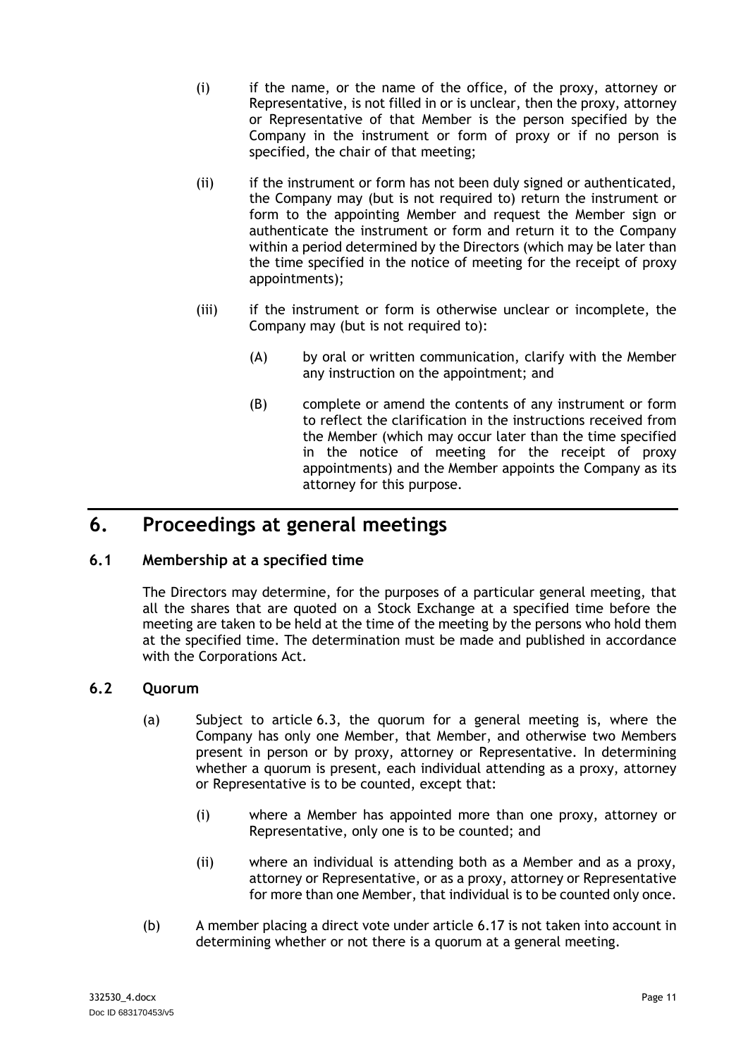(i) if the name, or the name of the office, of the proxy, attorney or Representative, is not filled in or is unclear, then the proxy, attorney or Representative of that Member is the person specified by the Company in the instrument or form of proxy or if no person is specified, the chair of that meeting;

(ii) if the instrument or form has not been duly signed or authenticated, the Company may (but is not required to) return the instrument or form to the appointing Member and request the Member sign or authenticate the instrument or form and return it to the Company within a period determined by the Directors (which may be later than the time specified in the notice of meeting for the receipt of proxy appointments);

(iii) if the instrument or form is otherwise unclear or incomplete, the Company may (but is not required to):

(A) by oral or written communication, clarify with the Member any instruction on the appointment; and

(B) complete or amend the contents of any instrument or form to reflect the clarification in the instructions received from the Member (which may occur later than the time specified in the notice of meeting for the receipt of proxy appointments) and the Member appoints the Company as its attorney for this purpose.

# 6. Proceedings at general meetings

## 6.1 Membership at a specified time

The Directors may determine, for the purposes of a particular general meeting, that all the shares that are quoted on a Stock Exchange at a specified time before the meeting are taken to be held at the time of the meeting by the persons who hold them at the specified time. The determination must be made and published in accordance with the Corporations Act.

## 6.2 Quorum

(a) Subject to article 6.3, the quorum for a general meeting is, where the Company has only one Member, that Member, and otherwise two Members present in person or by proxy, attorney or Representative. In determining whether a quorum is present, each individual attending as a proxy, attorney or Representative is to be counted, except that:

(i) where a Member has appointed more than one proxy, attorney or Representative, only one is to be counted; and

(ii) where an individual is attending both as a Member and as a proxy, attorney or Representative, or as a proxy, attorney or Representative for more than one Member, that individual is to be counted only once.

(b) A member placing a direct vote under article 6.17 is not taken into account in determining whether or not there is a quorum at a general meeting.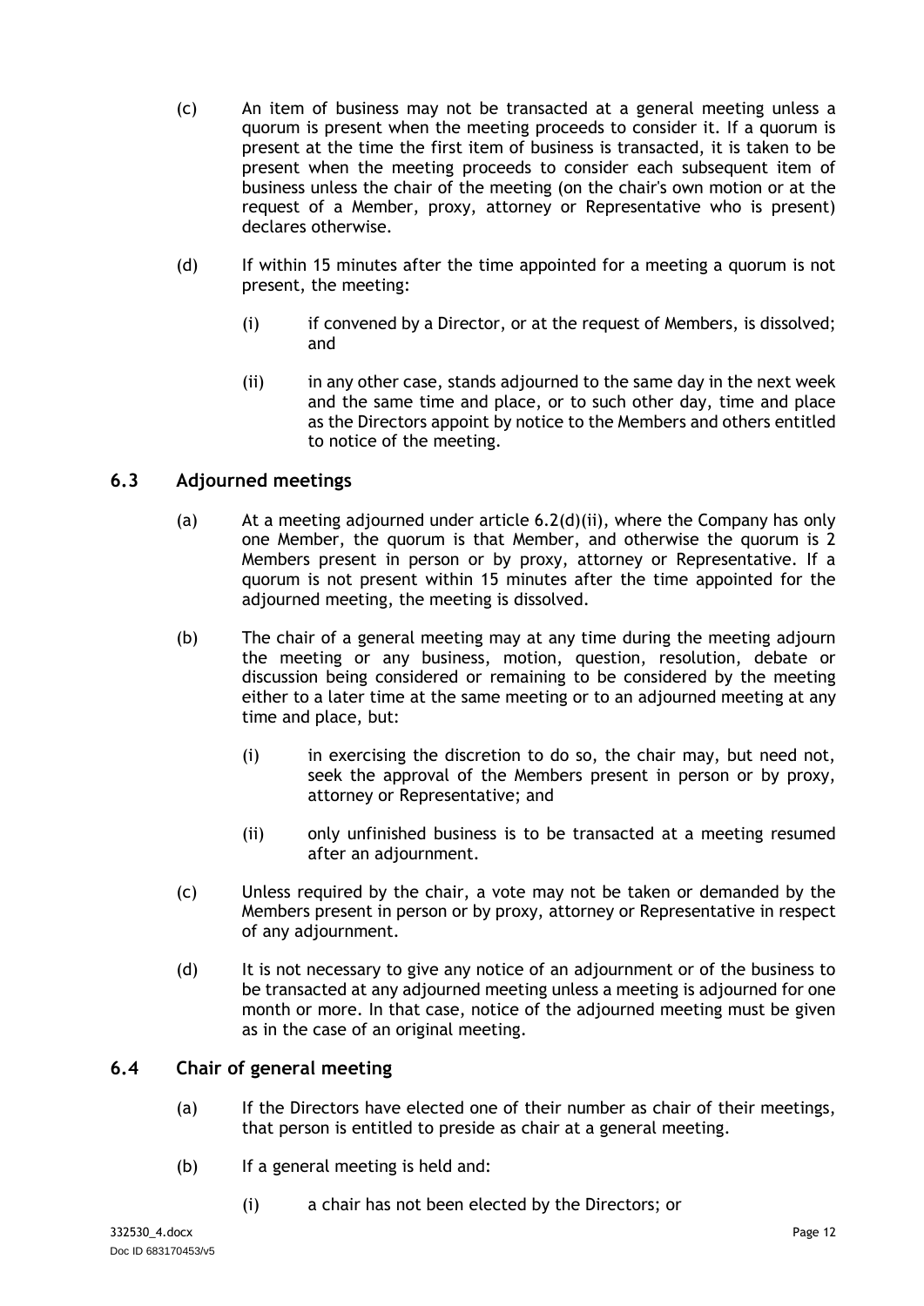(c) An item of business may not be transacted at a general meeting unless a quorum is present when the meeting proceeds to consider it. If a quorum is present at the time the first item of business is transacted, it is taken to be present when the meeting proceeds to consider each subsequent item of business unless the chair of the meeting (on the chair's own motion or at the request of a Member, proxy, attorney or Representative who is present) declares otherwise.

(d) If within 15 minutes after the time appointed for a meeting a quorum is not present, the meeting:

(i) if convened by a Director, or at the request of Members, is dissolved; and

(ii) in any other case, stands adjourned to the same day in the next week and the same time and place, or to such other day, time and place as the Directors appoint by notice to the Members and others entitled to notice of the meeting.

## 6.3 Adjourned meetings

(a) At a meeting adjourned under article 6.2(d)(ii), where the Company has only one Member, the quorum is that Member, and otherwise the quorum is 2 Members present in person or by proxy, attorney or Representative. If a quorum is not present within 15 minutes after the time appointed for the adjourned meeting, the meeting is dissolved.

(b) The chair of a general meeting may at any time during the meeting adjourn the meeting or any business, motion, question, resolution, debate or discussion being considered or remaining to be considered by the meeting either to a later time at the same meeting or to an adjourned meeting at any time and place, but:

(i) in exercising the discretion to do so, the chair may, but need not, seek the approval of the Members present in person or by proxy, attorney or Representative; and

(ii) only unfinished business is to be transacted at a meeting resumed after an adjournment.

(c) Unless required by the chair, a vote may not be taken or demanded by the Members present in person or by proxy, attorney or Representative in respect of any adjournment.

(d) It is not necessary to give any notice of an adjournment or of the business to be transacted at any adjourned meeting unless a meeting is adjourned for one month or more. In that case, notice of the adjourned meeting must be given as in the case of an original meeting.

## 6.4 Chair of general meeting

(a) If the Directors have elected one of their number as chair of their meetings, that person is entitled to preside as chair at a general meeting.

(b) If a general meeting is held and:

(i) a chair has not been elected by the Directors; or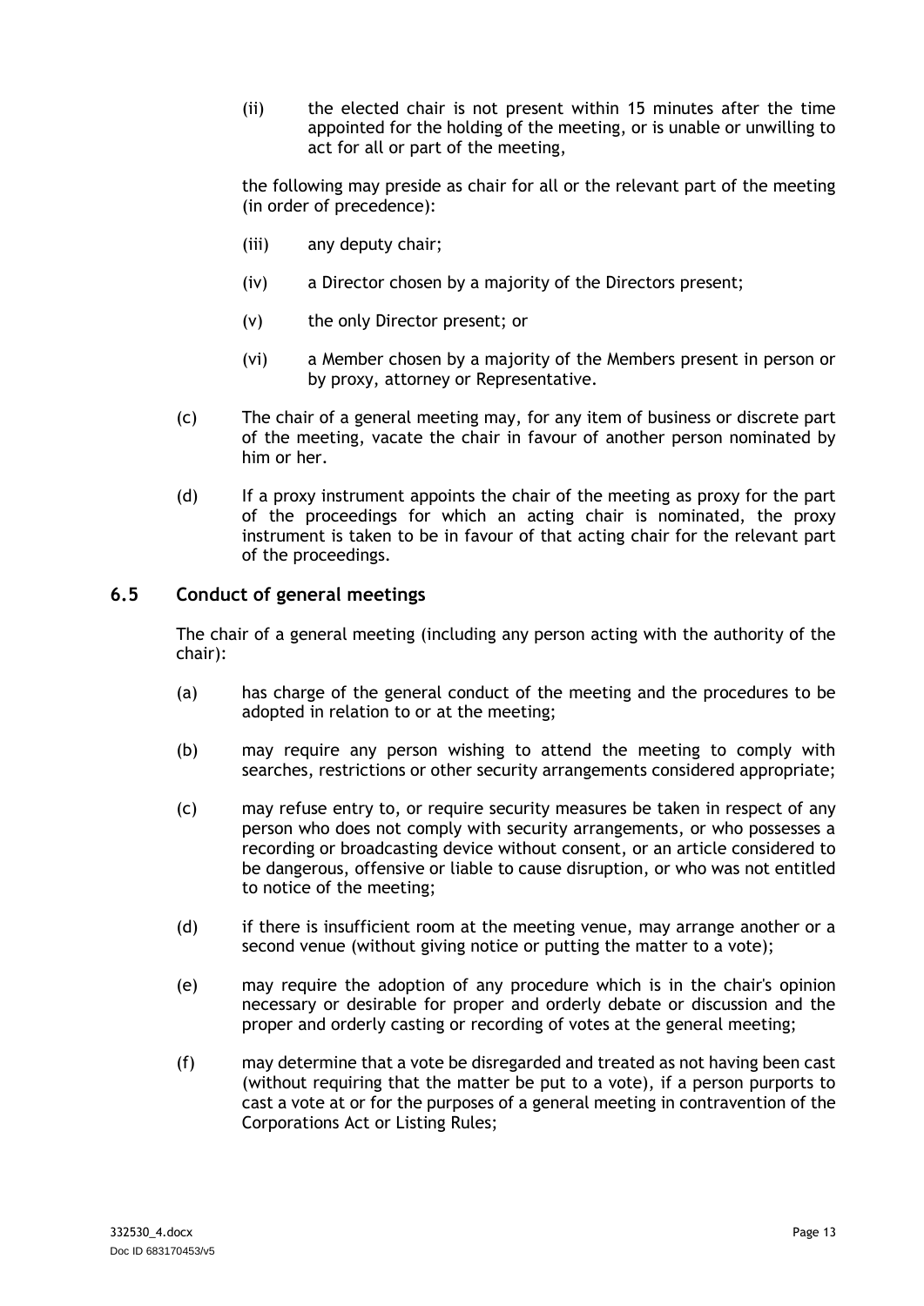(ii) the elected chair is not present within 15 minutes after the time appointed for the holding of the meeting, or is unable or unwilling to act for all or part of the meeting,

the following may preside as chair for all or the relevant part of the meeting (in order of precedence):

(iii) any deputy chair;

(iv) a Director chosen by a majority of the Directors present;

(v) the only Director present; or

(vi) a Member chosen by a majority of the Members present in person or by proxy, attorney or Representative.

(c) The chair of a general meeting may, for any item of business or discrete part of the meeting, vacate the chair in favour of another person nominated by him or her.

(d) If a proxy instrument appoints the chair of the meeting as proxy for the part of the proceedings for which an acting chair is nominated, the proxy instrument is taken to be in favour of that acting chair for the relevant part of the proceedings.

### 6.5 Conduct of general meetings

The chair of a general meeting (including any person acting with the authority of the chair):

(a) has charge of the general conduct of the meeting and the procedures to be adopted in relation to or at the meeting;

(b) may require any person wishing to attend the meeting to comply with searches, restrictions or other security arrangements considered appropriate;

(c) may refuse entry to, or require security measures be taken in respect of any person who does not comply with security arrangements, or who possesses a recording or broadcasting device without consent, or an article considered to be dangerous, offensive or liable to cause disruption, or who was not entitled to notice of the meeting;

(d) if there is insufficient room at the meeting venue, may arrange another or a second venue (without giving notice or putting the matter to a vote);

(e) may require the adoption of any procedure which is in the chair's opinion necessary or desirable for proper and orderly debate or discussion and the proper and orderly casting or recording of votes at the general meeting;

(f) may determine that a vote be disregarded and treated as not having been cast (without requiring that the matter be put to a vote), if a person purports to cast a vote at or for the purposes of a general meeting in contravention of the Corporations Act or Listing Rules;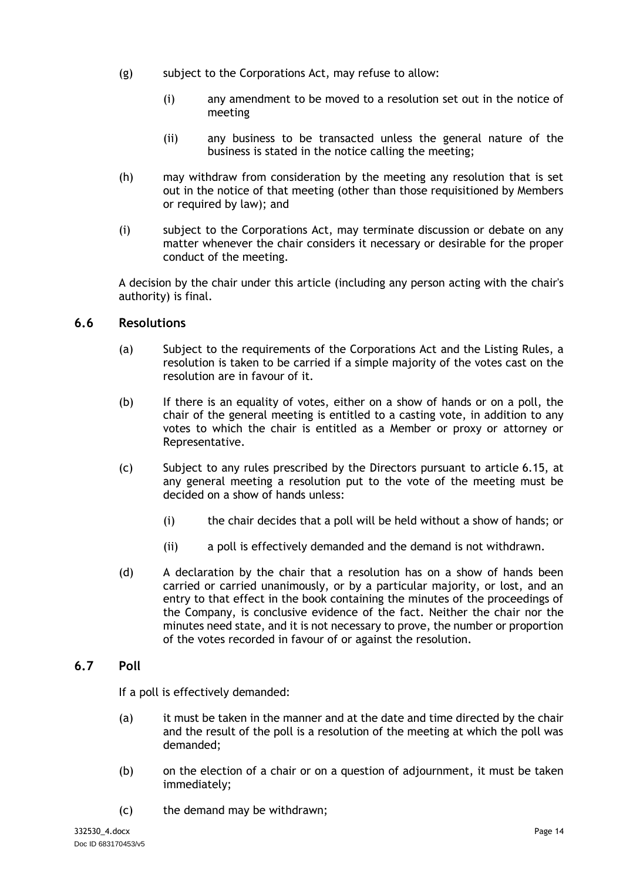(g) subject to the Corporations Act, may refuse to allow:

   (i) any amendment to be moved to a resolution set out in the notice of meeting

   (ii) any business to be transacted unless the general nature of the business is stated in the notice calling the meeting;

(h) may withdraw from consideration by the meeting any resolution that is set out in the notice of that meeting (other than those requisitioned by Members or required by law); and

(i) subject to the Corporations Act, may terminate discussion or debate on any matter whenever the chair considers it necessary or desirable for the proper conduct of the meeting.

A decision by the chair under this article (including any person acting with the chair's authority) is final.

## 6.6 Resolutions

(a) Subject to the requirements of the Corporations Act and the Listing Rules, a resolution is taken to be carried if a simple majority of the votes cast on the resolution are in favour of it.

(b) If there is an equality of votes, either on a show of hands or on a poll, the chair of the general meeting is entitled to a casting vote, in addition to any votes to which the chair is entitled as a Member or proxy or attorney or Representative.

(c) Subject to any rules prescribed by the Directors pursuant to article 6.15, at any general meeting a resolution put to the vote of the meeting must be decided on a show of hands unless:

   (i) the chair decides that a poll will be held without a show of hands; or

   (ii) a poll is effectively demanded and the demand is not withdrawn.

(d) A declaration by the chair that a resolution has on a show of hands been carried or carried unanimously, or by a particular majority, or lost, and an entry to that effect in the book containing the minutes of the proceedings of the Company, is conclusive evidence of the fact. Neither the chair nor the minutes need state, and it is not necessary to prove, the number or proportion of the votes recorded in favour of or against the resolution.

## 6.7 Poll

If a poll is effectively demanded:

(a) it must be taken in the manner and at the date and time directed by the chair and the result of the poll is a resolution of the meeting at which the poll was demanded;

(b) on the election of a chair or on a question of adjournment, it must be taken immediately;

(c) the demand may be withdrawn;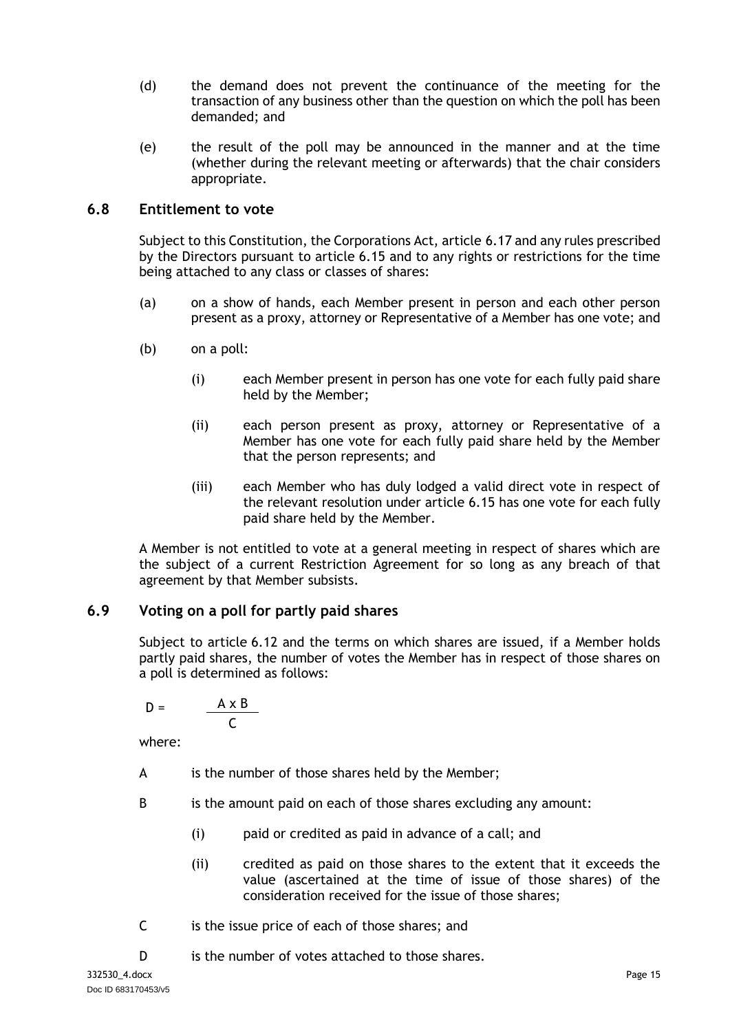(d) the demand does not prevent the continuance of the meeting for the transaction of any business other than the question on which the poll has been demanded; and

(e) the result of the poll may be announced in the manner and at the time (whether during the relevant meeting or afterwards) that the chair considers appropriate.

## 6.8 Entitlement to vote

Subject to this Constitution, the Corporations Act, article 6.17 and any rules prescribed by the Directors pursuant to article 6.15 and to any rights or restrictions for the time being attached to any class or classes of shares:

(a) on a show of hands, each Member present in person and each other person present as a proxy, attorney or Representative of a Member has one vote; and

(b) on a poll:

(i) each Member present in person has one vote for each fully paid share held by the Member;

(ii) each person present as proxy, attorney or Representative of a Member has one vote for each fully paid share held by the Member that the person represents; and

(iii) each Member who has duly lodged a valid direct vote in respect of the relevant resolution under article 6.15 has one vote for each fully paid share held by the Member.

A Member is not entitled to vote at a general meeting in respect of shares which are the subject of a current Restriction Agreement for so long as any breach of that agreement by that Member subsists.

## 6.9 Voting on a poll for partly paid shares

Subject to article 6.12 and the terms on which shares are issued, if a Member holds partly paid shares, the number of votes the Member has in respect of those shares on a poll is determined as follows:

$$D = \frac{A \times B}{C}$$

where:

A is the number of those shares held by the Member;

B is the amount paid on each of those shares excluding any amount:

(i) paid or credited as paid in advance of a call; and

(ii) credited as paid on those shares to the extent that it exceeds the value (ascertained at the time of issue of those shares) of the consideration received for the issue of those shares;

C is the issue price of each of those shares; and

D is the number of votes attached to those shares.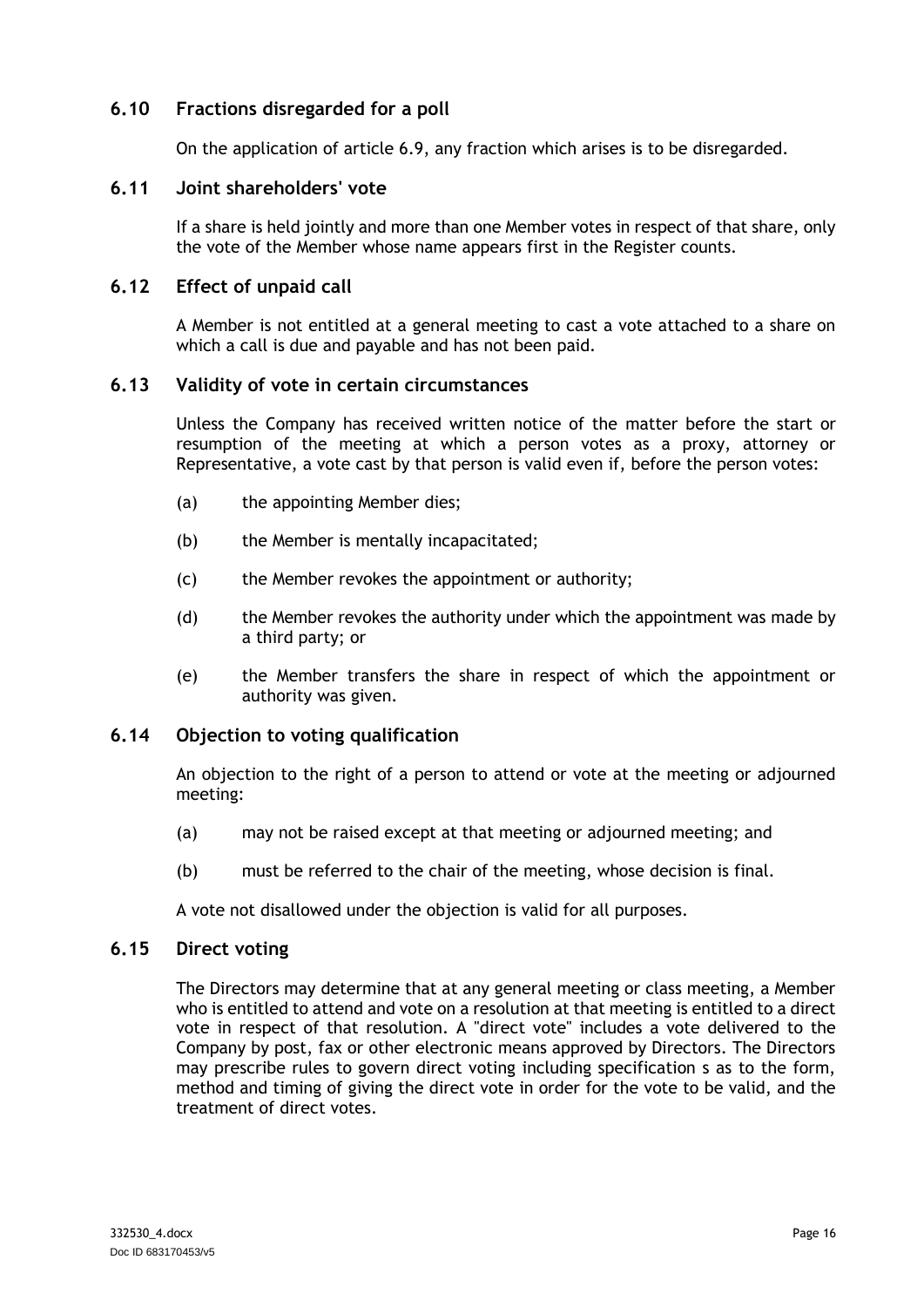### 6.10 Fractions disregarded for a poll

On the application of article 6.9, any fraction which arises is to be disregarded.

### 6.11 Joint shareholders' vote

If a share is held jointly and more than one Member votes in respect of that share, only the vote of the Member whose name appears first in the Register counts.

### 6.12 Effect of unpaid call

A Member is not entitled at a general meeting to cast a vote attached to a share on which a call is due and payable and has not been paid.

### 6.13 Validity of vote in certain circumstances

Unless the Company has received written notice of the matter before the start or resumption of the meeting at which a person votes as a proxy, attorney or Representative, a vote cast by that person is valid even if, before the person votes:

(a) the appointing Member dies;

(b) the Member is mentally incapacitated;

(c) the Member revokes the appointment or authority;

(d) the Member revokes the authority under which the appointment was made by a third party; or

(e) the Member transfers the share in respect of which the appointment or authority was given.

### 6.14 Objection to voting qualification

An objection to the right of a person to attend or vote at the meeting or adjourned meeting:

(a) may not be raised except at that meeting or adjourned meeting; and

(b) must be referred to the chair of the meeting, whose decision is final.

A vote not disallowed under the objection is valid for all purposes.

### 6.15 Direct voting

The Directors may determine that at any general meeting or class meeting, a Member who is entitled to attend and vote on a resolution at that meeting is entitled to a direct vote in respect of that resolution. A "direct vote" includes a vote delivered to the Company by post, fax or other electronic means approved by Directors. The Directors may prescribe rules to govern direct voting including specification s as to the form, method and timing of giving the direct vote in order for the vote to be valid, and the treatment of direct votes.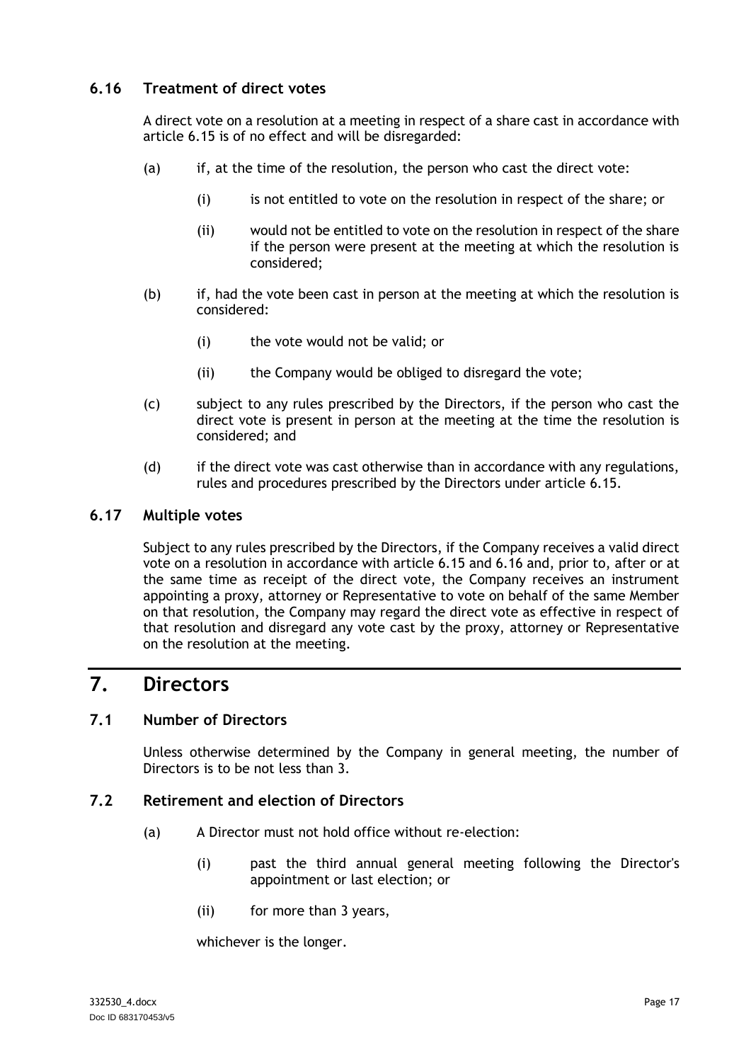### 6.16 Treatment of direct votes

A direct vote on a resolution at a meeting in respect of a share cast in accordance with article 6.15 is of no effect and will be disregarded:

(a) if, at the time of the resolution, the person who cast the direct vote:

(i) is not entitled to vote on the resolution in respect of the share; or

(ii) would not be entitled to vote on the resolution in respect of the share if the person were present at the meeting at which the resolution is considered;

(b) if, had the vote been cast in person at the meeting at which the resolution is considered:

(i) the vote would not be valid; or

(ii) the Company would be obliged to disregard the vote;

(c) subject to any rules prescribed by the Directors, if the person who cast the direct vote is present in person at the meeting at the time the resolution is considered; and

(d) if the direct vote was cast otherwise than in accordance with any regulations, rules and procedures prescribed by the Directors under article 6.15.

### 6.17 Multiple votes

Subject to any rules prescribed by the Directors, if the Company receives a valid direct vote on a resolution in accordance with article 6.15 and 6.16 and, prior to, after or at the same time as receipt of the direct vote, the Company receives an instrument appointing a proxy, attorney or Representative to vote on behalf of the same Member on that resolution, the Company may regard the direct vote as effective in respect of that resolution and disregard any vote cast by the proxy, attorney or Representative on the resolution at the meeting.

## 7. Directors

### 7.1 Number of Directors

Unless otherwise determined by the Company in general meeting, the number of Directors is to be not less than 3.

### 7.2 Retirement and election of Directors

(a) A Director must not hold office without re-election:

(i) past the third annual general meeting following the Director's appointment or last election; or

(ii) for more than 3 years,

whichever is the longer.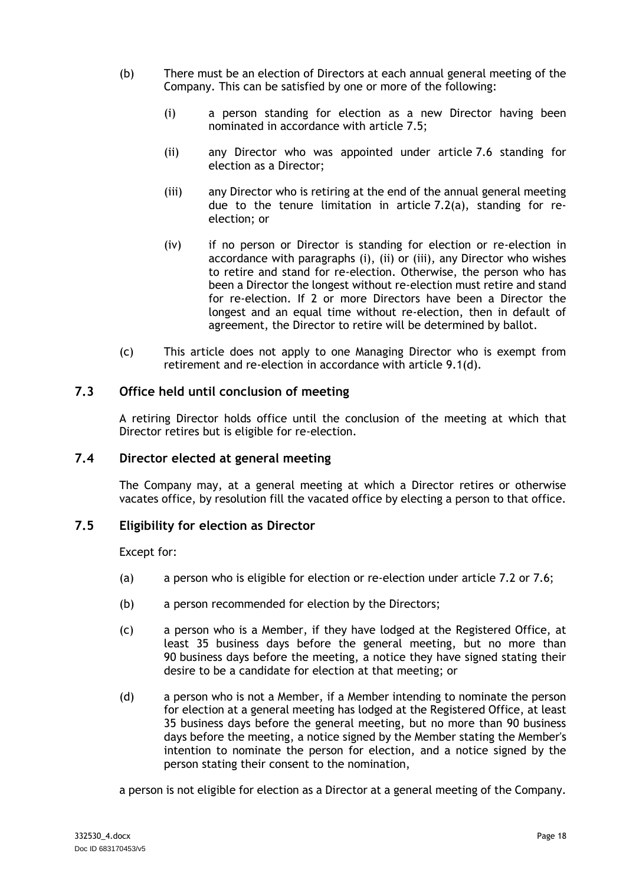(b) There must be an election of Directors at each annual general meeting of the Company. This can be satisfied by one or more of the following:

   (i) a person standing for election as a new Director having been nominated in accordance with article 7.5;

   (ii) any Director who was appointed under article 7.6 standing for election as a Director;

   (iii) any Director who is retiring at the end of the annual general meeting due to the tenure limitation in article 7.2(a), standing for re-election; or

   (iv) if no person or Director is standing for election or re-election in accordance with paragraphs (i), (ii) or (iii), any Director who wishes to retire and stand for re-election. Otherwise, the person who has been a Director the longest without re-election must retire and stand for re-election. If 2 or more Directors have been a Director the longest and an equal time without re-election, then in default of agreement, the Director to retire will be determined by ballot.

(c) This article does not apply to one Managing Director who is exempt from retirement and re-election in accordance with article 9.1(d).

### 7.3 Office held until conclusion of meeting

A retiring Director holds office until the conclusion of the meeting at which that Director retires but is eligible for re-election.

### 7.4 Director elected at general meeting

The Company may, at a general meeting at which a Director retires or otherwise vacates office, by resolution fill the vacated office by electing a person to that office.

### 7.5 Eligibility for election as Director

Except for:

(a) a person who is eligible for election or re-election under article 7.2 or 7.6;

(b) a person recommended for election by the Directors;

(c) a person who is a Member, if they have lodged at the Registered Office, at least 35 business days before the general meeting, but no more than 90 business days before the meeting, a notice they have signed stating their desire to be a candidate for election at that meeting; or

(d) a person who is not a Member, if a Member intending to nominate the person for election at a general meeting has lodged at the Registered Office, at least 35 business days before the general meeting, but no more than 90 business days before the meeting, a notice signed by the Member stating the Member's intention to nominate the person for election, and a notice signed by the person stating their consent to the nomination,

a person is not eligible for election as a Director at a general meeting of the Company.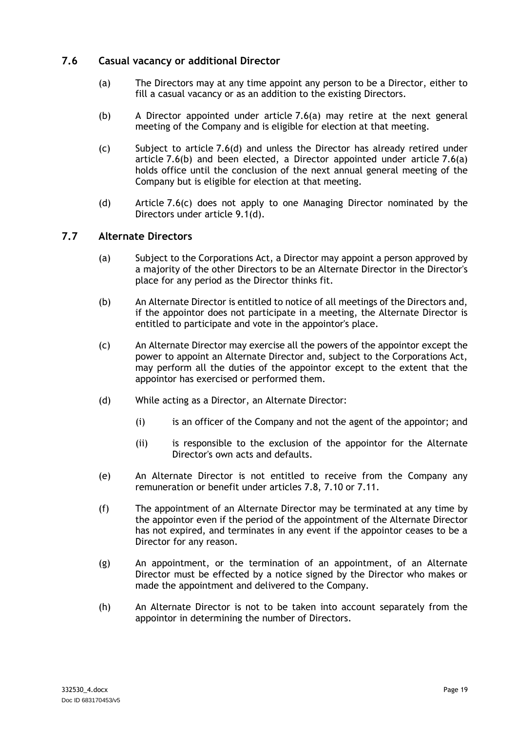### 7.6 Casual vacancy or additional Director

(a) The Directors may at any time appoint any person to be a Director, either to fill a casual vacancy or as an addition to the existing Directors.

(b) A Director appointed under article 7.6(a) may retire at the next general meeting of the Company and is eligible for election at that meeting.

(c) Subject to article 7.6(d) and unless the Director has already retired under article 7.6(b) and been elected, a Director appointed under article 7.6(a) holds office until the conclusion of the next annual general meeting of the Company but is eligible for election at that meeting.

(d) Article 7.6(c) does not apply to one Managing Director nominated by the Directors under article 9.1(d).

### 7.7 Alternate Directors

(a) Subject to the Corporations Act, a Director may appoint a person approved by a majority of the other Directors to be an Alternate Director in the Director's place for any period as the Director thinks fit.

(b) An Alternate Director is entitled to notice of all meetings of the Directors and, if the appointor does not participate in a meeting, the Alternate Director is entitled to participate and vote in the appointor's place.

(c) An Alternate Director may exercise all the powers of the appointor except the power to appoint an Alternate Director and, subject to the Corporations Act, may perform all the duties of the appointor except to the extent that the appointor has exercised or performed them.

(d) While acting as a Director, an Alternate Director:

(i) is an officer of the Company and not the agent of the appointor; and

(ii) is responsible to the exclusion of the appointor for the Alternate Director's own acts and defaults.

(e) An Alternate Director is not entitled to receive from the Company any remuneration or benefit under articles 7.8, 7.10 or 7.11.

(f) The appointment of an Alternate Director may be terminated at any time by the appointor even if the period of the appointment of the Alternate Director has not expired, and terminates in any event if the appointor ceases to be a Director for any reason.

(g) An appointment, or the termination of an appointment, of an Alternate Director must be effected by a notice signed by the Director who makes or made the appointment and delivered to the Company.

(h) An Alternate Director is not to be taken into account separately from the appointor in determining the number of Directors.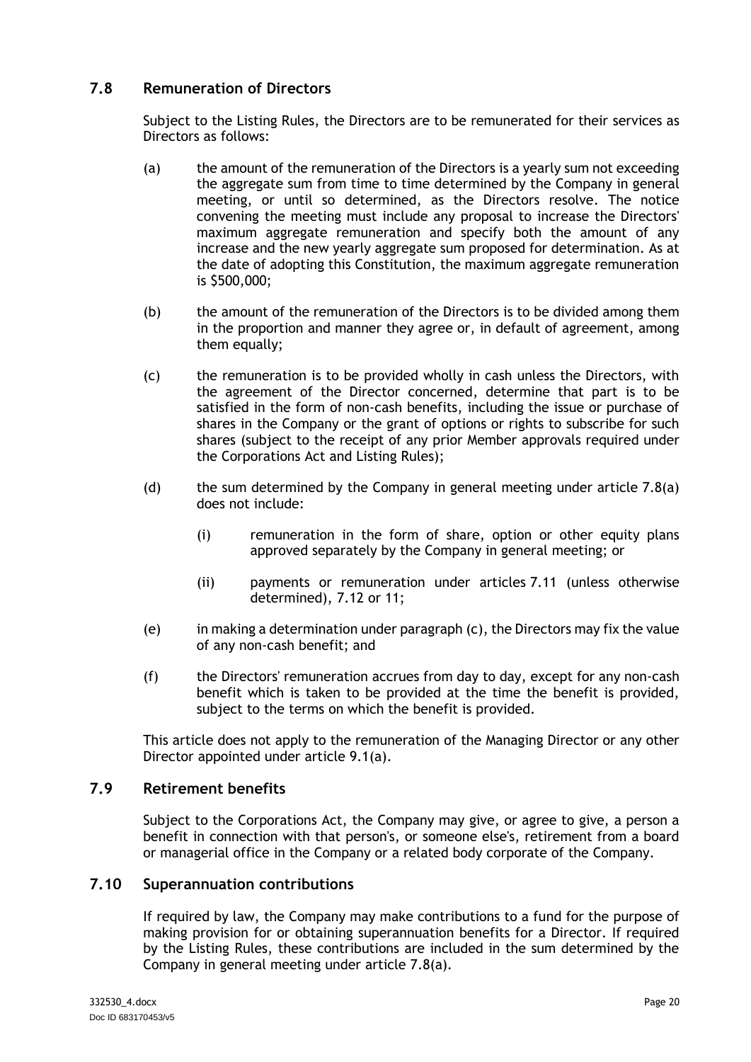## 7.8 Remuneration of Directors

Subject to the Listing Rules, the Directors are to be remunerated for their services as Directors as follows:

(a) the amount of the remuneration of the Directors is a yearly sum not exceeding the aggregate sum from time to time determined by the Company in general meeting, or until so determined, as the Directors resolve. The notice convening the meeting must include any proposal to increase the Directors' maximum aggregate remuneration and specify both the amount of any increase and the new yearly aggregate sum proposed for determination. As at the date of adopting this Constitution, the maximum aggregate remuneration is $500,000;

(b) the amount of the remuneration of the Directors is to be divided among them in the proportion and manner they agree or, in default of agreement, among them equally;

(c) the remuneration is to be provided wholly in cash unless the Directors, with the agreement of the Director concerned, determine that part is to be satisfied in the form of non-cash benefits, including the issue or purchase of shares in the Company or the grant of options or rights to subscribe for such shares (subject to the receipt of any prior Member approvals required under the Corporations Act and Listing Rules);

(d) the sum determined by the Company in general meeting under article 7.8(a) does not include:

  (i) remuneration in the form of share, option or other equity plans approved separately by the Company in general meeting; or

  (ii) payments or remuneration under articles 7.11 (unless otherwise determined), 7.12 or 11;

(e) in making a determination under paragraph (c), the Directors may fix the value of any non-cash benefit; and

(f) the Directors' remuneration accrues from day to day, except for any non-cash benefit which is taken to be provided at the time the benefit is provided, subject to the terms on which the benefit is provided.

This article does not apply to the remuneration of the Managing Director or any other Director appointed under article 9.1(a).

## 7.9 Retirement benefits

Subject to the Corporations Act, the Company may give, or agree to give, a person a benefit in connection with that person's, or someone else's, retirement from a board or managerial office in the Company or a related body corporate of the Company.

## 7.10 Superannuation contributions

If required by law, the Company may make contributions to a fund for the purpose of making provision for or obtaining superannuation benefits for a Director. If required by the Listing Rules, these contributions are included in the sum determined by the Company in general meeting under article 7.8(a).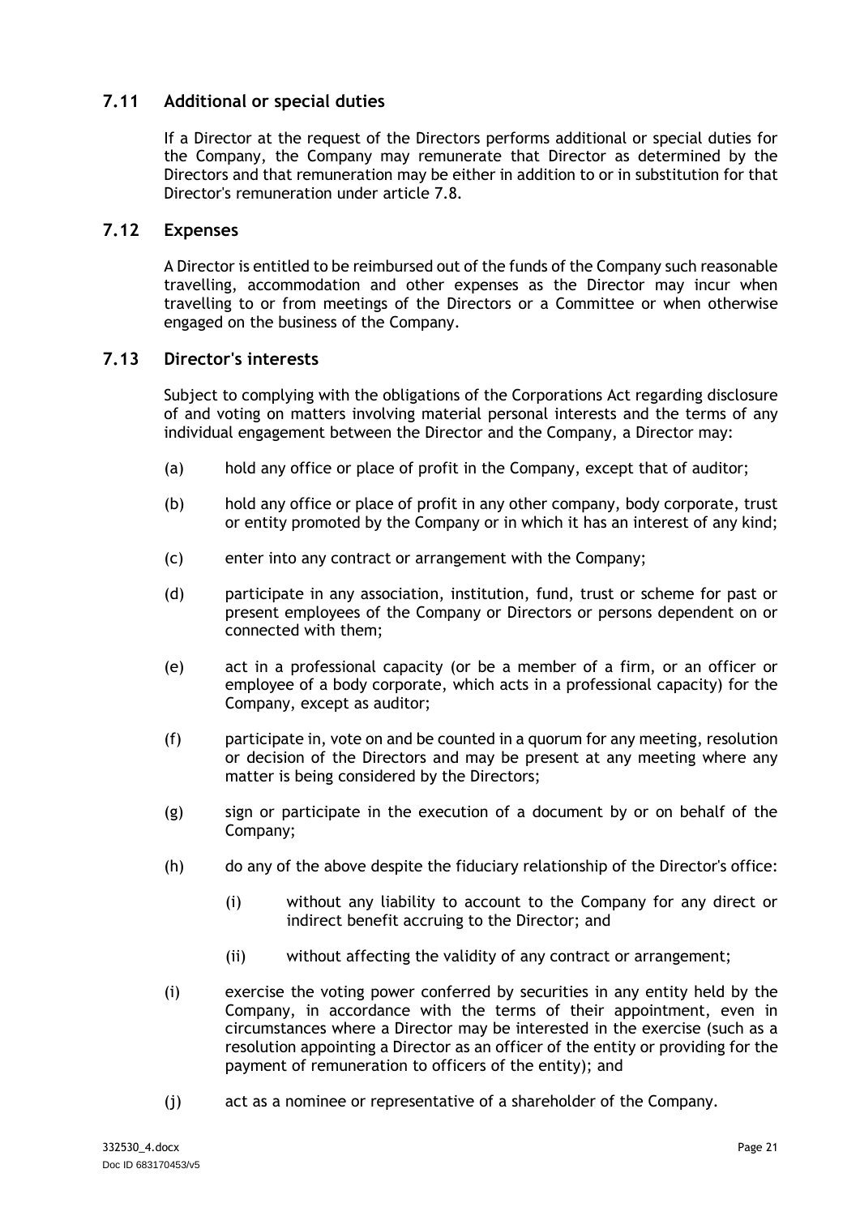## 7.11 Additional or special duties

If a Director at the request of the Directors performs additional or special duties for the Company, the Company may remunerate that Director as determined by the Directors and that remuneration may be either in addition to or in substitution for that Director's remuneration under article 7.8.

## 7.12 Expenses

A Director is entitled to be reimbursed out of the funds of the Company such reasonable travelling, accommodation and other expenses as the Director may incur when travelling to or from meetings of the Directors or a Committee or when otherwise engaged on the business of the Company.

## 7.13 Director's interests

Subject to complying with the obligations of the Corporations Act regarding disclosure of and voting on matters involving material personal interests and the terms of any individual engagement between the Director and the Company, a Director may:

(a) hold any office or place of profit in the Company, except that of auditor;

(b) hold any office or place of profit in any other company, body corporate, trust or entity promoted by the Company or in which it has an interest of any kind;

(c) enter into any contract or arrangement with the Company;

(d) participate in any association, institution, fund, trust or scheme for past or present employees of the Company or Directors or persons dependent on or connected with them;

(e) act in a professional capacity (or be a member of a firm, or an officer or employee of a body corporate, which acts in a professional capacity) for the Company, except as auditor;

(f) participate in, vote on and be counted in a quorum for any meeting, resolution or decision of the Directors and may be present at any meeting where any matter is being considered by the Directors;

(g) sign or participate in the execution of a document by or on behalf of the Company;

(h) do any of the above despite the fiduciary relationship of the Director's office:

  (i) without any liability to account to the Company for any direct or indirect benefit accruing to the Director; and

  (ii) without affecting the validity of any contract or arrangement;

(i) exercise the voting power conferred by securities in any entity held by the Company, in accordance with the terms of their appointment, even in circumstances where a Director may be interested in the exercise (such as a resolution appointing a Director as an officer of the entity or providing for the payment of remuneration to officers of the entity); and

(j) act as a nominee or representative of a shareholder of the Company.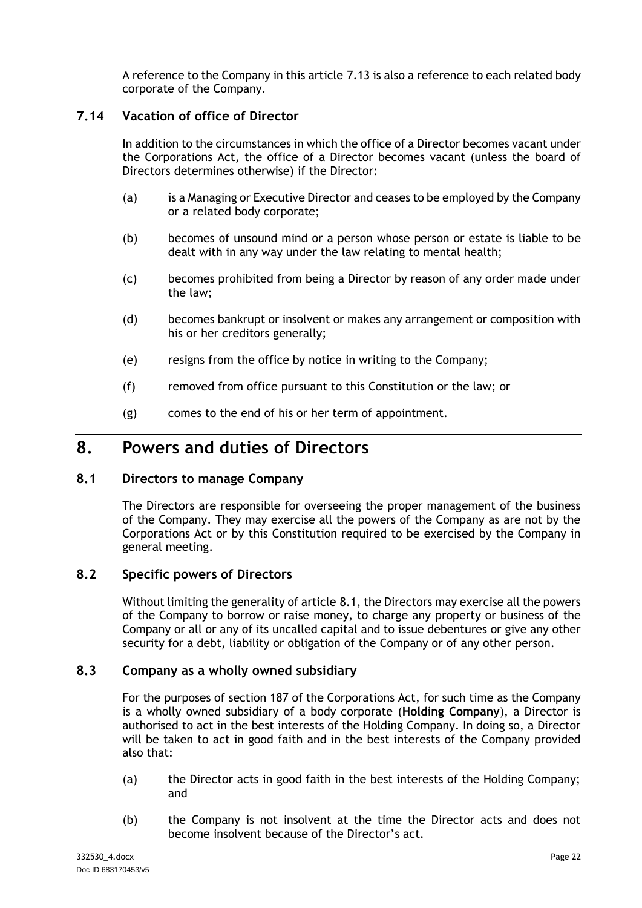A reference to the Company in this article 7.13 is also a reference to each related body corporate of the Company.

### 7.14 Vacation of office of Director

In addition to the circumstances in which the office of a Director becomes vacant under the Corporations Act, the office of a Director becomes vacant (unless the board of Directors determines otherwise) if the Director:

(a) is a Managing or Executive Director and ceases to be employed by the Company or a related body corporate;

(b) becomes of unsound mind or a person whose person or estate is liable to be dealt with in any way under the law relating to mental health;

(c) becomes prohibited from being a Director by reason of any order made under the law;

(d) becomes bankrupt or insolvent or makes any arrangement or composition with his or her creditors generally;

(e) resigns from the office by notice in writing to the Company;

(f) removed from office pursuant to this Constitution or the law; or

(g) comes to the end of his or her term of appointment.

## 8. Powers and duties of Directors

### 8.1 Directors to manage Company

The Directors are responsible for overseeing the proper management of the business of the Company. They may exercise all the powers of the Company as are not by the Corporations Act or by this Constitution required to be exercised by the Company in general meeting.

### 8.2 Specific powers of Directors

Without limiting the generality of article 8.1, the Directors may exercise all the powers of the Company to borrow or raise money, to charge any property or business of the Company or all or any of its uncalled capital and to issue debentures or give any other security for a debt, liability or obligation of the Company or of any other person.

### 8.3 Company as a wholly owned subsidiary

For the purposes of section 187 of the Corporations Act, for such time as the Company is a wholly owned subsidiary of a body corporate (**Holding Company**), a Director is authorised to act in the best interests of the Holding Company. In doing so, a Director will be taken to act in good faith and in the best interests of the Company provided also that:

(a) the Director acts in good faith in the best interests of the Holding Company; and

(b) the Company is not insolvent at the time the Director acts and does not become insolvent because of the Director's act.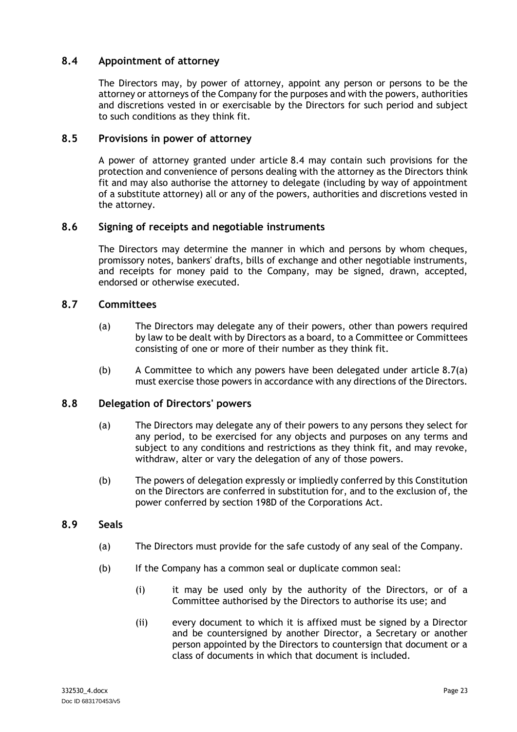### 8.4 Appointment of attorney

The Directors may, by power of attorney, appoint any person or persons to be the attorney or attorneys of the Company for the purposes and with the powers, authorities and discretions vested in or exercisable by the Directors for such period and subject to such conditions as they think fit.

### 8.5 Provisions in power of attorney

A power of attorney granted under article 8.4 may contain such provisions for the protection and convenience of persons dealing with the attorney as the Directors think fit and may also authorise the attorney to delegate (including by way of appointment of a substitute attorney) all or any of the powers, authorities and discretions vested in the attorney.

### 8.6 Signing of receipts and negotiable instruments

The Directors may determine the manner in which and persons by whom cheques, promissory notes, bankers' drafts, bills of exchange and other negotiable instruments, and receipts for money paid to the Company, may be signed, drawn, accepted, endorsed or otherwise executed.

### 8.7 Committees

(a) The Directors may delegate any of their powers, other than powers required by law to be dealt with by Directors as a board, to a Committee or Committees consisting of one or more of their number as they think fit.

(b) A Committee to which any powers have been delegated under article 8.7(a) must exercise those powers in accordance with any directions of the Directors.

### 8.8 Delegation of Directors' powers

(a) The Directors may delegate any of their powers to any persons they select for any period, to be exercised for any objects and purposes on any terms and subject to any conditions and restrictions as they think fit, and may revoke, withdraw, alter or vary the delegation of any of those powers.

(b) The powers of delegation expressly or impliedly conferred by this Constitution on the Directors are conferred in substitution for, and to the exclusion of, the power conferred by section 198D of the Corporations Act.

### 8.9 Seals

(a) The Directors must provide for the safe custody of any seal of the Company.

(b) If the Company has a common seal or duplicate common seal:

(i) it may be used only by the authority of the Directors, or of a Committee authorised by the Directors to authorise its use; and

(ii) every document to which it is affixed must be signed by a Director and be countersigned by another Director, a Secretary or another person appointed by the Directors to countersign that document or a class of documents in which that document is included.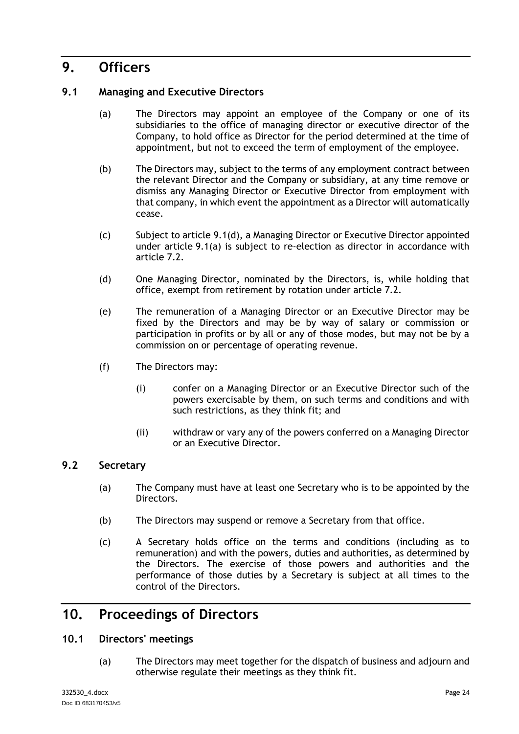# 9. Officers

## 9.1 Managing and Executive Directors

(a) The Directors may appoint an employee of the Company or one of its subsidiaries to the office of managing director or executive director of the Company, to hold office as Director for the period determined at the time of appointment, but not to exceed the term of employment of the employee.

(b) The Directors may, subject to the terms of any employment contract between the relevant Director and the Company or subsidiary, at any time remove or dismiss any Managing Director or Executive Director from employment with that company, in which event the appointment as a Director will automatically cease.

(c) Subject to article 9.1(d), a Managing Director or Executive Director appointed under article 9.1(a) is subject to re-election as director in accordance with article 7.2.

(d) One Managing Director, nominated by the Directors, is, while holding that office, exempt from retirement by rotation under article 7.2.

(e) The remuneration of a Managing Director or an Executive Director may be fixed by the Directors and may be by way of salary or commission or participation in profits or by all or any of those modes, but may not be by a commission on or percentage of operating revenue.

(f) The Directors may:

(i) confer on a Managing Director or an Executive Director such of the powers exercisable by them, on such terms and conditions and with such restrictions, as they think fit; and

(ii) withdraw or vary any of the powers conferred on a Managing Director or an Executive Director.

## 9.2 Secretary

(a) The Company must have at least one Secretary who is to be appointed by the Directors.

(b) The Directors may suspend or remove a Secretary from that office.

(c) A Secretary holds office on the terms and conditions (including as to remuneration) and with the powers, duties and authorities, as determined by the Directors. The exercise of those powers and authorities and the performance of those duties by a Secretary is subject at all times to the control of the Directors.

# 10. Proceedings of Directors

## 10.1 Directors' meetings

(a) The Directors may meet together for the dispatch of business and adjourn and otherwise regulate their meetings as they think fit.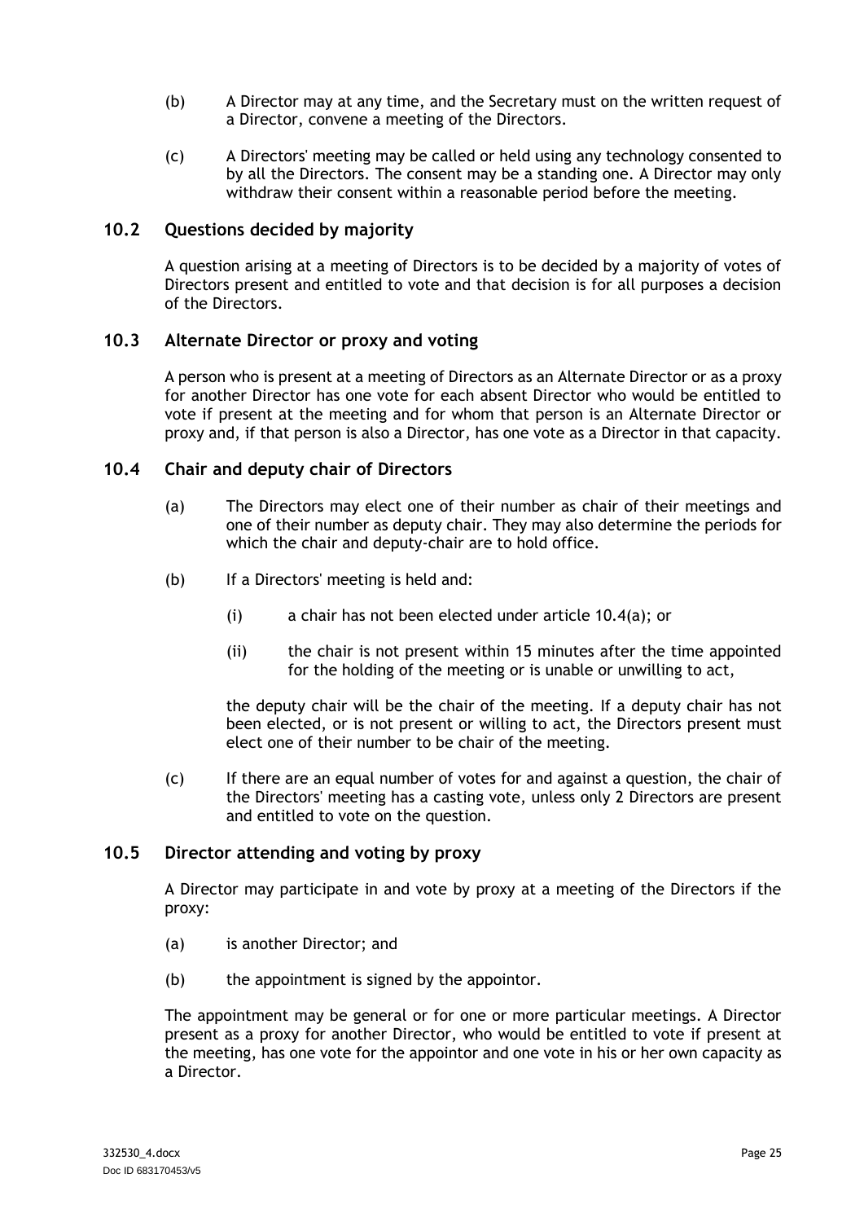(b) A Director may at any time, and the Secretary must on the written request of a Director, convene a meeting of the Directors.

(c) A Directors' meeting may be called or held using any technology consented to by all the Directors. The consent may be a standing one. A Director may only withdraw their consent within a reasonable period before the meeting.

## 10.2 Questions decided by majority

A question arising at a meeting of Directors is to be decided by a majority of votes of Directors present and entitled to vote and that decision is for all purposes a decision of the Directors.

## 10.3 Alternate Director or proxy and voting

A person who is present at a meeting of Directors as an Alternate Director or as a proxy for another Director has one vote for each absent Director who would be entitled to vote if present at the meeting and for whom that person is an Alternate Director or proxy and, if that person is also a Director, has one vote as a Director in that capacity.

## 10.4 Chair and deputy chair of Directors

(a) The Directors may elect one of their number as chair of their meetings and one of their number as deputy chair. They may also determine the periods for which the chair and deputy-chair are to hold office.

(b) If a Directors' meeting is held and:

   (i) a chair has not been elected under article 10.4(a); or

   (ii) the chair is not present within 15 minutes after the time appointed for the holding of the meeting or is unable or unwilling to act,

   the deputy chair will be the chair of the meeting. If a deputy chair has not been elected, or is not present or willing to act, the Directors present must elect one of their number to be chair of the meeting.

(c) If there are an equal number of votes for and against a question, the chair of the Directors' meeting has a casting vote, unless only 2 Directors are present and entitled to vote on the question.

## 10.5 Director attending and voting by proxy

A Director may participate in and vote by proxy at a meeting of the Directors if the proxy:

(a) is another Director; and

(b) the appointment is signed by the appointor.

The appointment may be general or for one or more particular meetings. A Director present as a proxy for another Director, who would be entitled to vote if present at the meeting, has one vote for the appointor and one vote in his or her own capacity as a Director.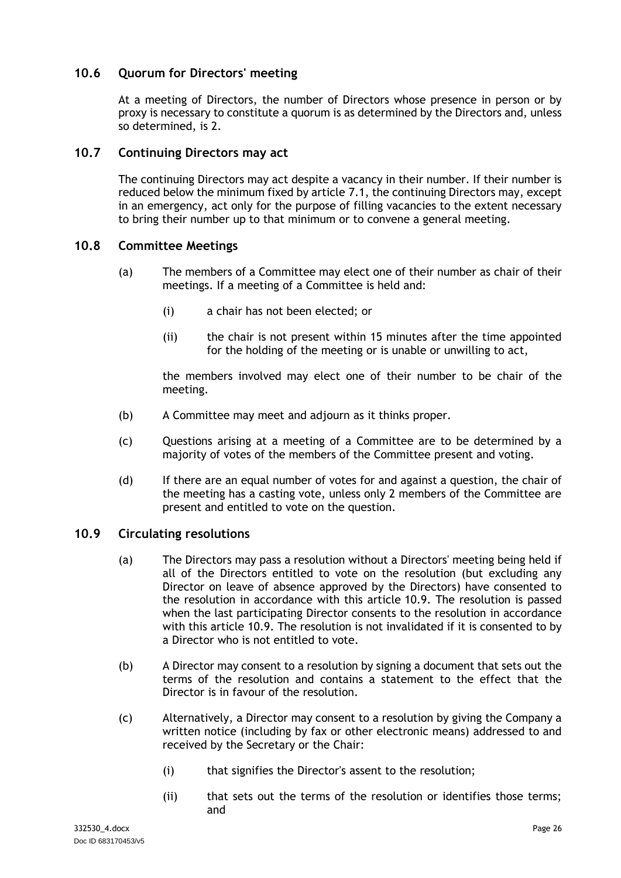### 10.6 Quorum for Directors' meeting

At a meeting of Directors, the number of Directors whose presence in person or by proxy is necessary to constitute a quorum is as determined by the Directors and, unless so determined, is 2.

### 10.7 Continuing Directors may act

The continuing Directors may act despite a vacancy in their number. If their number is reduced below the minimum fixed by article 7.1, the continuing Directors may, except in an emergency, act only for the purpose of filling vacancies to the extent necessary to bring their number up to that minimum or to convene a general meeting.

### 10.8 Committee Meetings

(a) The members of a Committee may elect one of their number as chair of their meetings. If a meeting of a Committee is held and:

(i) a chair has not been elected; or

(ii) the chair is not present within 15 minutes after the time appointed for the holding of the meeting or is unable or unwilling to act,

the members involved may elect one of their number to be chair of the meeting.

(b) A Committee may meet and adjourn as it thinks proper.

(c) Questions arising at a meeting of a Committee are to be determined by a majority of votes of the members of the Committee present and voting.

(d) If there are an equal number of votes for and against a question, the chair of the meeting has a casting vote, unless only 2 members of the Committee are present and entitled to vote on the question.

### 10.9 Circulating resolutions

(a) The Directors may pass a resolution without a Directors' meeting being held if all of the Directors entitled to vote on the resolution (but excluding any Director on leave of absence approved by the Directors) have consented to the resolution in accordance with this article 10.9. The resolution is passed when the last participating Director consents to the resolution in accordance with this article 10.9. The resolution is not invalidated if it is consented to by a Director who is not entitled to vote.

(b) A Director may consent to a resolution by signing a document that sets out the terms of the resolution and contains a statement to the effect that the Director is in favour of the resolution.

(c) Alternatively, a Director may consent to a resolution by giving the Company a written notice (including by fax or other electronic means) addressed to and received by the Secretary or the Chair:

(i) that signifies the Director's assent to the resolution;

(ii) that sets out the terms of the resolution or identifies those terms; and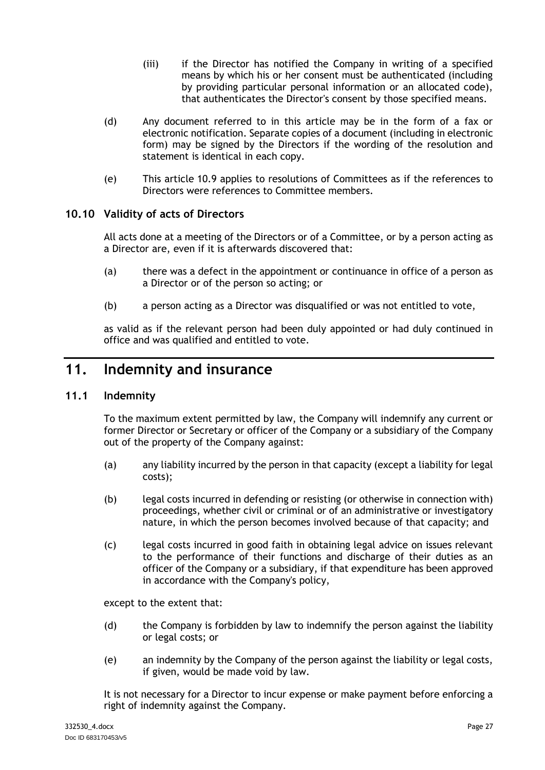(iii) if the Director has notified the Company in writing of a specified means by which his or her consent must be authenticated (including by providing particular personal information or an allocated code), that authenticates the Director's consent by those specified means.

(d) Any document referred to in this article may be in the form of a fax or electronic notification. Separate copies of a document (including in electronic form) may be signed by the Directors if the wording of the resolution and statement is identical in each copy.

(e) This article 10.9 applies to resolutions of Committees as if the references to Directors were references to Committee members.

### 10.10 Validity of acts of Directors

All acts done at a meeting of the Directors or of a Committee, or by a person acting as a Director are, even if it is afterwards discovered that:

(a) there was a defect in the appointment or continuance in office of a person as a Director or of the person so acting; or

(b) a person acting as a Director was disqualified or was not entitled to vote,

as valid as if the relevant person had been duly appointed or had duly continued in office and was qualified and entitled to vote.

## 11. Indemnity and insurance

### 11.1 Indemnity

To the maximum extent permitted by law, the Company will indemnify any current or former Director or Secretary or officer of the Company or a subsidiary of the Company out of the property of the Company against:

(a) any liability incurred by the person in that capacity (except a liability for legal costs);

(b) legal costs incurred in defending or resisting (or otherwise in connection with) proceedings, whether civil or criminal or of an administrative or investigatory nature, in which the person becomes involved because of that capacity; and

(c) legal costs incurred in good faith in obtaining legal advice on issues relevant to the performance of their functions and discharge of their duties as an officer of the Company or a subsidiary, if that expenditure has been approved in accordance with the Company's policy,

except to the extent that:

(d) the Company is forbidden by law to indemnify the person against the liability or legal costs; or

(e) an indemnity by the Company of the person against the liability or legal costs, if given, would be made void by law.

It is not necessary for a Director to incur expense or make payment before enforcing a right of indemnity against the Company.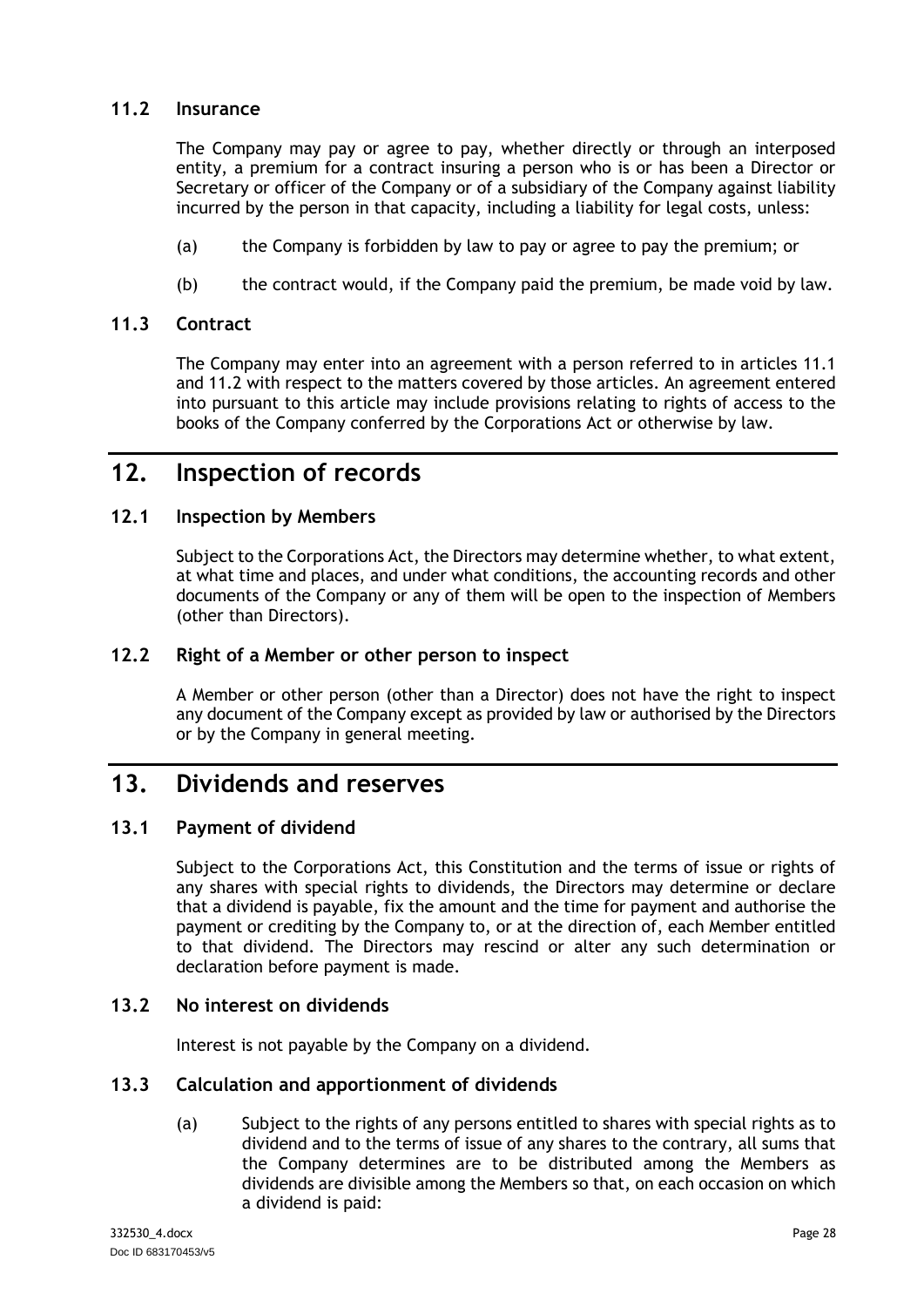### 11.2 Insurance

The Company may pay or agree to pay, whether directly or through an interposed entity, a premium for a contract insuring a person who is or has been a Director or Secretary or officer of the Company or of a subsidiary of the Company against liability incurred by the person in that capacity, including a liability for legal costs, unless:

(a) the Company is forbidden by law to pay or agree to pay the premium; or

(b) the contract would, if the Company paid the premium, be made void by law.

### 11.3 Contract

The Company may enter into an agreement with a person referred to in articles 11.1 and 11.2 with respect to the matters covered by those articles. An agreement entered into pursuant to this article may include provisions relating to rights of access to the books of the Company conferred by the Corporations Act or otherwise by law.

## 12. Inspection of records

### 12.1 Inspection by Members

Subject to the Corporations Act, the Directors may determine whether, to what extent, at what time and places, and under what conditions, the accounting records and other documents of the Company or any of them will be open to the inspection of Members (other than Directors).

### 12.2 Right of a Member or other person to inspect

A Member or other person (other than a Director) does not have the right to inspect any document of the Company except as provided by law or authorised by the Directors or by the Company in general meeting.

## 13. Dividends and reserves

### 13.1 Payment of dividend

Subject to the Corporations Act, this Constitution and the terms of issue or rights of any shares with special rights to dividends, the Directors may determine or declare that a dividend is payable, fix the amount and the time for payment and authorise the payment or crediting by the Company to, or at the direction of, each Member entitled to that dividend. The Directors may rescind or alter any such determination or declaration before payment is made.

### 13.2 No interest on dividends

Interest is not payable by the Company on a dividend.

### 13.3 Calculation and apportionment of dividends

(a) Subject to the rights of any persons entitled to shares with special rights as to dividend and to the terms of issue of any shares to the contrary, all sums that the Company determines are to be distributed among the Members as dividends are divisible among the Members so that, on each occasion on which a dividend is paid: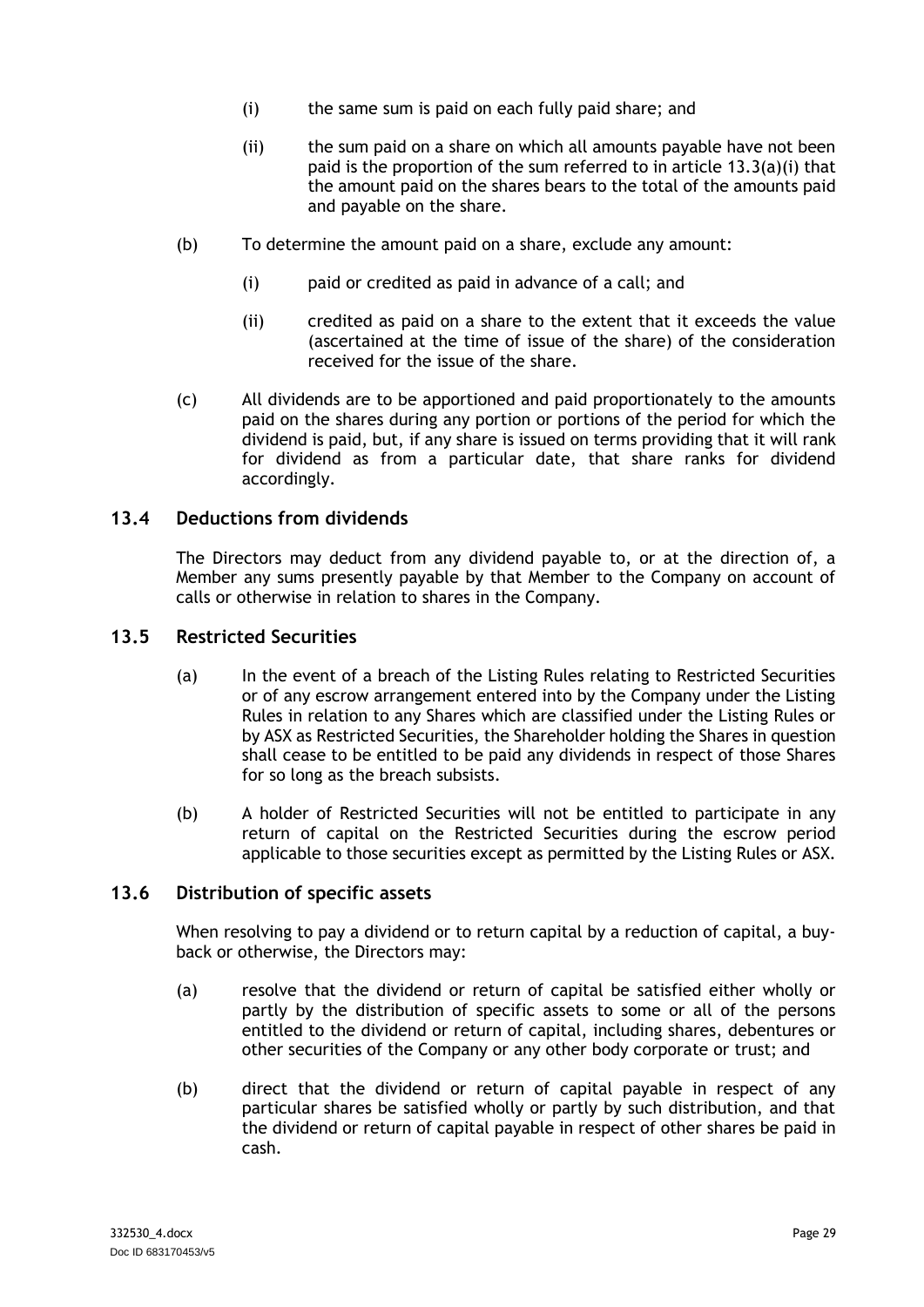(i) the same sum is paid on each fully paid share; and

(ii) the sum paid on a share on which all amounts payable have not been paid is the proportion of the sum referred to in article 13.3(a)(i) that the amount paid on the shares bears to the total of the amounts paid and payable on the share.

(b) To determine the amount paid on a share, exclude any amount:

(i) paid or credited as paid in advance of a call; and

(ii) credited as paid on a share to the extent that it exceeds the value (ascertained at the time of issue of the share) of the consideration received for the issue of the share.

(c) All dividends are to be apportioned and paid proportionately to the amounts paid on the shares during any portion or portions of the period for which the dividend is paid, but, if any share is issued on terms providing that it will rank for dividend as from a particular date, that share ranks for dividend accordingly.

## 13.4 Deductions from dividends

The Directors may deduct from any dividend payable to, or at the direction of, a Member any sums presently payable by that Member to the Company on account of calls or otherwise in relation to shares in the Company.

## 13.5 Restricted Securities

(a) In the event of a breach of the Listing Rules relating to Restricted Securities or of any escrow arrangement entered into by the Company under the Listing Rules in relation to any Shares which are classified under the Listing Rules or by ASX as Restricted Securities, the Shareholder holding the Shares in question shall cease to be entitled to be paid any dividends in respect of those Shares for so long as the breach subsists.

(b) A holder of Restricted Securities will not be entitled to participate in any return of capital on the Restricted Securities during the escrow period applicable to those securities except as permitted by the Listing Rules or ASX.

## 13.6 Distribution of specific assets

When resolving to pay a dividend or to return capital by a reduction of capital, a buy-back or otherwise, the Directors may:

(a) resolve that the dividend or return of capital be satisfied either wholly or partly by the distribution of specific assets to some or all of the persons entitled to the dividend or return of capital, including shares, debentures or other securities of the Company or any other body corporate or trust; and

(b) direct that the dividend or return of capital payable in respect of any particular shares be satisfied wholly or partly by such distribution, and that the dividend or return of capital payable in respect of other shares be paid in cash.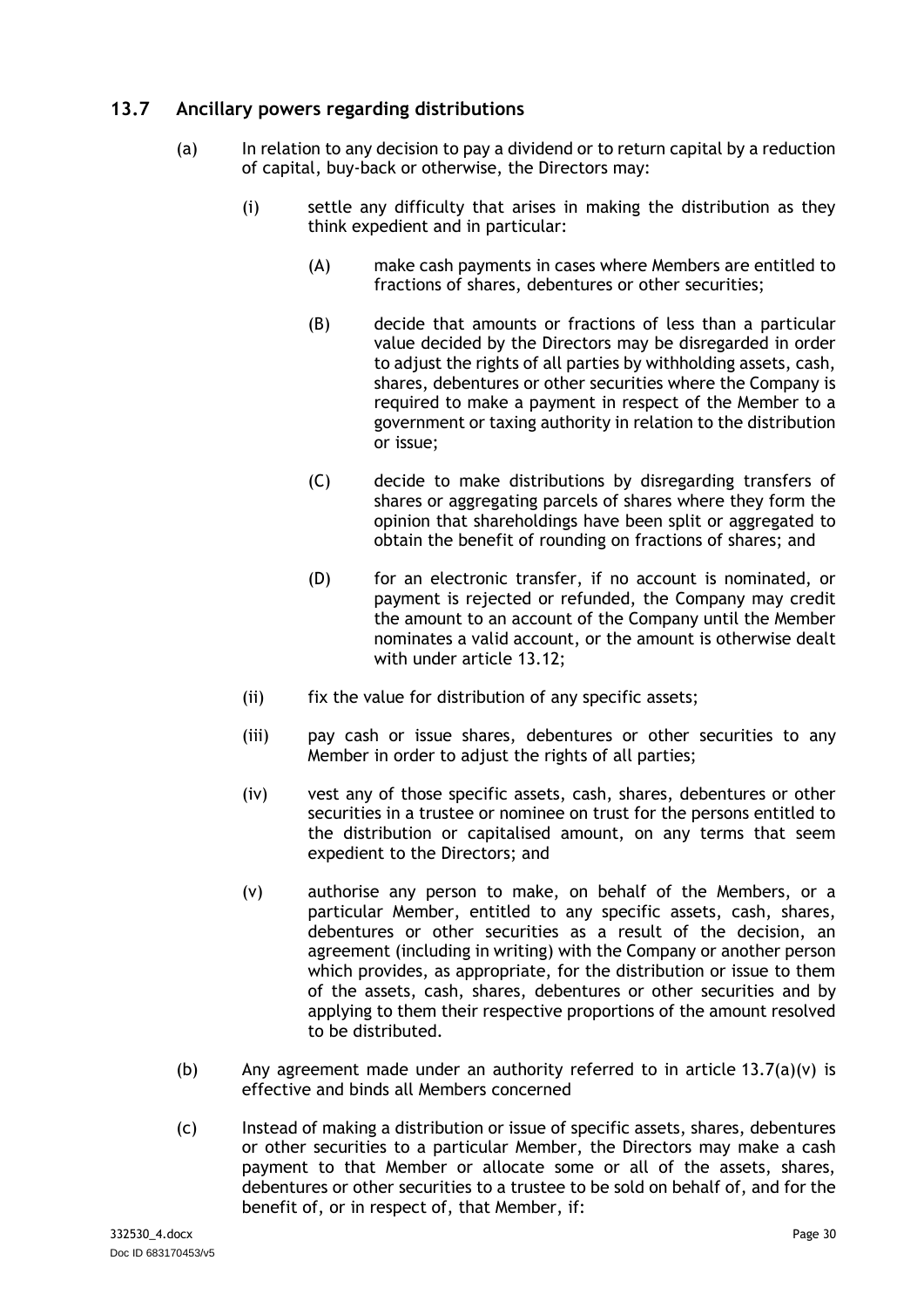## 13.7 Ancillary powers regarding distributions

(a) In relation to any decision to pay a dividend or to return capital by a reduction of capital, buy-back or otherwise, the Directors may:

 (i) settle any difficulty that arises in making the distribution as they think expedient and in particular:

  (A) make cash payments in cases where Members are entitled to fractions of shares, debentures or other securities;

  (B) decide that amounts or fractions of less than a particular value decided by the Directors may be disregarded in order to adjust the rights of all parties by withholding assets, cash, shares, debentures or other securities where the Company is required to make a payment in respect of the Member to a government or taxing authority in relation to the distribution or issue;

  (C) decide to make distributions by disregarding transfers of shares or aggregating parcels of shares where they form the opinion that shareholdings have been split or aggregated to obtain the benefit of rounding on fractions of shares; and

  (D) for an electronic transfer, if no account is nominated, or payment is rejected or refunded, the Company may credit the amount to an account of the Company until the Member nominates a valid account, or the amount is otherwise dealt with under article 13.12;

 (ii) fix the value for distribution of any specific assets;

 (iii) pay cash or issue shares, debentures or other securities to any Member in order to adjust the rights of all parties;

 (iv) vest any of those specific assets, cash, shares, debentures or other securities in a trustee or nominee on trust for the persons entitled to the distribution or capitalised amount, on any terms that seem expedient to the Directors; and

 (v) authorise any person to make, on behalf of the Members, or a particular Member, entitled to any specific assets, cash, shares, debentures or other securities as a result of the decision, an agreement (including in writing) with the Company or another person which provides, as appropriate, for the distribution or issue to them of the assets, cash, shares, debentures or other securities and by applying to them their respective proportions of the amount resolved to be distributed.

(b) Any agreement made under an authority referred to in article 13.7(a)(v) is effective and binds all Members concerned

(c) Instead of making a distribution or issue of specific assets, shares, debentures or other securities to a particular Member, the Directors may make a cash payment to that Member or allocate some or all of the assets, shares, debentures or other securities to a trustee to be sold on behalf of, and for the benefit of, or in respect of, that Member, if: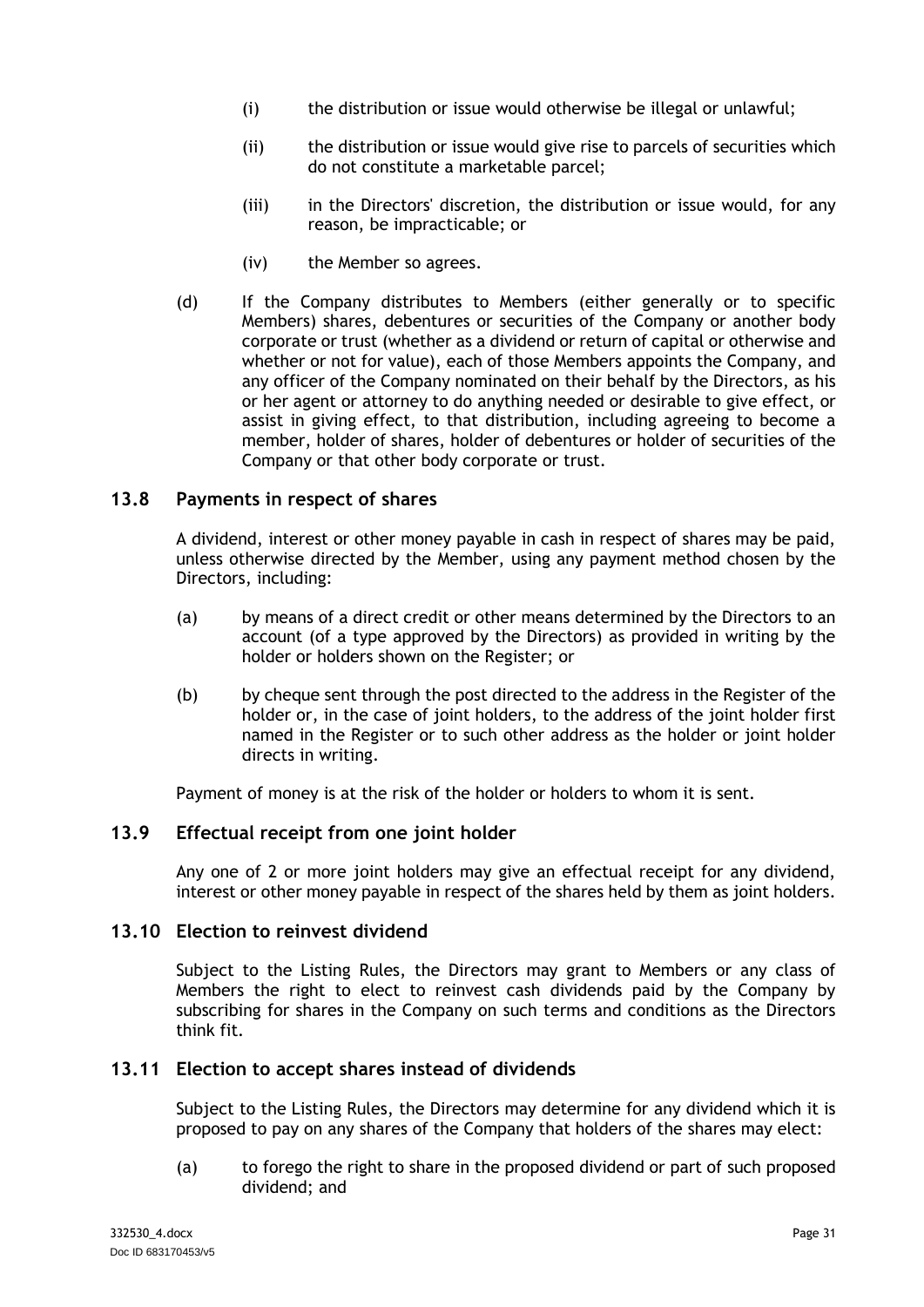(i) the distribution or issue would otherwise be illegal or unlawful;

(ii) the distribution or issue would give rise to parcels of securities which do not constitute a marketable parcel;

(iii) in the Directors' discretion, the distribution or issue would, for any reason, be impracticable; or

(iv) the Member so agrees.

(d) If the Company distributes to Members (either generally or to specific Members) shares, debentures or securities of the Company or another body corporate or trust (whether as a dividend or return of capital or otherwise and whether or not for value), each of those Members appoints the Company, and any officer of the Company nominated on their behalf by the Directors, as his or her agent or attorney to do anything needed or desirable to give effect, or assist in giving effect, to that distribution, including agreeing to become a member, holder of shares, holder of debentures or holder of securities of the Company or that other body corporate or trust.

### 13.8 Payments in respect of shares

A dividend, interest or other money payable in cash in respect of shares may be paid, unless otherwise directed by the Member, using any payment method chosen by the Directors, including:

(a) by means of a direct credit or other means determined by the Directors to an account (of a type approved by the Directors) as provided in writing by the holder or holders shown on the Register; or

(b) by cheque sent through the post directed to the address in the Register of the holder or, in the case of joint holders, to the address of the joint holder first named in the Register or to such other address as the holder or joint holder directs in writing.

Payment of money is at the risk of the holder or holders to whom it is sent.

### 13.9 Effectual receipt from one joint holder

Any one of 2 or more joint holders may give an effectual receipt for any dividend, interest or other money payable in respect of the shares held by them as joint holders.

### 13.10 Election to reinvest dividend

Subject to the Listing Rules, the Directors may grant to Members or any class of Members the right to elect to reinvest cash dividends paid by the Company by subscribing for shares in the Company on such terms and conditions as the Directors think fit.

### 13.11 Election to accept shares instead of dividends

Subject to the Listing Rules, the Directors may determine for any dividend which it is proposed to pay on any shares of the Company that holders of the shares may elect:

(a) to forego the right to share in the proposed dividend or part of such proposed dividend; and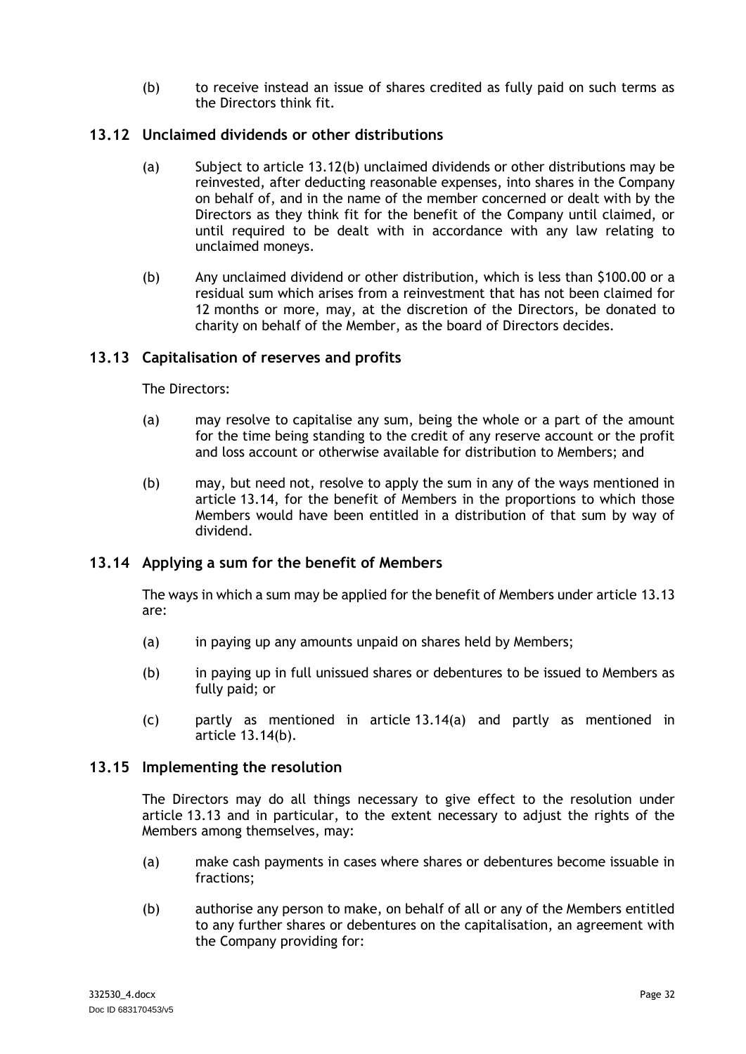(b) to receive instead an issue of shares credited as fully paid on such terms as the Directors think fit.

### 13.12 Unclaimed dividends or other distributions

(a) Subject to article 13.12(b) unclaimed dividends or other distributions may be reinvested, after deducting reasonable expenses, into shares in the Company on behalf of, and in the name of the member concerned or dealt with by the Directors as they think fit for the benefit of the Company until claimed, or until required to be dealt with in accordance with any law relating to unclaimed moneys.

(b) Any unclaimed dividend or other distribution, which is less than $100.00 or a residual sum which arises from a reinvestment that has not been claimed for 12 months or more, may, at the discretion of the Directors, be donated to charity on behalf of the Member, as the board of Directors decides.

### 13.13 Capitalisation of reserves and profits

The Directors:

(a) may resolve to capitalise any sum, being the whole or a part of the amount for the time being standing to the credit of any reserve account or the profit and loss account or otherwise available for distribution to Members; and

(b) may, but need not, resolve to apply the sum in any of the ways mentioned in article 13.14, for the benefit of Members in the proportions to which those Members would have been entitled in a distribution of that sum by way of dividend.

### 13.14 Applying a sum for the benefit of Members

The ways in which a sum may be applied for the benefit of Members under article 13.13 are:

(a) in paying up any amounts unpaid on shares held by Members;

(b) in paying up in full unissued shares or debentures to be issued to Members as fully paid; or

(c) partly as mentioned in article 13.14(a) and partly as mentioned in article 13.14(b).

### 13.15 Implementing the resolution

The Directors may do all things necessary to give effect to the resolution under article 13.13 and in particular, to the extent necessary to adjust the rights of the Members among themselves, may:

(a) make cash payments in cases where shares or debentures become issuable in fractions;

(b) authorise any person to make, on behalf of all or any of the Members entitled to any further shares or debentures on the capitalisation, an agreement with the Company providing for: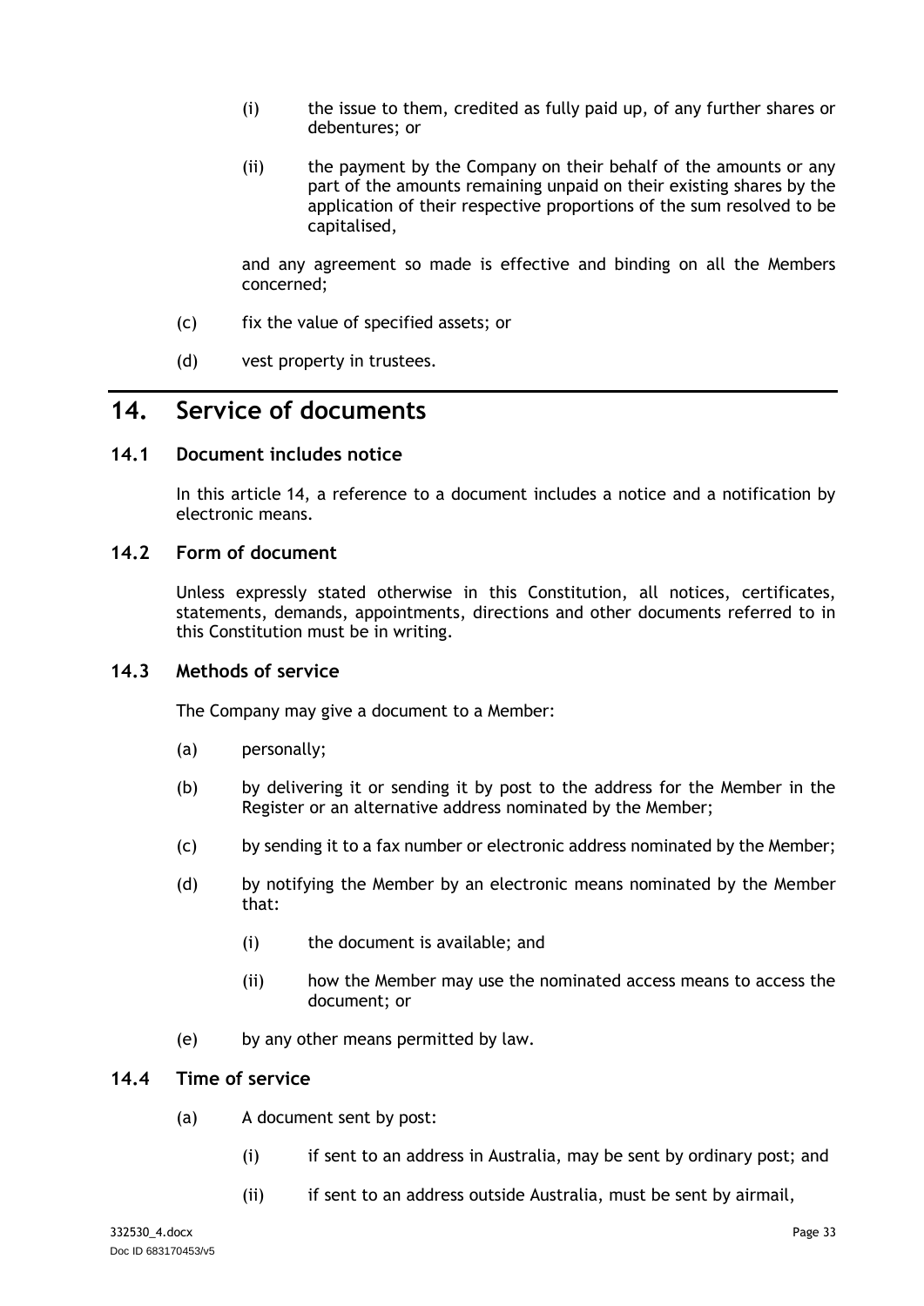(i) the issue to them, credited as fully paid up, of any further shares or debentures; or

(ii) the payment by the Company on their behalf of the amounts or any part of the amounts remaining unpaid on their existing shares by the application of their respective proportions of the sum resolved to be capitalised,

and any agreement so made is effective and binding on all the Members concerned;

(c) fix the value of specified assets; or

(d) vest property in trustees.

# 14. Service of documents

## 14.1 Document includes notice

In this article 14, a reference to a document includes a notice and a notification by electronic means.

## 14.2 Form of document

Unless expressly stated otherwise in this Constitution, all notices, certificates, statements, demands, appointments, directions and other documents referred to in this Constitution must be in writing.

## 14.3 Methods of service

The Company may give a document to a Member:

(a) personally;

(b) by delivering it or sending it by post to the address for the Member in the Register or an alternative address nominated by the Member;

(c) by sending it to a fax number or electronic address nominated by the Member;

(d) by notifying the Member by an electronic means nominated by the Member that:

(i) the document is available; and

(ii) how the Member may use the nominated access means to access the document; or

(e) by any other means permitted by law.

## 14.4 Time of service

(a) A document sent by post:

(i) if sent to an address in Australia, may be sent by ordinary post; and

(ii) if sent to an address outside Australia, must be sent by airmail,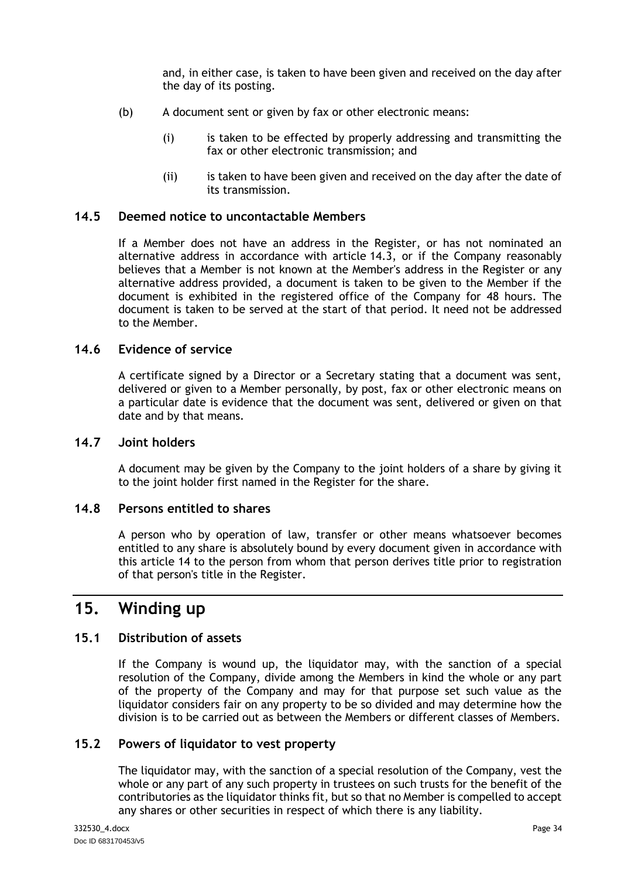and, in either case, is taken to have been given and received on the day after the day of its posting.

(b) A document sent or given by fax or other electronic means:

(i) is taken to be effected by properly addressing and transmitting the fax or other electronic transmission; and

(ii) is taken to have been given and received on the day after the date of its transmission.

### 14.5 Deemed notice to uncontactable Members

If a Member does not have an address in the Register, or has not nominated an alternative address in accordance with article 14.3, or if the Company reasonably believes that a Member is not known at the Member's address in the Register or any alternative address provided, a document is taken to be given to the Member if the document is exhibited in the registered office of the Company for 48 hours. The document is taken to be served at the start of that period. It need not be addressed to the Member.

### 14.6 Evidence of service

A certificate signed by a Director or a Secretary stating that a document was sent, delivered or given to a Member personally, by post, fax or other electronic means on a particular date is evidence that the document was sent, delivered or given on that date and by that means.

### 14.7 Joint holders

A document may be given by the Company to the joint holders of a share by giving it to the joint holder first named in the Register for the share.

### 14.8 Persons entitled to shares

A person who by operation of law, transfer or other means whatsoever becomes entitled to any share is absolutely bound by every document given in accordance with this article 14 to the person from whom that person derives title prior to registration of that person's title in the Register.

## 15. Winding up

### 15.1 Distribution of assets

If the Company is wound up, the liquidator may, with the sanction of a special resolution of the Company, divide among the Members in kind the whole or any part of the property of the Company and may for that purpose set such value as the liquidator considers fair on any property to be so divided and may determine how the division is to be carried out as between the Members or different classes of Members.

### 15.2 Powers of liquidator to vest property

The liquidator may, with the sanction of a special resolution of the Company, vest the whole or any part of any such property in trustees on such trusts for the benefit of the contributories as the liquidator thinks fit, but so that no Member is compelled to accept any shares or other securities in respect of which there is any liability.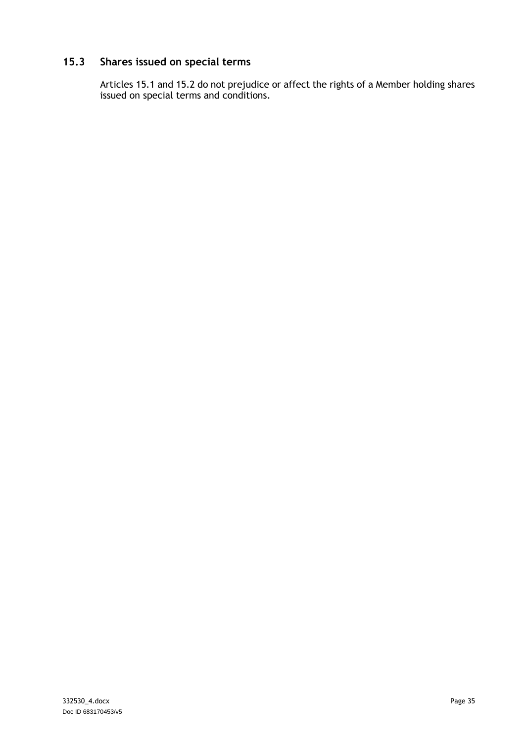### 15.3 Shares issued on special terms

Articles 15.1 and 15.2 do not prejudice or affect the rights of a Member holding shares issued on special terms and conditions.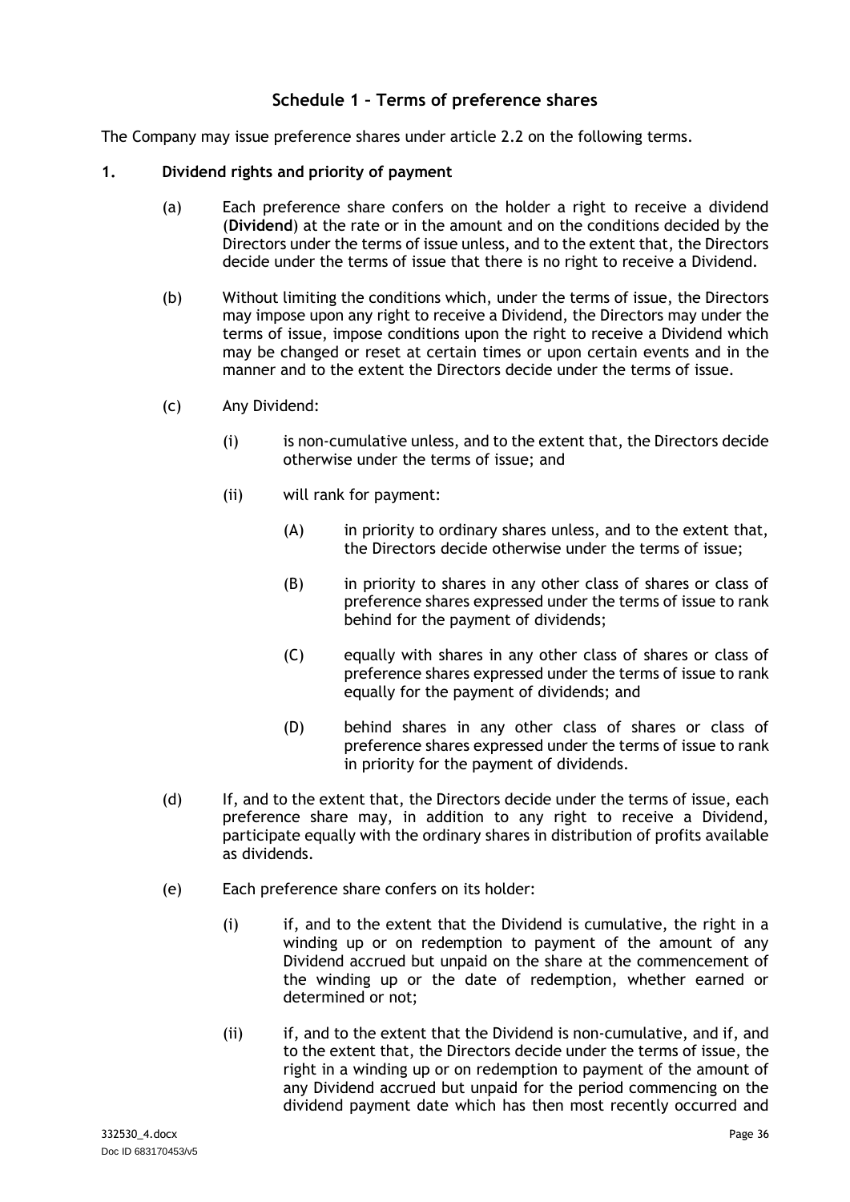## Schedule 1 – Terms of preference shares

The Company may issue preference shares under article 2.2 on the following terms.

**1. Dividend rights and priority of payment**

(a) Each preference share confers on the holder a right to receive a dividend (**Dividend**) at the rate or in the amount and on the conditions decided by the Directors under the terms of issue unless, and to the extent that, the Directors decide under the terms of issue that there is no right to receive a Dividend.

(b) Without limiting the conditions which, under the terms of issue, the Directors may impose upon any right to receive a Dividend, the Directors may under the terms of issue, impose conditions upon the right to receive a Dividend which may be changed or reset at certain times or upon certain events and in the manner and to the extent the Directors decide under the terms of issue.

(c) Any Dividend:

(i) is non-cumulative unless, and to the extent that, the Directors decide otherwise under the terms of issue; and

(ii) will rank for payment:

(A) in priority to ordinary shares unless, and to the extent that, the Directors decide otherwise under the terms of issue;

(B) in priority to shares in any other class of shares or class of preference shares expressed under the terms of issue to rank behind for the payment of dividends;

(C) equally with shares in any other class of shares or class of preference shares expressed under the terms of issue to rank equally for the payment of dividends; and

(D) behind shares in any other class of shares or class of preference shares expressed under the terms of issue to rank in priority for the payment of dividends.

(d) If, and to the extent that, the Directors decide under the terms of issue, each preference share may, in addition to any right to receive a Dividend, participate equally with the ordinary shares in distribution of profits available as dividends.

(e) Each preference share confers on its holder:

(i) if, and to the extent that the Dividend is cumulative, the right in a winding up or on redemption to payment of the amount of any Dividend accrued but unpaid on the share at the commencement of the winding up or the date of redemption, whether earned or determined or not;

(ii) if, and to the extent that the Dividend is non-cumulative, and if, and to the extent that, the Directors decide under the terms of issue, the right in a winding up or on redemption to payment of the amount of any Dividend accrued but unpaid for the period commencing on the dividend payment date which has then most recently occurred and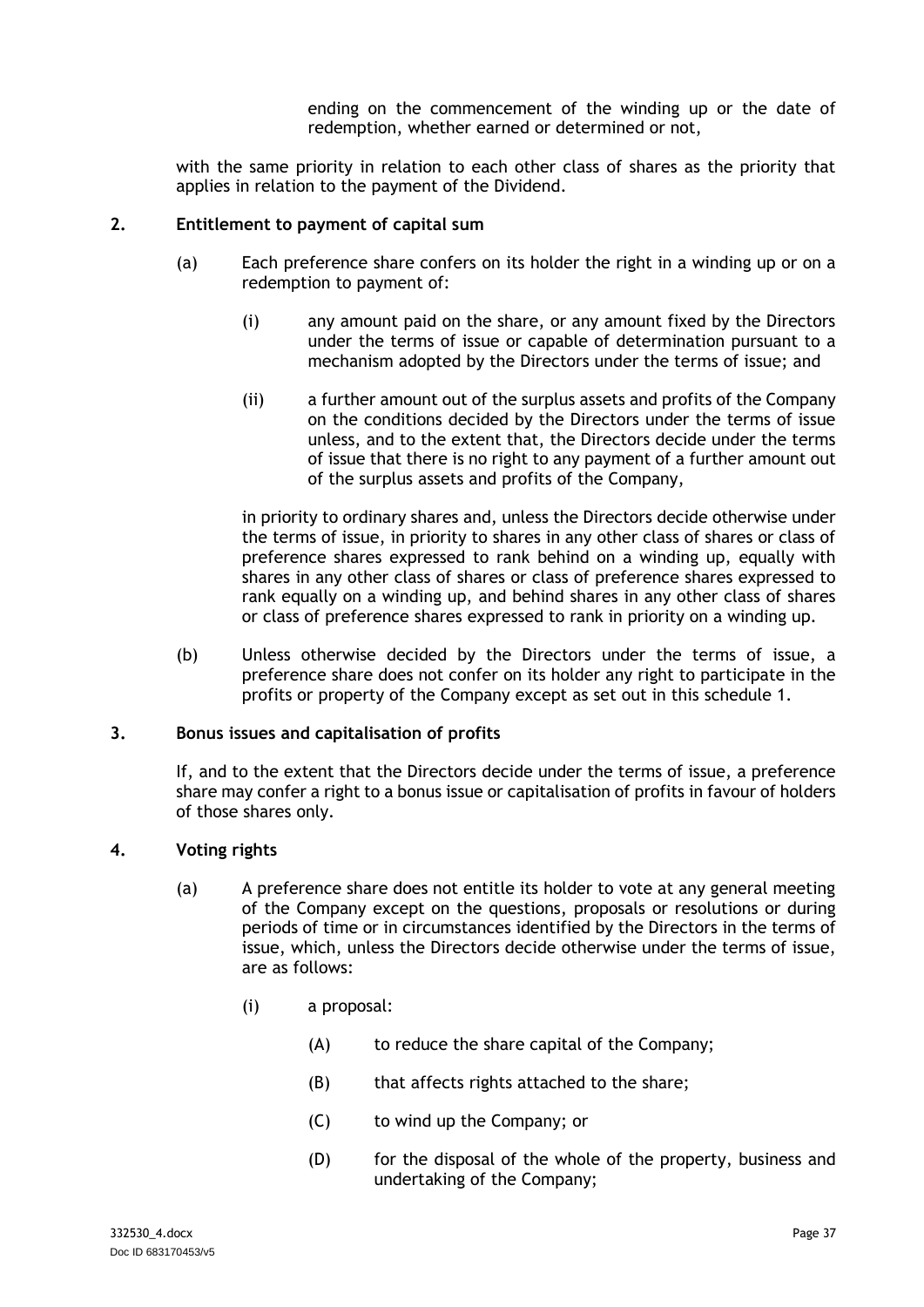ending on the commencement of the winding up or the date of redemption, whether earned or determined or not,

with the same priority in relation to each other class of shares as the priority that applies in relation to the payment of the Dividend.

## 2. Entitlement to payment of capital sum

(a) Each preference share confers on its holder the right in a winding up or on a redemption to payment of:

(i) any amount paid on the share, or any amount fixed by the Directors under the terms of issue or capable of determination pursuant to a mechanism adopted by the Directors under the terms of issue; and

(ii) a further amount out of the surplus assets and profits of the Company on the conditions decided by the Directors under the terms of issue unless, and to the extent that, the Directors decide under the terms of issue that there is no right to any payment of a further amount out of the surplus assets and profits of the Company,

in priority to ordinary shares and, unless the Directors decide otherwise under the terms of issue, in priority to shares in any other class of shares or class of preference shares expressed to rank behind on a winding up, equally with shares in any other class of shares or class of preference shares expressed to rank equally on a winding up, and behind shares in any other class of shares or class of preference shares expressed to rank in priority on a winding up.

(b) Unless otherwise decided by the Directors under the terms of issue, a preference share does not confer on its holder any right to participate in the profits or property of the Company except as set out in this schedule 1.

## 3. Bonus issues and capitalisation of profits

If, and to the extent that the Directors decide under the terms of issue, a preference share may confer a right to a bonus issue or capitalisation of profits in favour of holders of those shares only.

## 4. Voting rights

(a) A preference share does not entitle its holder to vote at any general meeting of the Company except on the questions, proposals or resolutions or during periods of time or in circumstances identified by the Directors in the terms of issue, which, unless the Directors decide otherwise under the terms of issue, are as follows:

(i) a proposal:

(A) to reduce the share capital of the Company;

(B) that affects rights attached to the share;

(C) to wind up the Company; or

(D) for the disposal of the whole of the property, business and undertaking of the Company;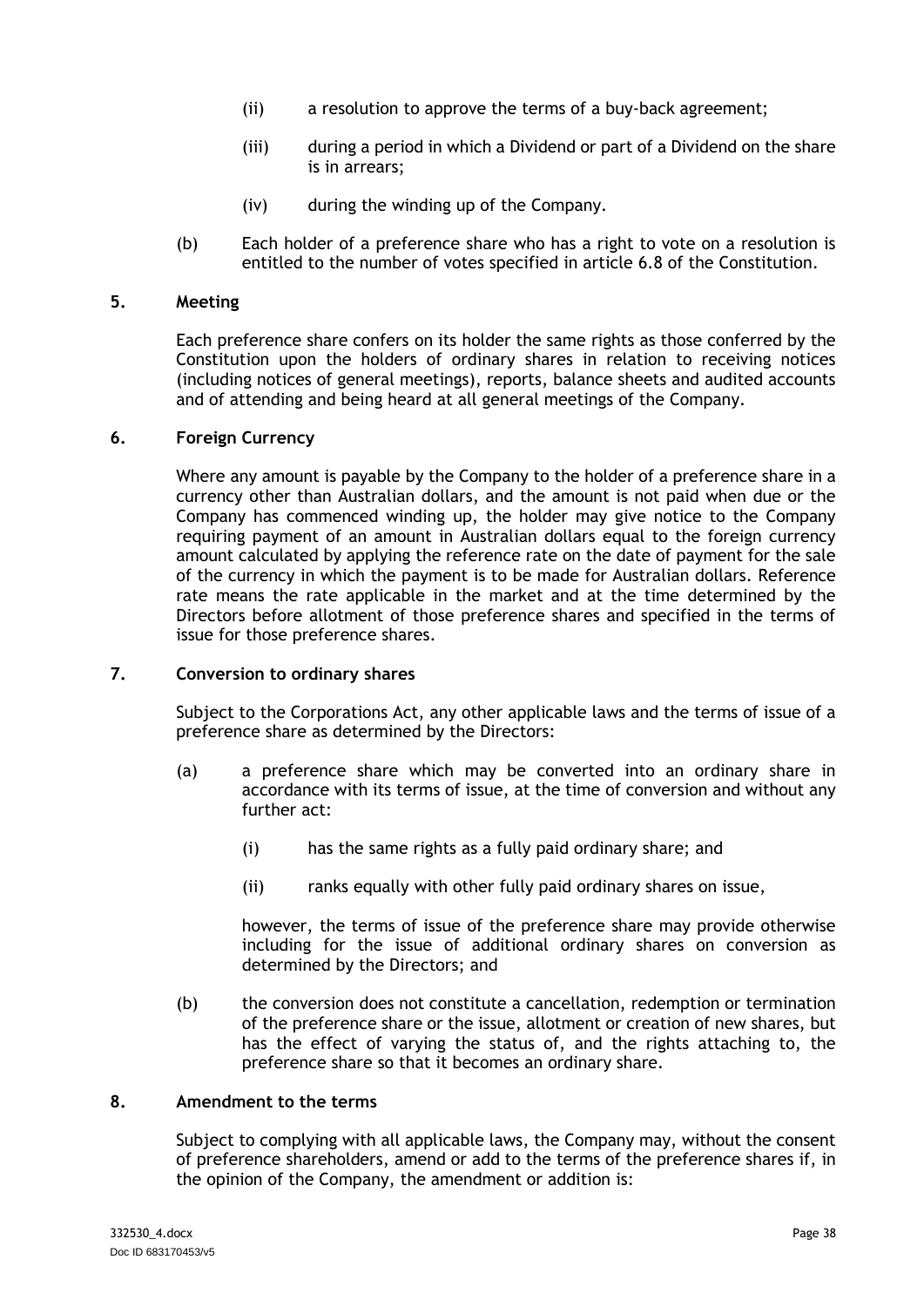(ii) a resolution to approve the terms of a buy-back agreement;

(iii) during a period in which a Dividend or part of a Dividend on the share is in arrears;

(iv) during the winding up of the Company.

(b) Each holder of a preference share who has a right to vote on a resolution is entitled to the number of votes specified in article 6.8 of the Constitution.

## 5. Meeting

Each preference share confers on its holder the same rights as those conferred by the Constitution upon the holders of ordinary shares in relation to receiving notices (including notices of general meetings), reports, balance sheets and audited accounts and of attending and being heard at all general meetings of the Company.

## 6. Foreign Currency

Where any amount is payable by the Company to the holder of a preference share in a currency other than Australian dollars, and the amount is not paid when due or the Company has commenced winding up, the holder may give notice to the Company requiring payment of an amount in Australian dollars equal to the foreign currency amount calculated by applying the reference rate on the date of payment for the sale of the currency in which the payment is to be made for Australian dollars. Reference rate means the rate applicable in the market and at the time determined by the Directors before allotment of those preference shares and specified in the terms of issue for those preference shares.

## 7. Conversion to ordinary shares

Subject to the Corporations Act, any other applicable laws and the terms of issue of a preference share as determined by the Directors:

(a) a preference share which may be converted into an ordinary share in accordance with its terms of issue, at the time of conversion and without any further act:

(i) has the same rights as a fully paid ordinary share; and

(ii) ranks equally with other fully paid ordinary shares on issue,

however, the terms of issue of the preference share may provide otherwise including for the issue of additional ordinary shares on conversion as determined by the Directors; and

(b) the conversion does not constitute a cancellation, redemption or termination of the preference share or the issue, allotment or creation of new shares, but has the effect of varying the status of, and the rights attaching to, the preference share so that it becomes an ordinary share.

## 8. Amendment to the terms

Subject to complying with all applicable laws, the Company may, without the consent of preference shareholders, amend or add to the terms of the preference shares if, in the opinion of the Company, the amendment or addition is: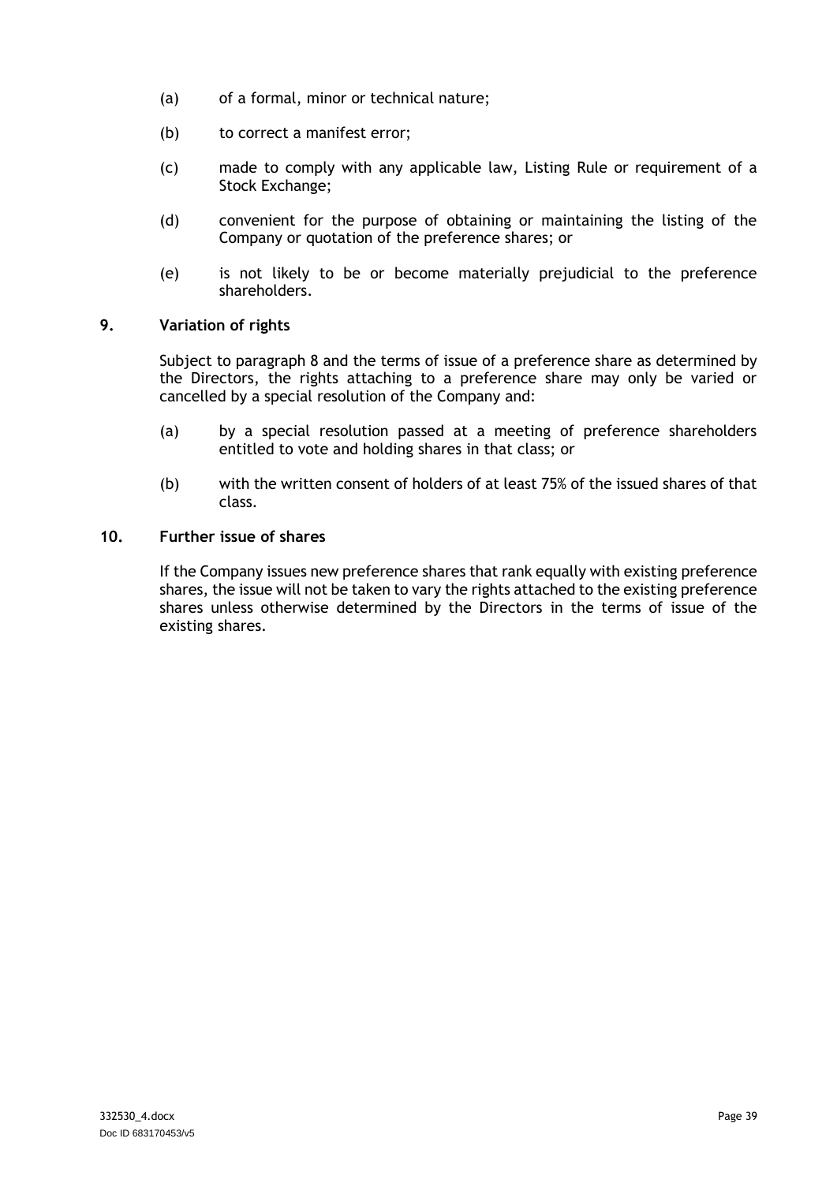(a) of a formal, minor or technical nature;

(b) to correct a manifest error;

(c) made to comply with any applicable law, Listing Rule or requirement of a Stock Exchange;

(d) convenient for the purpose of obtaining or maintaining the listing of the Company or quotation of the preference shares; or

(e) is not likely to be or become materially prejudicial to the preference shareholders.

## 9. Variation of rights

Subject to paragraph 8 and the terms of issue of a preference share as determined by the Directors, the rights attaching to a preference share may only be varied or cancelled by a special resolution of the Company and:

(a) by a special resolution passed at a meeting of preference shareholders entitled to vote and holding shares in that class; or

(b) with the written consent of holders of at least 75% of the issued shares of that class.

## 10. Further issue of shares

If the Company issues new preference shares that rank equally with existing preference shares, the issue will not be taken to vary the rights attached to the existing preference shares unless otherwise determined by the Directors in the terms of issue of the existing shares.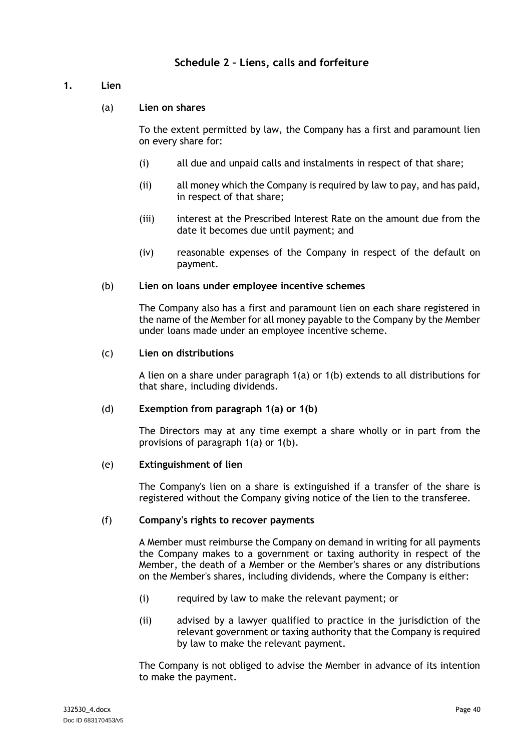## Schedule 2 – Liens, calls and forfeiture

### 1. Lien

#### (a) Lien on shares

To the extent permitted by law, the Company has a first and paramount lien on every share for:

(i) all due and unpaid calls and instalments in respect of that share;

(ii) all money which the Company is required by law to pay, and has paid, in respect of that share;

(iii) interest at the Prescribed Interest Rate on the amount due from the date it becomes due until payment; and

(iv) reasonable expenses of the Company in respect of the default on payment.

#### (b) Lien on loans under employee incentive schemes

The Company also has a first and paramount lien on each share registered in the name of the Member for all money payable to the Company by the Member under loans made under an employee incentive scheme.

#### (c) Lien on distributions

A lien on a share under paragraph 1(a) or 1(b) extends to all distributions for that share, including dividends.

#### (d) Exemption from paragraph 1(a) or 1(b)

The Directors may at any time exempt a share wholly or in part from the provisions of paragraph 1(a) or 1(b).

#### (e) Extinguishment of lien

The Company's lien on a share is extinguished if a transfer of the share is registered without the Company giving notice of the lien to the transferee.

#### (f) Company's rights to recover payments

A Member must reimburse the Company on demand in writing for all payments the Company makes to a government or taxing authority in respect of the Member, the death of a Member or the Member's shares or any distributions on the Member's shares, including dividends, where the Company is either:

(i) required by law to make the relevant payment; or

(ii) advised by a lawyer qualified to practice in the jurisdiction of the relevant government or taxing authority that the Company is required by law to make the relevant payment.

The Company is not obliged to advise the Member in advance of its intention to make the payment.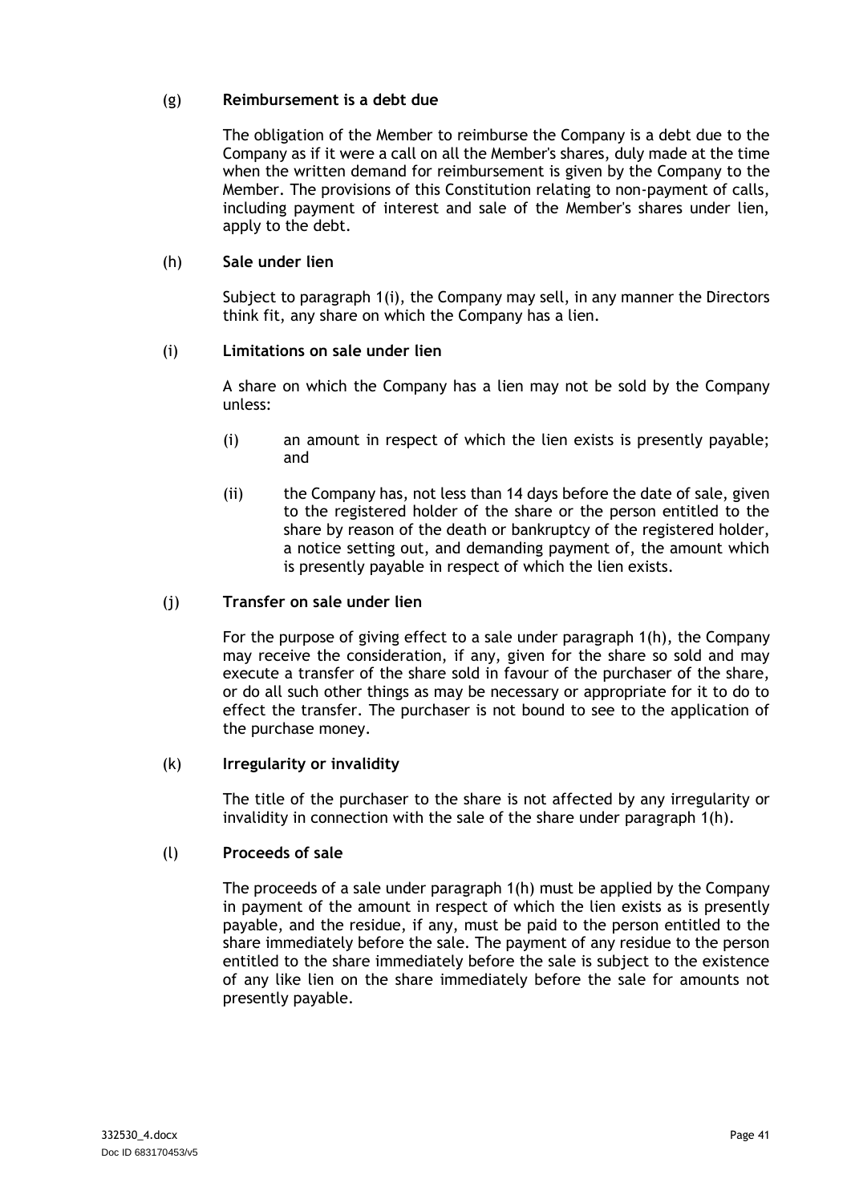(g) **Reimbursement is a debt due**

The obligation of the Member to reimburse the Company is a debt due to the Company as if it were a call on all the Member's shares, duly made at the time when the written demand for reimbursement is given by the Company to the Member. The provisions of this Constitution relating to non-payment of calls, including payment of interest and sale of the Member's shares under lien, apply to the debt.

(h) **Sale under lien**

Subject to paragraph 1(i), the Company may sell, in any manner the Directors think fit, any share on which the Company has a lien.

(i) **Limitations on sale under lien**

A share on which the Company has a lien may not be sold by the Company unless:

(i) an amount in respect of which the lien exists is presently payable; and

(ii) the Company has, not less than 14 days before the date of sale, given to the registered holder of the share or the person entitled to the share by reason of the death or bankruptcy of the registered holder, a notice setting out, and demanding payment of, the amount which is presently payable in respect of which the lien exists.

(j) **Transfer on sale under lien**

For the purpose of giving effect to a sale under paragraph 1(h), the Company may receive the consideration, if any, given for the share so sold and may execute a transfer of the share sold in favour of the purchaser of the share, or do all such other things as may be necessary or appropriate for it to do to effect the transfer. The purchaser is not bound to see to the application of the purchase money.

(k) **Irregularity or invalidity**

The title of the purchaser to the share is not affected by any irregularity or invalidity in connection with the sale of the share under paragraph 1(h).

(l) **Proceeds of sale**

The proceeds of a sale under paragraph 1(h) must be applied by the Company in payment of the amount in respect of which the lien exists as is presently payable, and the residue, if any, must be paid to the person entitled to the share immediately before the sale. The payment of any residue to the person entitled to the share immediately before the sale is subject to the existence of any like lien on the share immediately before the sale for amounts not presently payable.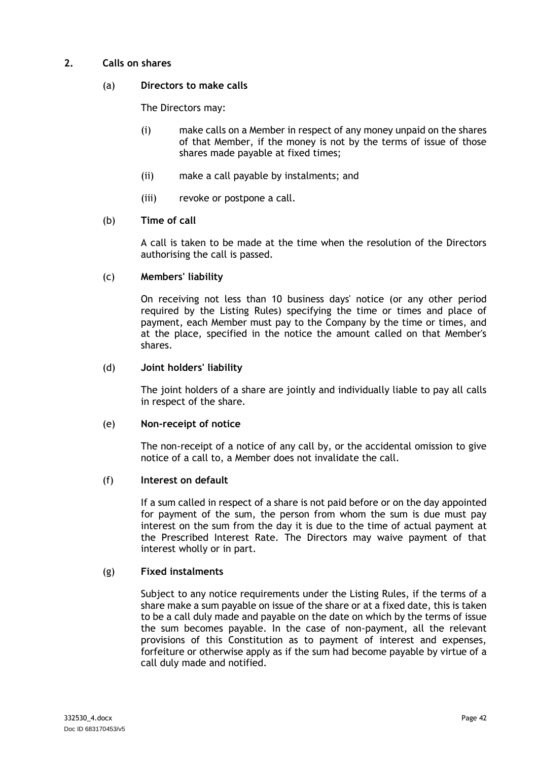## 2. Calls on shares

### (a) Directors to make calls

The Directors may:

(i) make calls on a Member in respect of any money unpaid on the shares of that Member, if the money is not by the terms of issue of those shares made payable at fixed times;

(ii) make a call payable by instalments; and

(iii) revoke or postpone a call.

### (b) Time of call

A call is taken to be made at the time when the resolution of the Directors authorising the call is passed.

### (c) Members' liability

On receiving not less than 10 business days' notice (or any other period required by the Listing Rules) specifying the time or times and place of payment, each Member must pay to the Company by the time or times, and at the place, specified in the notice the amount called on that Member's shares.

### (d) Joint holders' liability

The joint holders of a share are jointly and individually liable to pay all calls in respect of the share.

### (e) Non-receipt of notice

The non-receipt of a notice of any call by, or the accidental omission to give notice of a call to, a Member does not invalidate the call.

### (f) Interest on default

If a sum called in respect of a share is not paid before or on the day appointed for payment of the sum, the person from whom the sum is due must pay interest on the sum from the day it is due to the time of actual payment at the Prescribed Interest Rate. The Directors may waive payment of that interest wholly or in part.

### (g) Fixed instalments

Subject to any notice requirements under the Listing Rules, if the terms of a share make a sum payable on issue of the share or at a fixed date, this is taken to be a call duly made and payable on the date on which by the terms of issue the sum becomes payable. In the case of non-payment, all the relevant provisions of this Constitution as to payment of interest and expenses, forfeiture or otherwise apply as if the sum had become payable by virtue of a call duly made and notified.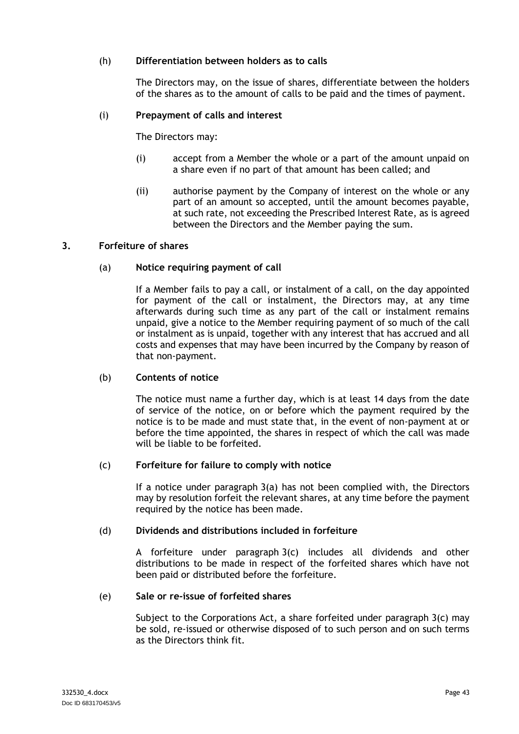(h) **Differentiation between holders as to calls**

The Directors may, on the issue of shares, differentiate between the holders of the shares as to the amount of calls to be paid and the times of payment.

(i) **Prepayment of calls and interest**

The Directors may:

(i) accept from a Member the whole or a part of the amount unpaid on a share even if no part of that amount has been called; and

(ii) authorise payment by the Company of interest on the whole or any part of an amount so accepted, until the amount becomes payable, at such rate, not exceeding the Prescribed Interest Rate, as is agreed between the Directors and the Member paying the sum.

## 3. Forfeiture of shares

(a) **Notice requiring payment of call**

If a Member fails to pay a call, or instalment of a call, on the day appointed for payment of the call or instalment, the Directors may, at any time afterwards during such time as any part of the call or instalment remains unpaid, give a notice to the Member requiring payment of so much of the call or instalment as is unpaid, together with any interest that has accrued and all costs and expenses that may have been incurred by the Company by reason of that non-payment.

(b) **Contents of notice**

The notice must name a further day, which is at least 14 days from the date of service of the notice, on or before which the payment required by the notice is to be made and must state that, in the event of non-payment at or before the time appointed, the shares in respect of which the call was made will be liable to be forfeited.

(c) **Forfeiture for failure to comply with notice**

If a notice under paragraph 3(a) has not been complied with, the Directors may by resolution forfeit the relevant shares, at any time before the payment required by the notice has been made.

(d) **Dividends and distributions included in forfeiture**

A forfeiture under paragraph 3(c) includes all dividends and other distributions to be made in respect of the forfeited shares which have not been paid or distributed before the forfeiture.

(e) **Sale or re-issue of forfeited shares**

Subject to the Corporations Act, a share forfeited under paragraph 3(c) may be sold, re-issued or otherwise disposed of to such person and on such terms as the Directors think fit.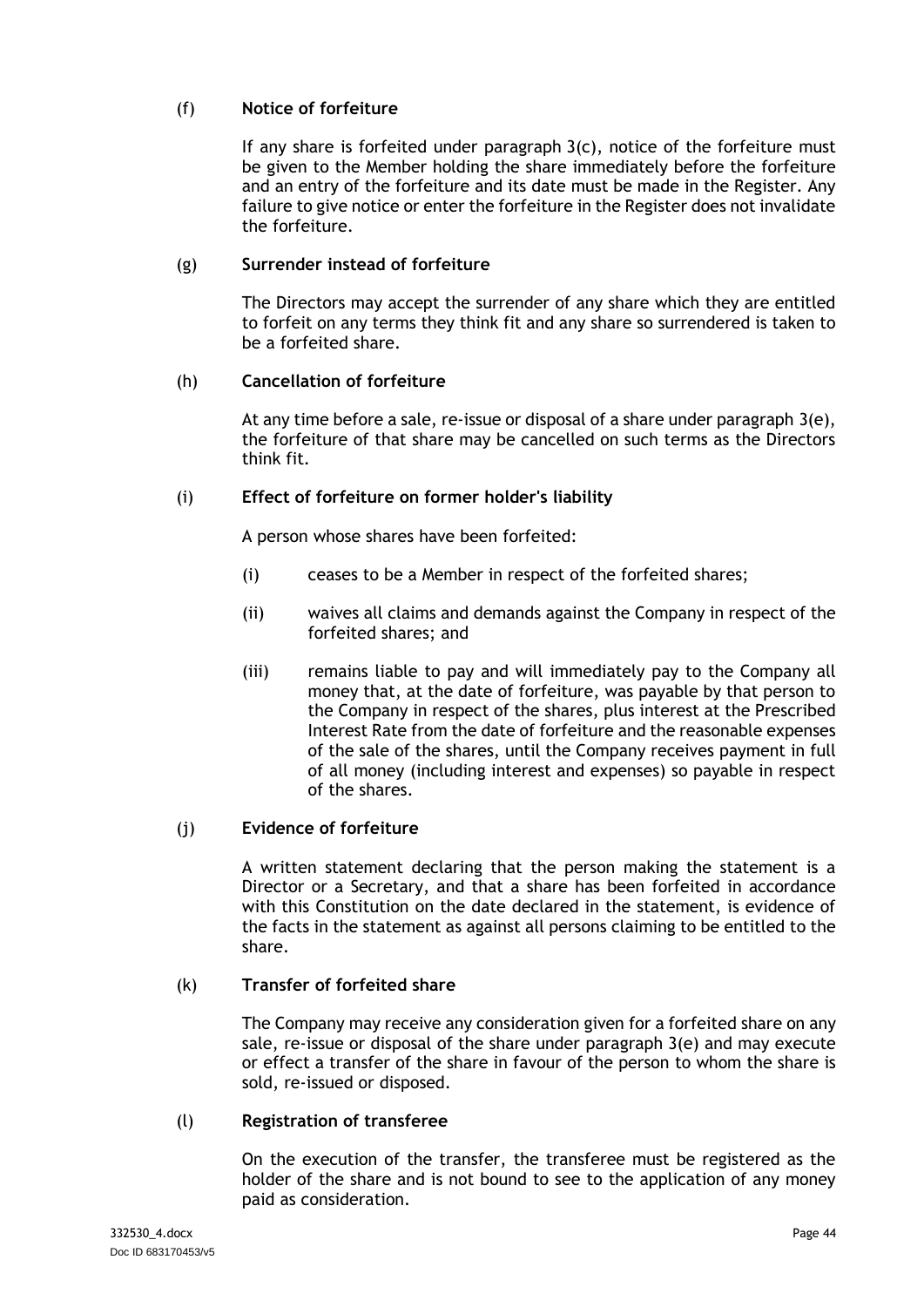(f) **Notice of forfeiture**

If any share is forfeited under paragraph 3(c), notice of the forfeiture must be given to the Member holding the share immediately before the forfeiture and an entry of the forfeiture and its date must be made in the Register. Any failure to give notice or enter the forfeiture in the Register does not invalidate the forfeiture.

(g) **Surrender instead of forfeiture**

The Directors may accept the surrender of any share which they are entitled to forfeit on any terms they think fit and any share so surrendered is taken to be a forfeited share.

(h) **Cancellation of forfeiture**

At any time before a sale, re-issue or disposal of a share under paragraph 3(e), the forfeiture of that share may be cancelled on such terms as the Directors think fit.

(i) **Effect of forfeiture on former holder's liability**

A person whose shares have been forfeited:

(i) ceases to be a Member in respect of the forfeited shares;

(ii) waives all claims and demands against the Company in respect of the forfeited shares; and

(iii) remains liable to pay and will immediately pay to the Company all money that, at the date of forfeiture, was payable by that person to the Company in respect of the shares, plus interest at the Prescribed Interest Rate from the date of forfeiture and the reasonable expenses of the sale of the shares, until the Company receives payment in full of all money (including interest and expenses) so payable in respect of the shares.

(j) **Evidence of forfeiture**

A written statement declaring that the person making the statement is a Director or a Secretary, and that a share has been forfeited in accordance with this Constitution on the date declared in the statement, is evidence of the facts in the statement as against all persons claiming to be entitled to the share.

(k) **Transfer of forfeited share**

The Company may receive any consideration given for a forfeited share on any sale, re-issue or disposal of the share under paragraph 3(e) and may execute or effect a transfer of the share in favour of the person to whom the share is sold, re-issued or disposed.

(l) **Registration of transferee**

On the execution of the transfer, the transferee must be registered as the holder of the share and is not bound to see to the application of any money paid as consideration.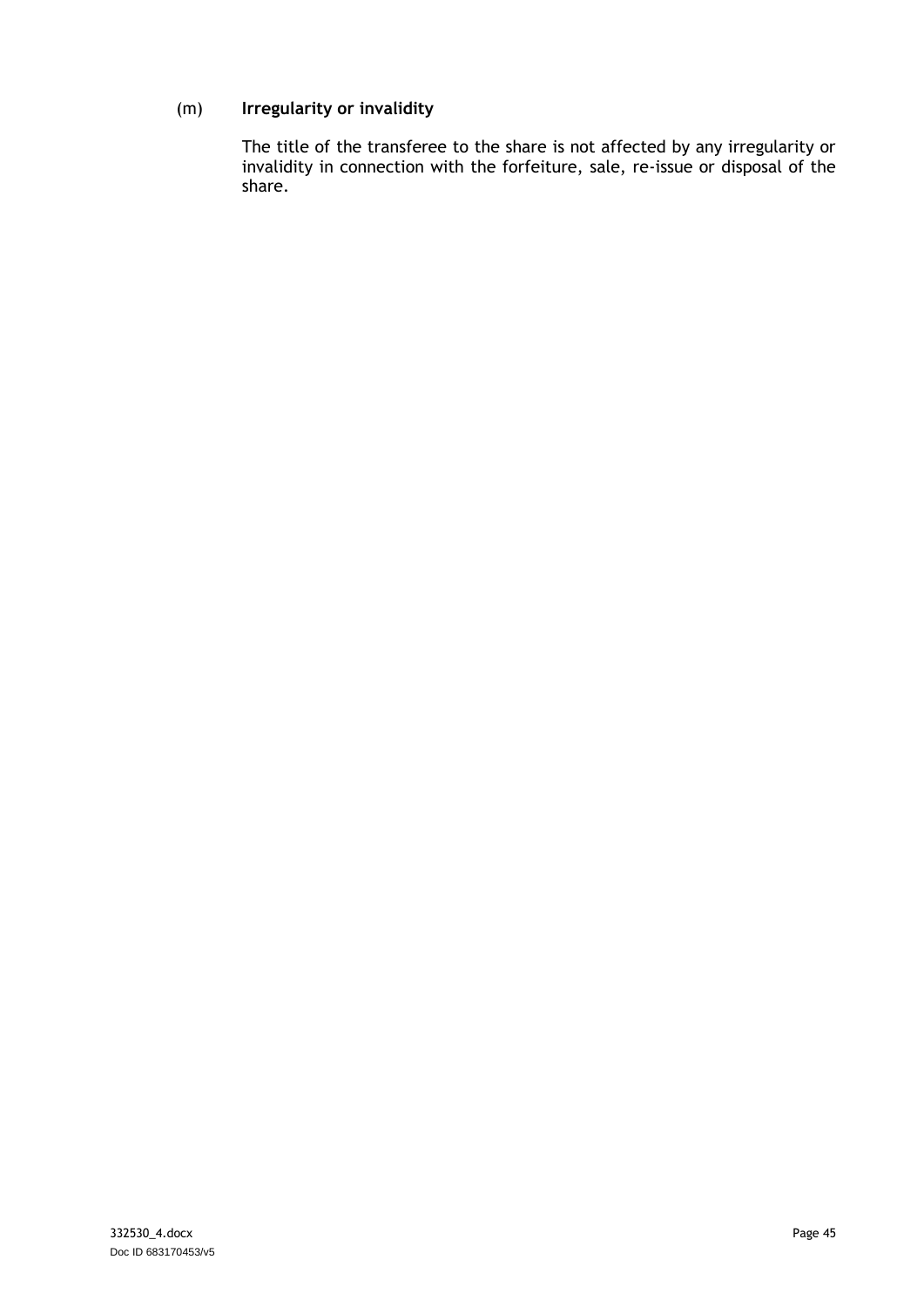(m) **Irregularity or invalidity**

The title of the transferee to the share is not affected by any irregularity or invalidity in connection with the forfeiture, sale, re-issue or disposal of the share.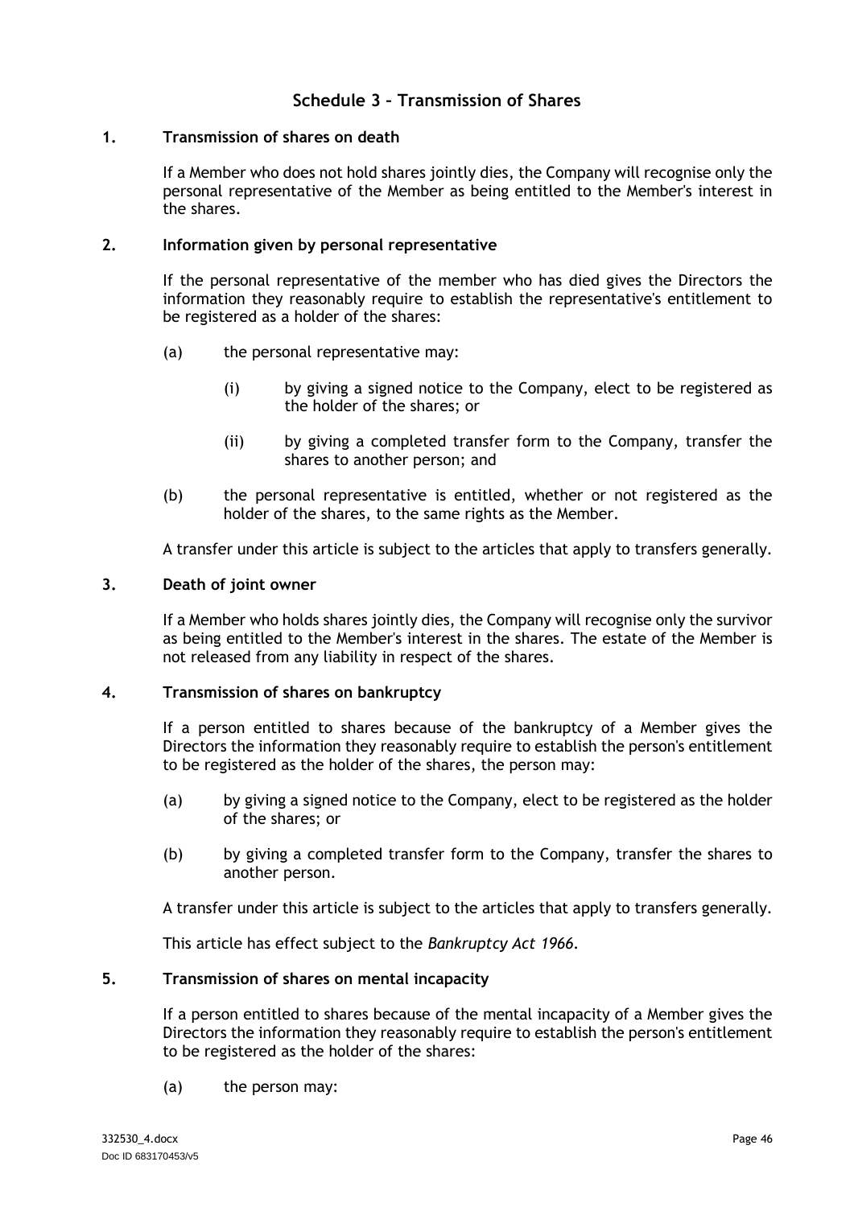## Schedule 3 – Transmission of Shares

### 1. Transmission of shares on death

If a Member who does not hold shares jointly dies, the Company will recognise only the personal representative of the Member as being entitled to the Member's interest in the shares.

### 2. Information given by personal representative

If the personal representative of the member who has died gives the Directors the information they reasonably require to establish the representative's entitlement to be registered as a holder of the shares:

(a) the personal representative may:

(i) by giving a signed notice to the Company, elect to be registered as the holder of the shares; or

(ii) by giving a completed transfer form to the Company, transfer the shares to another person; and

(b) the personal representative is entitled, whether or not registered as the holder of the shares, to the same rights as the Member.

A transfer under this article is subject to the articles that apply to transfers generally.

### 3. Death of joint owner

If a Member who holds shares jointly dies, the Company will recognise only the survivor as being entitled to the Member's interest in the shares. The estate of the Member is not released from any liability in respect of the shares.

### 4. Transmission of shares on bankruptcy

If a person entitled to shares because of the bankruptcy of a Member gives the Directors the information they reasonably require to establish the person's entitlement to be registered as the holder of the shares, the person may:

(a) by giving a signed notice to the Company, elect to be registered as the holder of the shares; or

(b) by giving a completed transfer form to the Company, transfer the shares to another person.

A transfer under this article is subject to the articles that apply to transfers generally.

This article has effect subject to the *Bankruptcy Act 1966*.

### 5. Transmission of shares on mental incapacity

If a person entitled to shares because of the mental incapacity of a Member gives the Directors the information they reasonably require to establish the person's entitlement to be registered as the holder of the shares:

(a) the person may: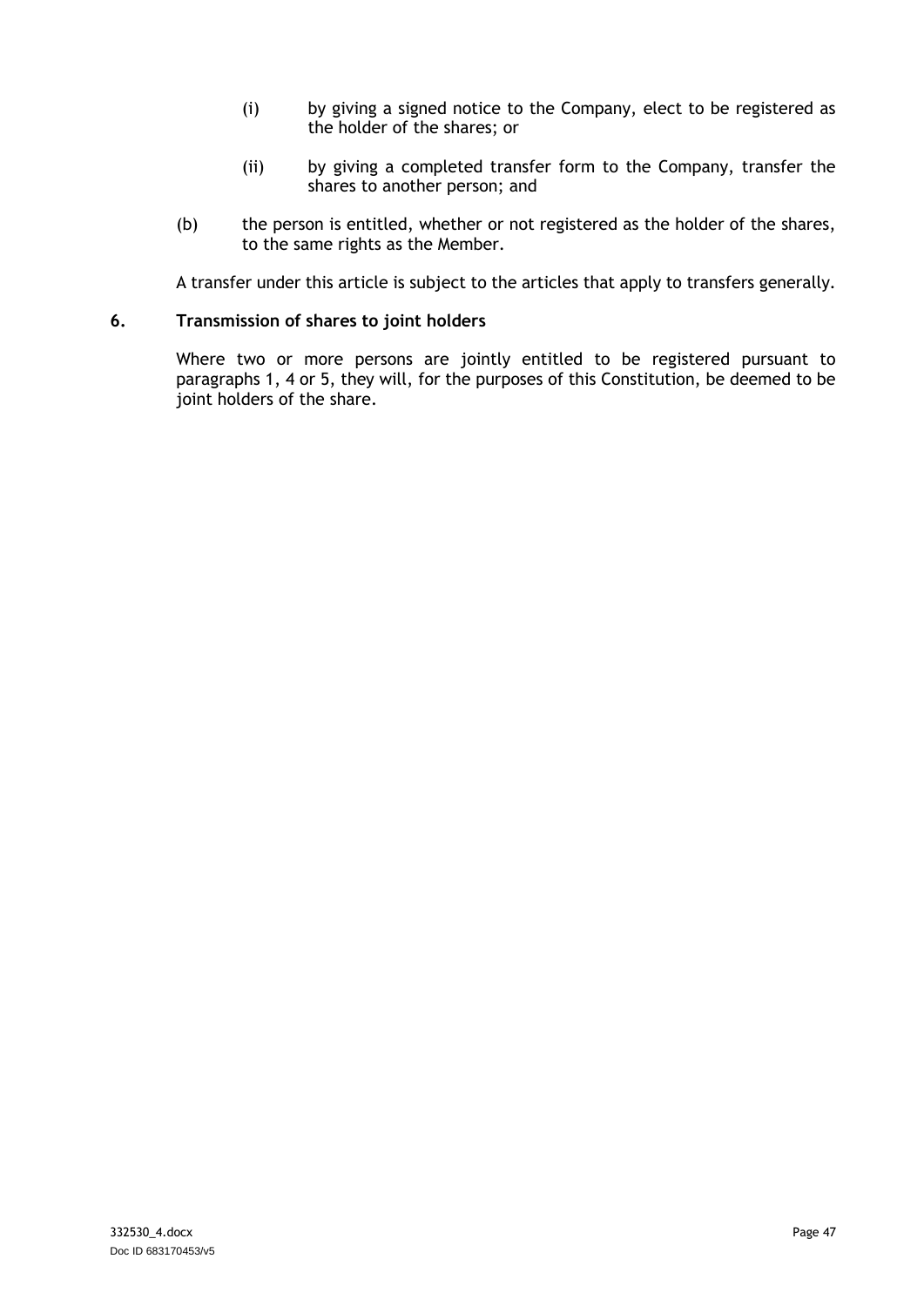(i) by giving a signed notice to the Company, elect to be registered as the holder of the shares; or

(ii) by giving a completed transfer form to the Company, transfer the shares to another person; and

(b) the person is entitled, whether or not registered as the holder of the shares, to the same rights as the Member.

A transfer under this article is subject to the articles that apply to transfers generally.

## 6. Transmission of shares to joint holders

Where two or more persons are jointly entitled to be registered pursuant to paragraphs 1, 4 or 5, they will, for the purposes of this Constitution, be deemed to be joint holders of the share.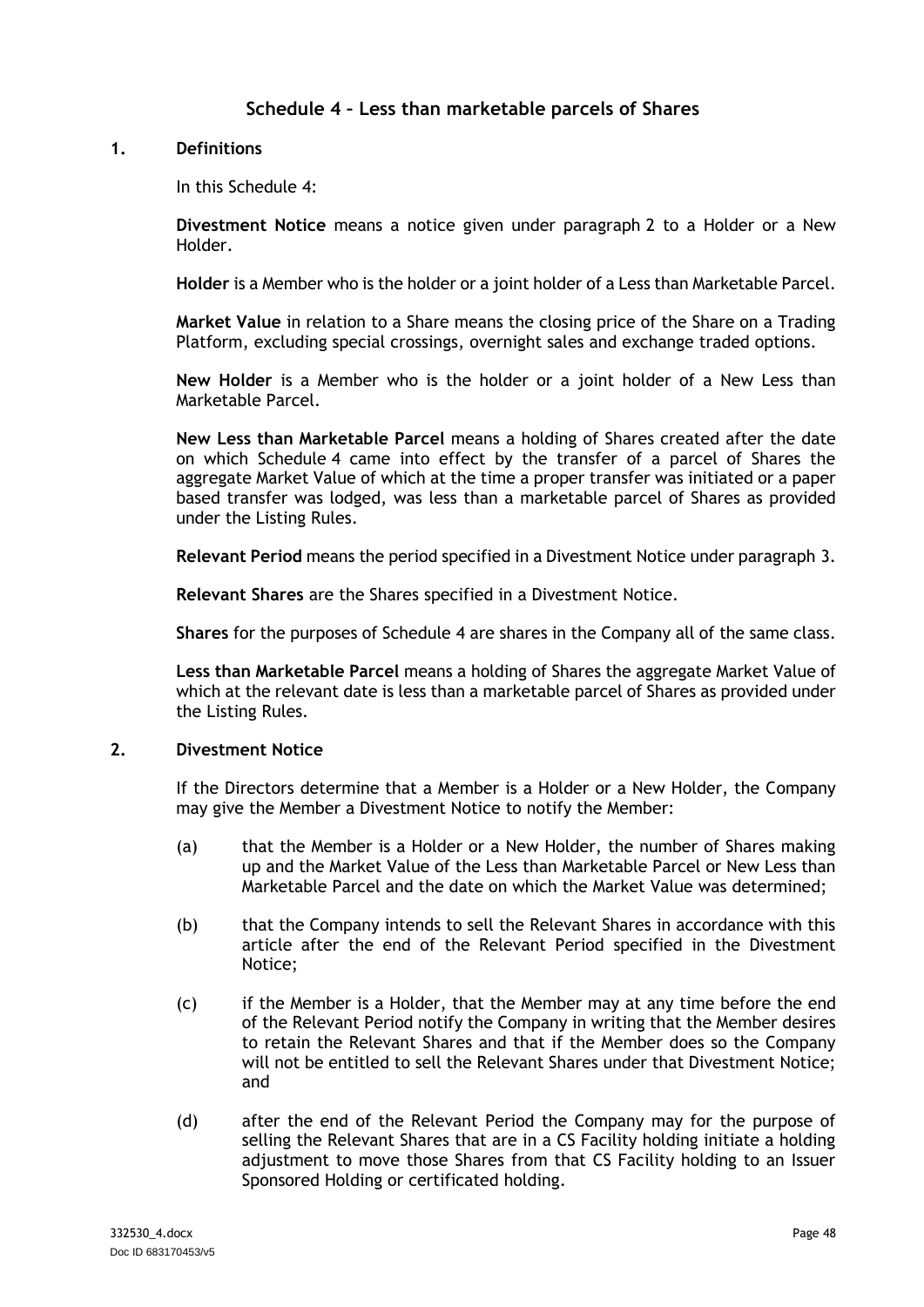## Schedule 4 – Less than marketable parcels of Shares

### 1. Definitions

In this Schedule 4:

**Divestment Notice** means a notice given under paragraph 2 to a Holder or a New Holder.

**Holder** is a Member who is the holder or a joint holder of a Less than Marketable Parcel.

**Market Value** in relation to a Share means the closing price of the Share on a Trading Platform, excluding special crossings, overnight sales and exchange traded options.

**New Holder** is a Member who is the holder or a joint holder of a New Less than Marketable Parcel.

**New Less than Marketable Parcel** means a holding of Shares created after the date on which Schedule 4 came into effect by the transfer of a parcel of Shares the aggregate Market Value of which at the time a proper transfer was initiated or a paper based transfer was lodged, was less than a marketable parcel of Shares as provided under the Listing Rules.

**Relevant Period** means the period specified in a Divestment Notice under paragraph 3.

**Relevant Shares** are the Shares specified in a Divestment Notice.

**Shares** for the purposes of Schedule 4 are shares in the Company all of the same class.

**Less than Marketable Parcel** means a holding of Shares the aggregate Market Value of which at the relevant date is less than a marketable parcel of Shares as provided under the Listing Rules.

### 2. Divestment Notice

If the Directors determine that a Member is a Holder or a New Holder, the Company may give the Member a Divestment Notice to notify the Member:

(a) that the Member is a Holder or a New Holder, the number of Shares making up and the Market Value of the Less than Marketable Parcel or New Less than Marketable Parcel and the date on which the Market Value was determined;

(b) that the Company intends to sell the Relevant Shares in accordance with this article after the end of the Relevant Period specified in the Divestment Notice;

(c) if the Member is a Holder, that the Member may at any time before the end of the Relevant Period notify the Company in writing that the Member desires to retain the Relevant Shares and that if the Member does so the Company will not be entitled to sell the Relevant Shares under that Divestment Notice; and

(d) after the end of the Relevant Period the Company may for the purpose of selling the Relevant Shares that are in a CS Facility holding initiate a holding adjustment to move those Shares from that CS Facility holding to an Issuer Sponsored Holding or certificated holding.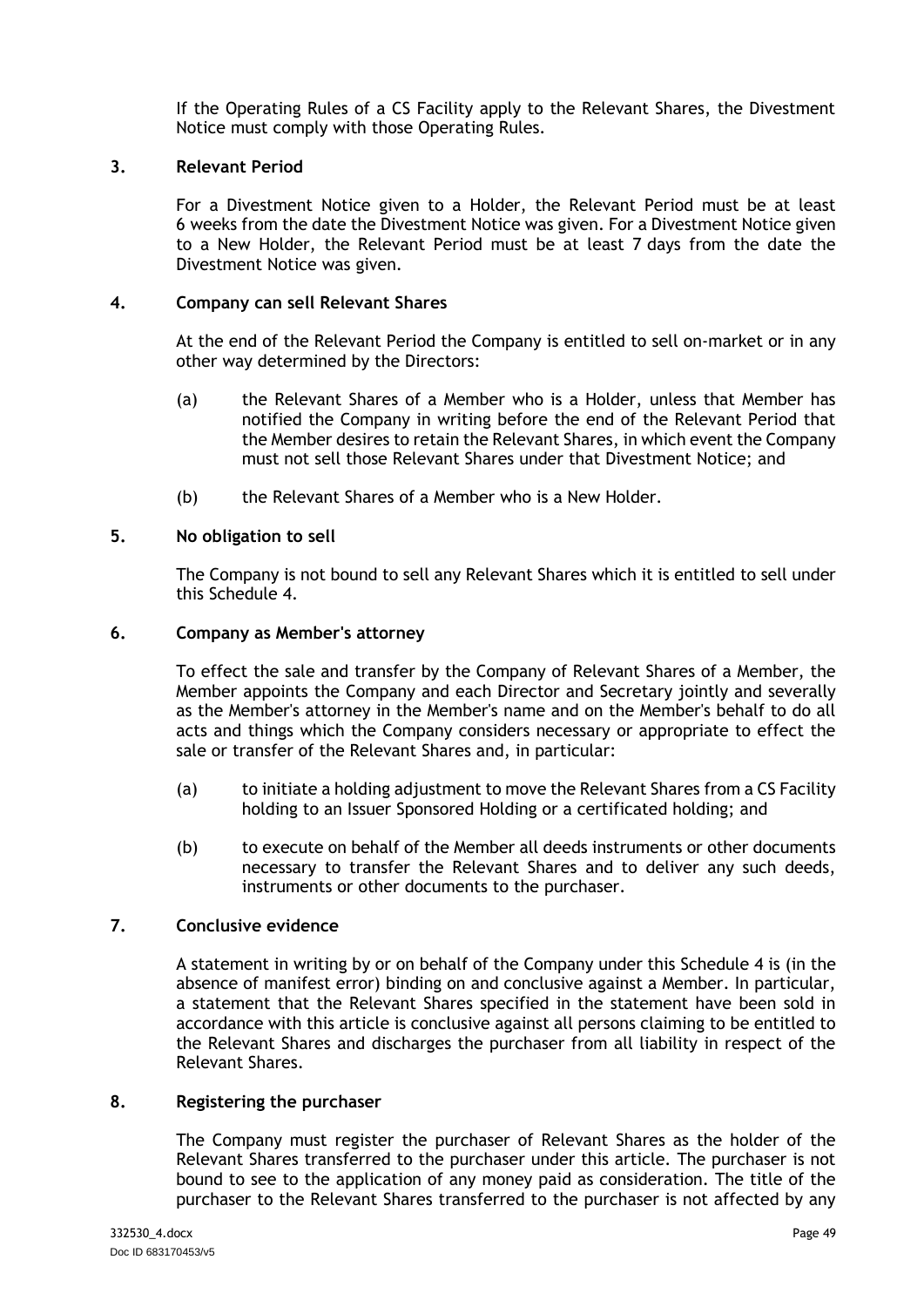If the Operating Rules of a CS Facility apply to the Relevant Shares, the Divestment Notice must comply with those Operating Rules.

## 3. Relevant Period

For a Divestment Notice given to a Holder, the Relevant Period must be at least 6 weeks from the date the Divestment Notice was given. For a Divestment Notice given to a New Holder, the Relevant Period must be at least 7 days from the date the Divestment Notice was given.

## 4. Company can sell Relevant Shares

At the end of the Relevant Period the Company is entitled to sell on-market or in any other way determined by the Directors:

(a) the Relevant Shares of a Member who is a Holder, unless that Member has notified the Company in writing before the end of the Relevant Period that the Member desires to retain the Relevant Shares, in which event the Company must not sell those Relevant Shares under that Divestment Notice; and

(b) the Relevant Shares of a Member who is a New Holder.

## 5. No obligation to sell

The Company is not bound to sell any Relevant Shares which it is entitled to sell under this Schedule 4.

## 6. Company as Member's attorney

To effect the sale and transfer by the Company of Relevant Shares of a Member, the Member appoints the Company and each Director and Secretary jointly and severally as the Member's attorney in the Member's name and on the Member's behalf to do all acts and things which the Company considers necessary or appropriate to effect the sale or transfer of the Relevant Shares and, in particular:

(a) to initiate a holding adjustment to move the Relevant Shares from a CS Facility holding to an Issuer Sponsored Holding or a certificated holding; and

(b) to execute on behalf of the Member all deeds instruments or other documents necessary to transfer the Relevant Shares and to deliver any such deeds, instruments or other documents to the purchaser.

## 7. Conclusive evidence

A statement in writing by or on behalf of the Company under this Schedule 4 is (in the absence of manifest error) binding on and conclusive against a Member. In particular, a statement that the Relevant Shares specified in the statement have been sold in accordance with this article is conclusive against all persons claiming to be entitled to the Relevant Shares and discharges the purchaser from all liability in respect of the Relevant Shares.

## 8. Registering the purchaser

The Company must register the purchaser of Relevant Shares as the holder of the Relevant Shares transferred to the purchaser under this article. The purchaser is not bound to see to the application of any money paid as consideration. The title of the purchaser to the Relevant Shares transferred to the purchaser is not affected by any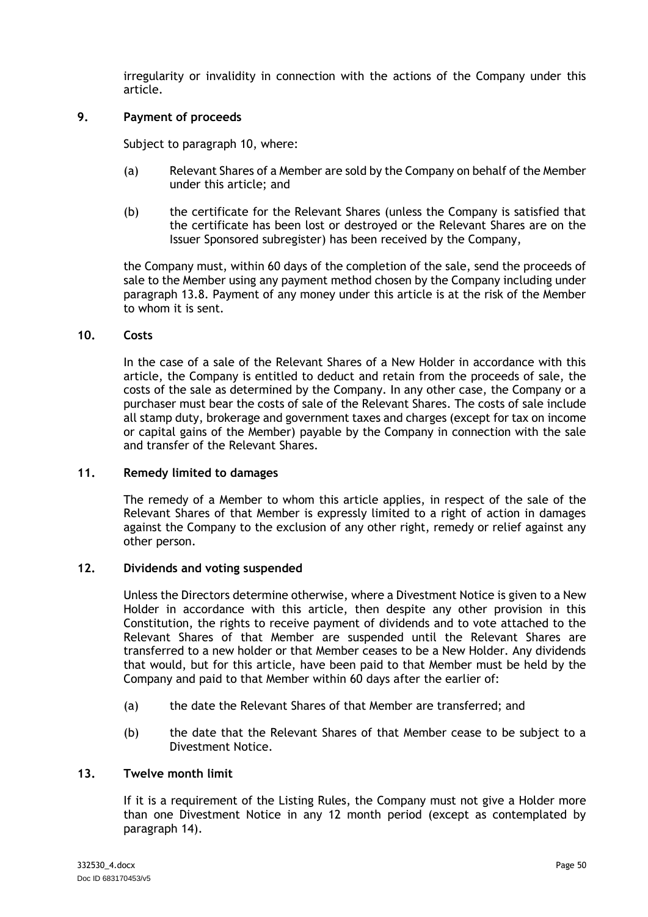irregularity or invalidity in connection with the actions of the Company under this article.

### 9. Payment of proceeds

Subject to paragraph 10, where:

(a) Relevant Shares of a Member are sold by the Company on behalf of the Member under this article; and

(b) the certificate for the Relevant Shares (unless the Company is satisfied that the certificate has been lost or destroyed or the Relevant Shares are on the Issuer Sponsored subregister) has been received by the Company,

the Company must, within 60 days of the completion of the sale, send the proceeds of sale to the Member using any payment method chosen by the Company including under paragraph 13.8. Payment of any money under this article is at the risk of the Member to whom it is sent.

### 10. Costs

In the case of a sale of the Relevant Shares of a New Holder in accordance with this article, the Company is entitled to deduct and retain from the proceeds of sale, the costs of the sale as determined by the Company. In any other case, the Company or a purchaser must bear the costs of sale of the Relevant Shares. The costs of sale include all stamp duty, brokerage and government taxes and charges (except for tax on income or capital gains of the Member) payable by the Company in connection with the sale and transfer of the Relevant Shares.

### 11. Remedy limited to damages

The remedy of a Member to whom this article applies, in respect of the sale of the Relevant Shares of that Member is expressly limited to a right of action in damages against the Company to the exclusion of any other right, remedy or relief against any other person.

### 12. Dividends and voting suspended

Unless the Directors determine otherwise, where a Divestment Notice is given to a New Holder in accordance with this article, then despite any other provision in this Constitution, the rights to receive payment of dividends and to vote attached to the Relevant Shares of that Member are suspended until the Relevant Shares are transferred to a new holder or that Member ceases to be a New Holder. Any dividends that would, but for this article, have been paid to that Member must be held by the Company and paid to that Member within 60 days after the earlier of:

(a) the date the Relevant Shares of that Member are transferred; and

(b) the date that the Relevant Shares of that Member cease to be subject to a Divestment Notice.

### 13. Twelve month limit

If it is a requirement of the Listing Rules, the Company must not give a Holder more than one Divestment Notice in any 12 month period (except as contemplated by paragraph 14).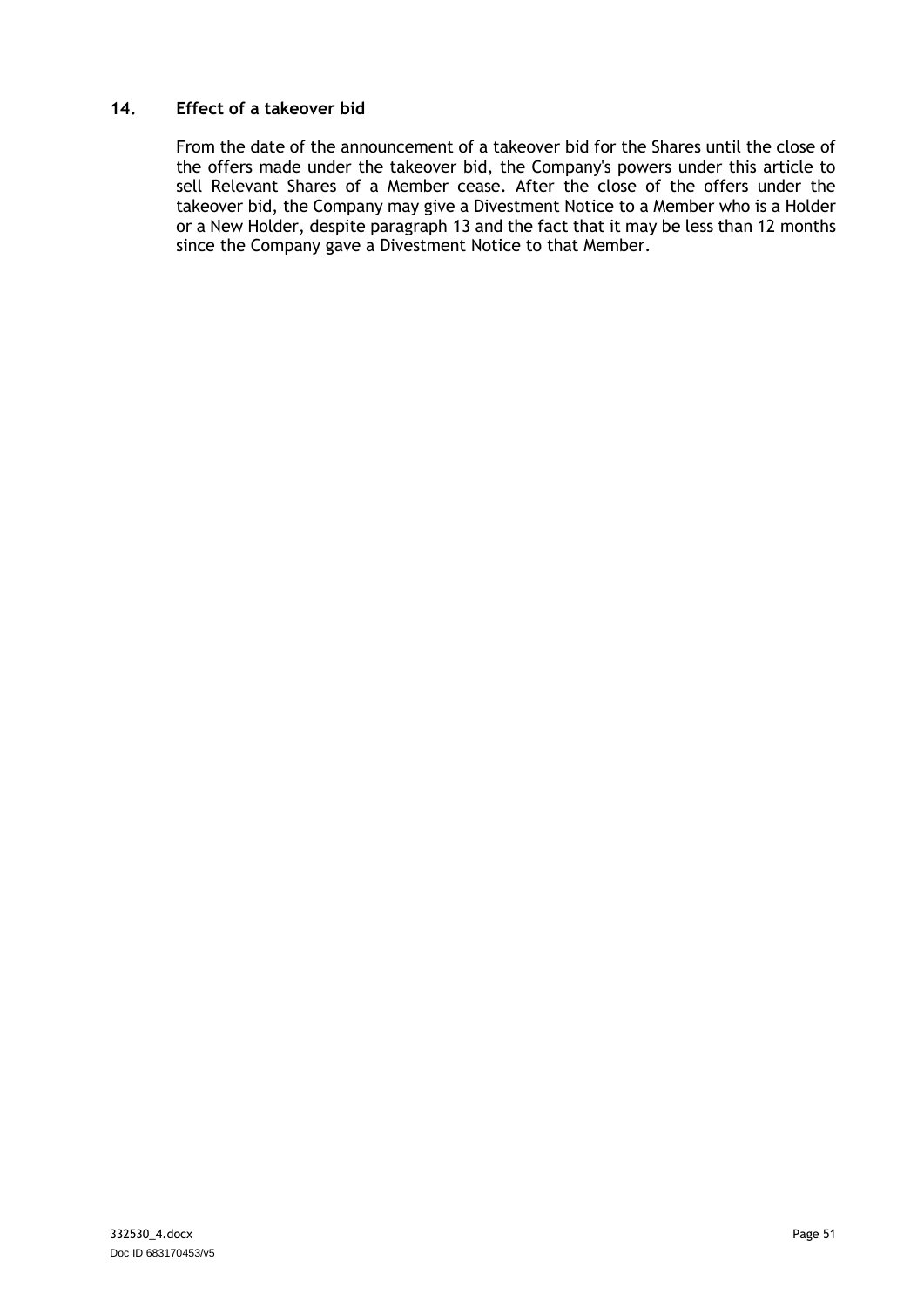## 14. Effect of a takeover bid

From the date of the announcement of a takeover bid for the Shares until the close of the offers made under the takeover bid, the Company's powers under this article to sell Relevant Shares of a Member cease. After the close of the offers under the takeover bid, the Company may give a Divestment Notice to a Member who is a Holder or a New Holder, despite paragraph 13 and the fact that it may be less than 12 months since the Company gave a Divestment Notice to that Member.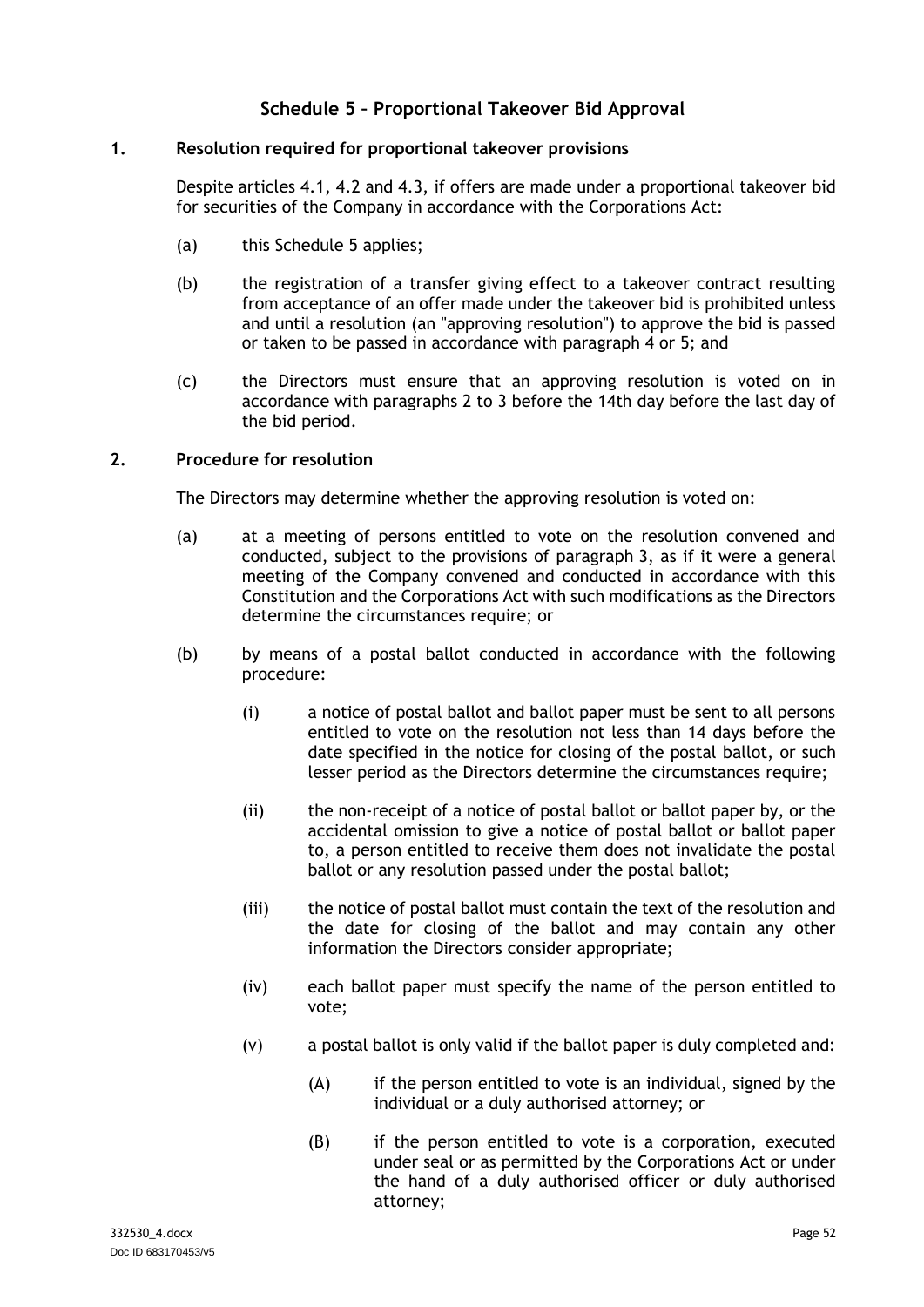## Schedule 5 – Proportional Takeover Bid Approval

**1. Resolution required for proportional takeover provisions**

Despite articles 4.1, 4.2 and 4.3, if offers are made under a proportional takeover bid for securities of the Company in accordance with the Corporations Act:

(a) this Schedule 5 applies;

(b) the registration of a transfer giving effect to a takeover contract resulting from acceptance of an offer made under the takeover bid is prohibited unless and until a resolution (an "approving resolution") to approve the bid is passed or taken to be passed in accordance with paragraph 4 or 5; and

(c) the Directors must ensure that an approving resolution is voted on in accordance with paragraphs 2 to 3 before the 14th day before the last day of the bid period.

**2. Procedure for resolution**

The Directors may determine whether the approving resolution is voted on:

(a) at a meeting of persons entitled to vote on the resolution convened and conducted, subject to the provisions of paragraph 3, as if it were a general meeting of the Company convened and conducted in accordance with this Constitution and the Corporations Act with such modifications as the Directors determine the circumstances require; or

(b) by means of a postal ballot conducted in accordance with the following procedure:

(i) a notice of postal ballot and ballot paper must be sent to all persons entitled to vote on the resolution not less than 14 days before the date specified in the notice for closing of the postal ballot, or such lesser period as the Directors determine the circumstances require;

(ii) the non-receipt of a notice of postal ballot or ballot paper by, or the accidental omission to give a notice of postal ballot or ballot paper to, a person entitled to receive them does not invalidate the postal ballot or any resolution passed under the postal ballot;

(iii) the notice of postal ballot must contain the text of the resolution and the date for closing of the ballot and may contain any other information the Directors consider appropriate;

(iv) each ballot paper must specify the name of the person entitled to vote;

(v) a postal ballot is only valid if the ballot paper is duly completed and:

(A) if the person entitled to vote is an individual, signed by the individual or a duly authorised attorney; or

(B) if the person entitled to vote is a corporation, executed under seal or as permitted by the Corporations Act or under the hand of a duly authorised officer or duly authorised attorney;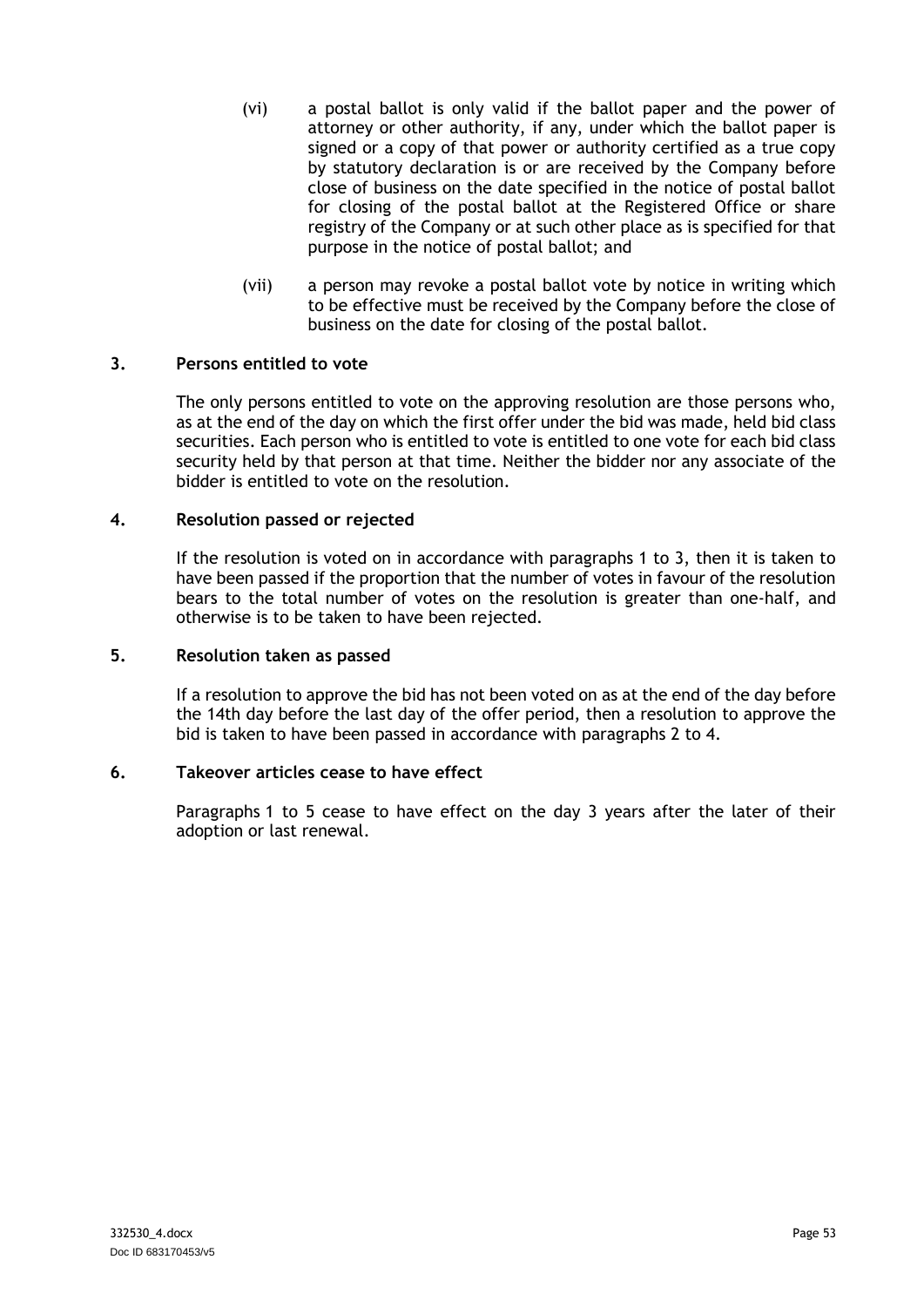(vi) a postal ballot is only valid if the ballot paper and the power of attorney or other authority, if any, under which the ballot paper is signed or a copy of that power or authority certified as a true copy by statutory declaration is or are received by the Company before close of business on the date specified in the notice of postal ballot for closing of the postal ballot at the Registered Office or share registry of the Company or at such other place as is specified for that purpose in the notice of postal ballot; and

(vii) a person may revoke a postal ballot vote by notice in writing which to be effective must be received by the Company before the close of business on the date for closing of the postal ballot.

### 3. Persons entitled to vote

The only persons entitled to vote on the approving resolution are those persons who, as at the end of the day on which the first offer under the bid was made, held bid class securities. Each person who is entitled to vote is entitled to one vote for each bid class security held by that person at that time. Neither the bidder nor any associate of the bidder is entitled to vote on the resolution.

### 4. Resolution passed or rejected

If the resolution is voted on in accordance with paragraphs 1 to 3, then it is taken to have been passed if the proportion that the number of votes in favour of the resolution bears to the total number of votes on the resolution is greater than one-half, and otherwise is to be taken to have been rejected.

### 5. Resolution taken as passed

If a resolution to approve the bid has not been voted on as at the end of the day before the 14th day before the last day of the offer period, then a resolution to approve the bid is taken to have been passed in accordance with paragraphs 2 to 4.

### 6. Takeover articles cease to have effect

Paragraphs 1 to 5 cease to have effect on the day 3 years after the later of their adoption or last renewal.